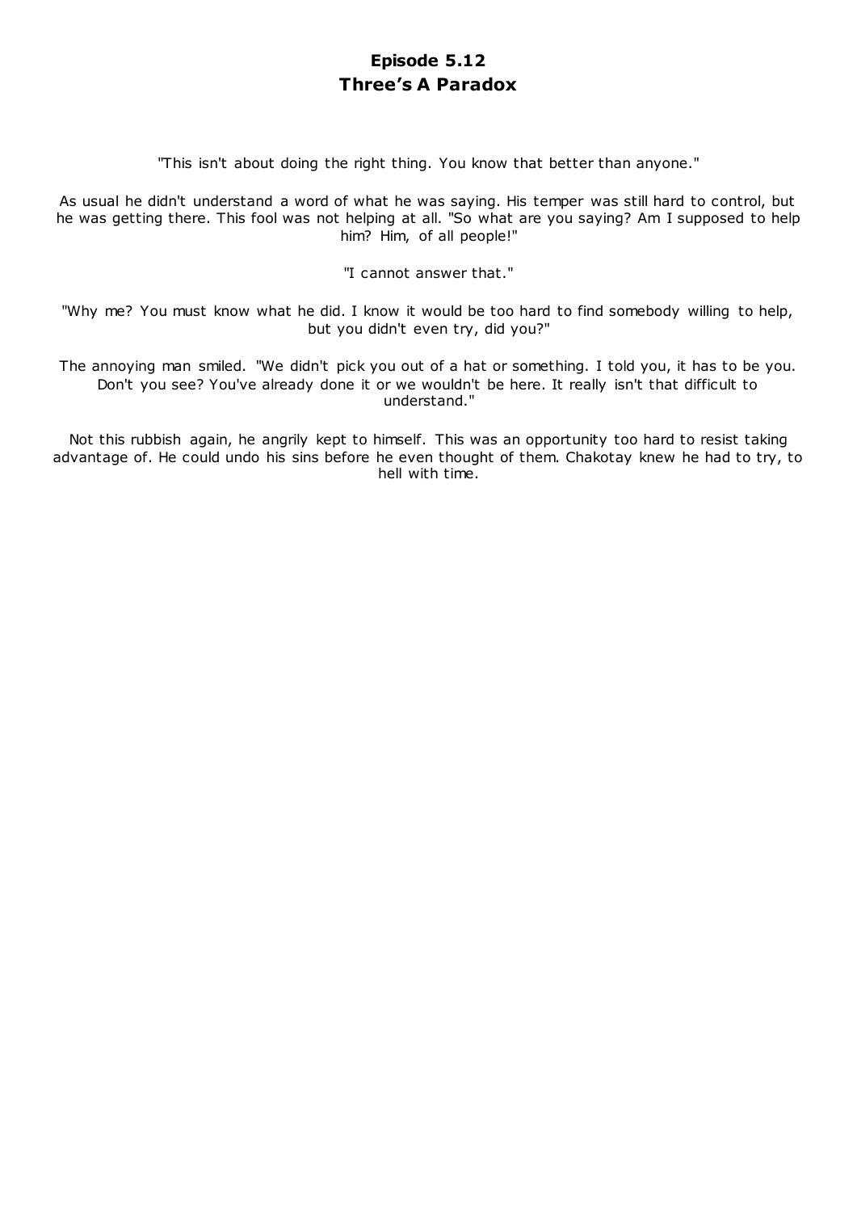# Episode 5.12
# Three's A Paradox

"This isn't about doing the right thing. You know that better than anyone."

As usual he didn't understand a word of what he was saying. His temper was still hard to control, but he was getting there. This fool was not helping at all. "So what are you saying? Am I supposed to help him? Him, of all people!"

"I cannot answer that."

"Why me? You must know what he did. I know it would be too hard to find somebody willing to help, but you didn't even try, did you?"

The annoying man smiled. "We didn't pick you out of a hat or something. I told you, it has to be you. Don't you see? You've already done it or we wouldn't be here. It really isn't that difficult to understand."

Not this rubbish again, he angrily kept to himself. This was an opportunity too hard to resist taking advantage of. He could undo his sins before he even thought of them. Chakotay knew he had to try, to hell with time.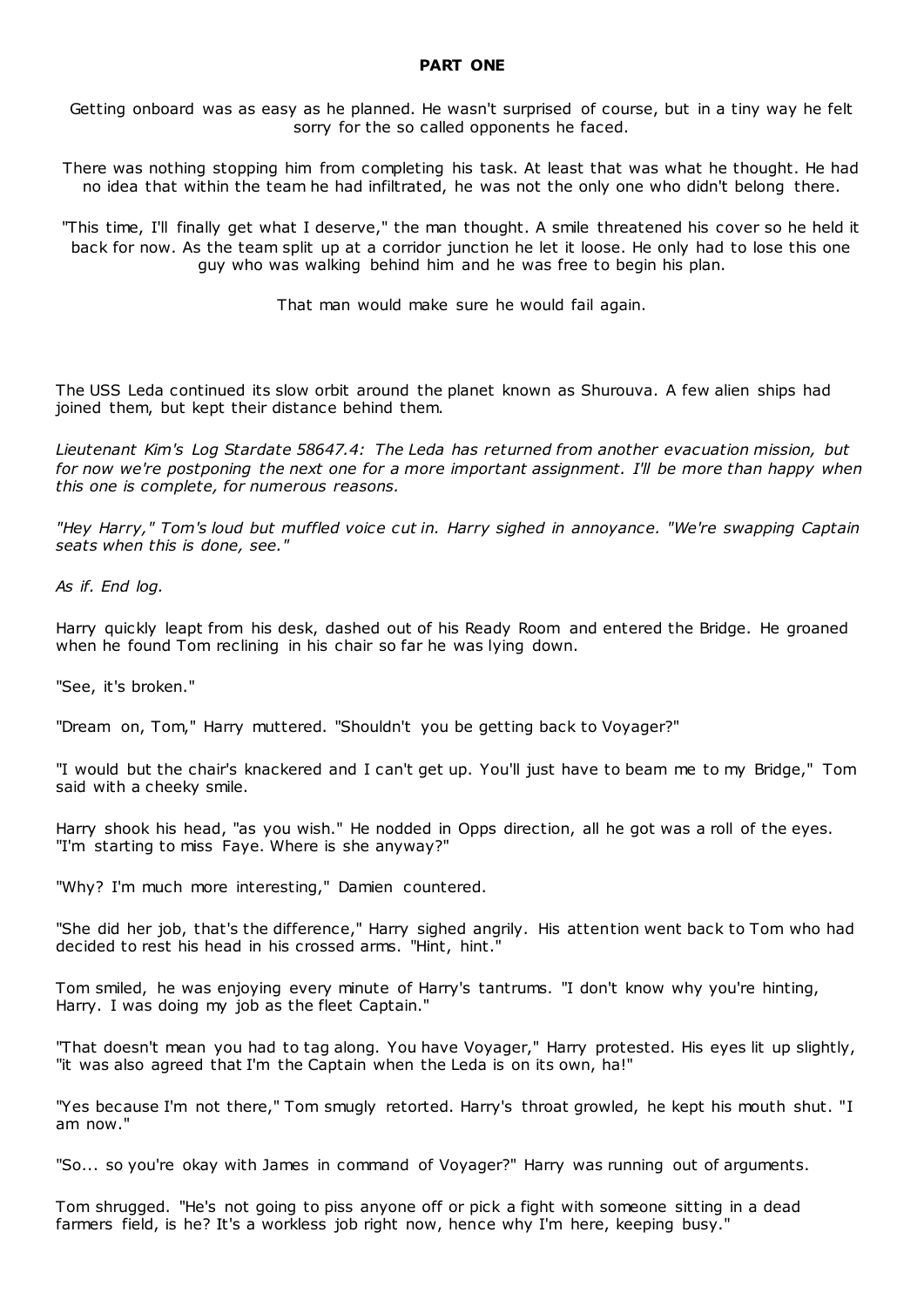**PART ONE**

Getting onboard was as easy as he planned. He wasn't surprised of course, but in a tiny way he felt sorry for the so called opponents he faced.

There was nothing stopping him from completing his task. At least that was what he thought. He had no idea that within the team he had infiltrated, he was not the only one who didn't belong there.

"This time, I'll finally get what I deserve," the man thought. A smile threatened his cover so he held it back for now. As the team split up at a corridor junction he let it loose. He only had to lose this one guy who was walking behind him and he was free to begin his plan.

That man would make sure he would fail again.

The USS Leda continued its slow orbit around the planet known as Shurouva. A few alien ships had joined them, but kept their distance behind them.

*Lieutenant Kim's Log Stardate 58647.4: The Leda has returned from another evacuation mission, but for now we're postponing the next one for a more important assignment. I'll be more than happy when this one is complete, for numerous reasons.*

*"Hey Harry," Tom's loud but muffled voice cut in. Harry sighed in annoyance. "We're swapping Captain seats when this is done, see."*

*As if. End log.*

Harry quickly leapt from his desk, dashed out of his Ready Room and entered the Bridge. He groaned when he found Tom reclining in his chair so far he was lying down.

"See, it's broken."

"Dream on, Tom," Harry muttered. "Shouldn't you be getting back to Voyager?"

"I would but the chair's knackered and I can't get up. You'll just have to beam me to my Bridge," Tom said with a cheeky smile.

Harry shook his head, "as you wish." He nodded in Opps direction, all he got was a roll of the eyes. "I'm starting to miss Faye. Where is she anyway?"

"Why? I'm much more interesting," Damien countered.

"She did her job, that's the difference," Harry sighed angrily. His attention went back to Tom who had decided to rest his head in his crossed arms. "Hint, hint."

Tom smiled, he was enjoying every minute of Harry's tantrums. "I don't know why you're hinting, Harry. I was doing my job as the fleet Captain."

"That doesn't mean you had to tag along. You have Voyager," Harry protested. His eyes lit up slightly, "it was also agreed that I'm the Captain when the Leda is on its own, ha!"

"Yes because I'm not there," Tom smugly retorted. Harry's throat growled, he kept his mouth shut. "I am now."

"So... so you're okay with James in command of Voyager?" Harry was running out of arguments.

Tom shrugged. "He's not going to piss anyone off or pick a fight with someone sitting in a dead farmers field, is he? It's a workless job right now, hence why I'm here, keeping busy."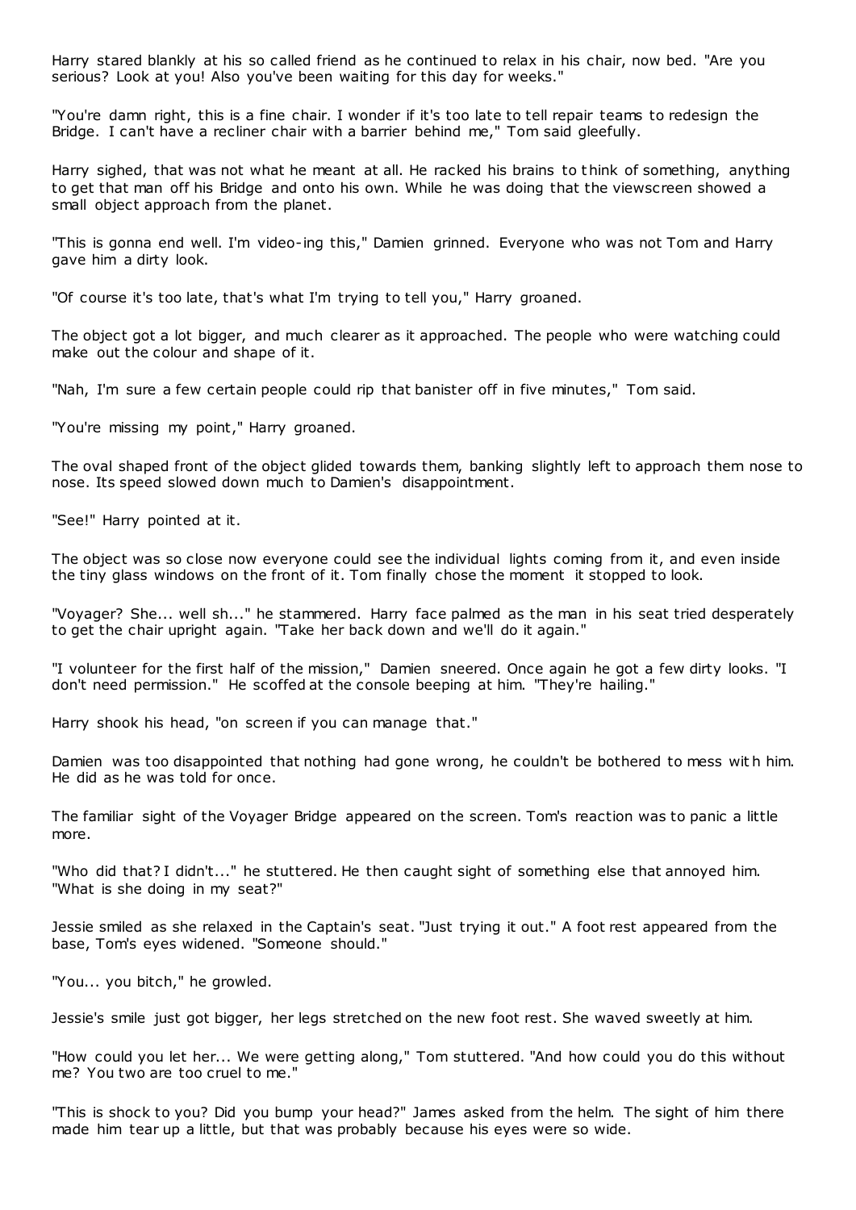Harry stared blankly at his so called friend as he continued to relax in his chair, now bed. "Are you serious? Look at you! Also you've been waiting for this day for weeks."

"You're damn right, this is a fine chair. I wonder if it's too late to tell repair teams to redesign the Bridge. I can't have a recliner chair with a barrier behind me," Tom said gleefully.

Harry sighed, that was not what he meant at all. He racked his brains to think of something, anything to get that man off his Bridge and onto his own. While he was doing that the viewscreen showed a small object approach from the planet.

"This is gonna end well. I'm video-ing this," Damien grinned. Everyone who was not Tom and Harry gave him a dirty look.

"Of course it's too late, that's what I'm trying to tell you," Harry groaned.

The object got a lot bigger, and much clearer as it approached. The people who were watching could make out the colour and shape of it.

"Nah, I'm sure a few certain people could rip that banister off in five minutes," Tom said.

"You're missing my point," Harry groaned.

The oval shaped front of the object glided towards them, banking slightly left to approach them nose to nose. Its speed slowed down much to Damien's disappointment.

"See!" Harry pointed at it.

The object was so close now everyone could see the individual lights coming from it, and even inside the tiny glass windows on the front of it. Tom finally chose the moment it stopped to look.

"Voyager? She... well sh..." he stammered. Harry face palmed as the man in his seat tried desperately to get the chair upright again. "Take her back down and we'll do it again."

"I volunteer for the first half of the mission," Damien sneered. Once again he got a few dirty looks. "I don't need permission." He scoffed at the console beeping at him. "They're hailing."

Harry shook his head, "on screen if you can manage that."

Damien was too disappointed that nothing had gone wrong, he couldn't be bothered to mess with him. He did as he was told for once.

The familiar sight of the Voyager Bridge appeared on the screen. Tom's reaction was to panic a little more.

"Who did that? I didn't..." he stuttered. He then caught sight of something else that annoyed him. "What is she doing in my seat?"

Jessie smiled as she relaxed in the Captain's seat. "Just trying it out." A foot rest appeared from the base, Tom's eyes widened. "Someone should."

"You... you bitch," he growled.

Jessie's smile just got bigger, her legs stretched on the new foot rest. She waved sweetly at him.

"How could you let her... We were getting along," Tom stuttered. "And how could you do this without me? You two are too cruel to me."

"This is shock to you? Did you bump your head?" James asked from the helm. The sight of him there made him tear up a little, but that was probably because his eyes were so wide.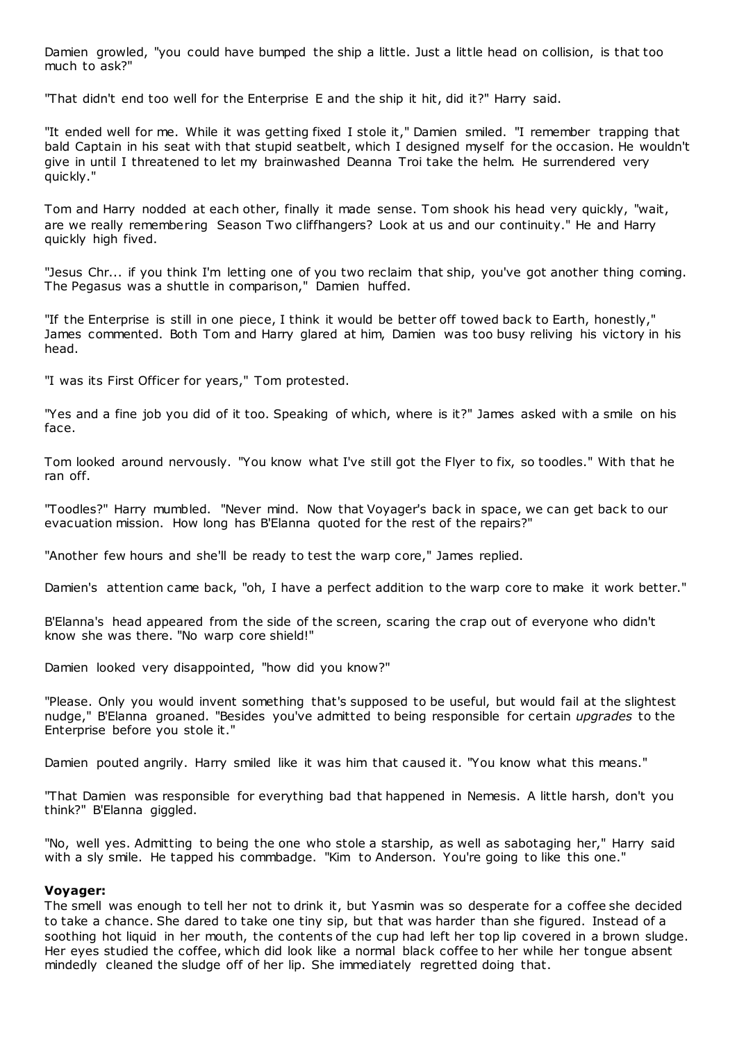Damien growled, "you could have bumped the ship a little. Just a little head on collision, is that too much to ask?"

"That didn't end too well for the Enterprise E and the ship it hit, did it?" Harry said.

"It ended well for me. While it was getting fixed I stole it," Damien smiled. "I remember trapping that bald Captain in his seat with that stupid seatbelt, which I designed myself for the occasion. He wouldn't give in until I threatened to let my brainwashed Deanna Troi take the helm. He surrendered very quickly."

Tom and Harry nodded at each other, finally it made sense. Tom shook his head very quickly, "wait, are we really remembering Season Two cliffhangers? Look at us and our continuity." He and Harry quickly high fived.

"Jesus Chr... if you think I'm letting one of you two reclaim that ship, you've got another thing coming. The Pegasus was a shuttle in comparison," Damien huffed.

"If the Enterprise is still in one piece, I think it would be better off towed back to Earth, honestly," James commented. Both Tom and Harry glared at him, Damien was too busy reliving his victory in his head.

"I was its First Officer for years," Tom protested.

"Yes and a fine job you did of it too. Speaking of which, where is it?" James asked with a smile on his face.

Tom looked around nervously. "You know what I've still got the Flyer to fix, so toodles." With that he ran off.

"Toodles?" Harry mumbled. "Never mind. Now that Voyager's back in space, we can get back to our evacuation mission. How long has B'Elanna quoted for the rest of the repairs?"

"Another few hours and she'll be ready to test the warp core," James replied.

Damien's attention came back, "oh, I have a perfect addition to the warp core to make it work better."

B'Elanna's head appeared from the side of the screen, scaring the crap out of everyone who didn't know she was there. "No warp core shield!"

Damien looked very disappointed, "how did you know?"

"Please. Only you would invent something that's supposed to be useful, but would fail at the slightest nudge," B'Elanna groaned. "Besides you've admitted to being responsible for certain *upgrades* to the Enterprise before you stole it."

Damien pouted angrily. Harry smiled like it was him that caused it. "You know what this means."

"That Damien was responsible for everything bad that happened in Nemesis. A little harsh, don't you think?" B'Elanna giggled.

"No, well yes. Admitting to being the one who stole a starship, as well as sabotaging her," Harry said with a sly smile. He tapped his commbadge. "Kim to Anderson. You're going to like this one."

**Voyager:**

The smell was enough to tell her not to drink it, but Yasmin was so desperate for a coffee she decided to take a chance. She dared to take one tiny sip, but that was harder than she figured. Instead of a soothing hot liquid in her mouth, the contents of the cup had left her top lip covered in a brown sludge. Her eyes studied the coffee, which did look like a normal black coffee to her while her tongue absent mindedly cleaned the sludge off of her lip. She immediately regretted doing that.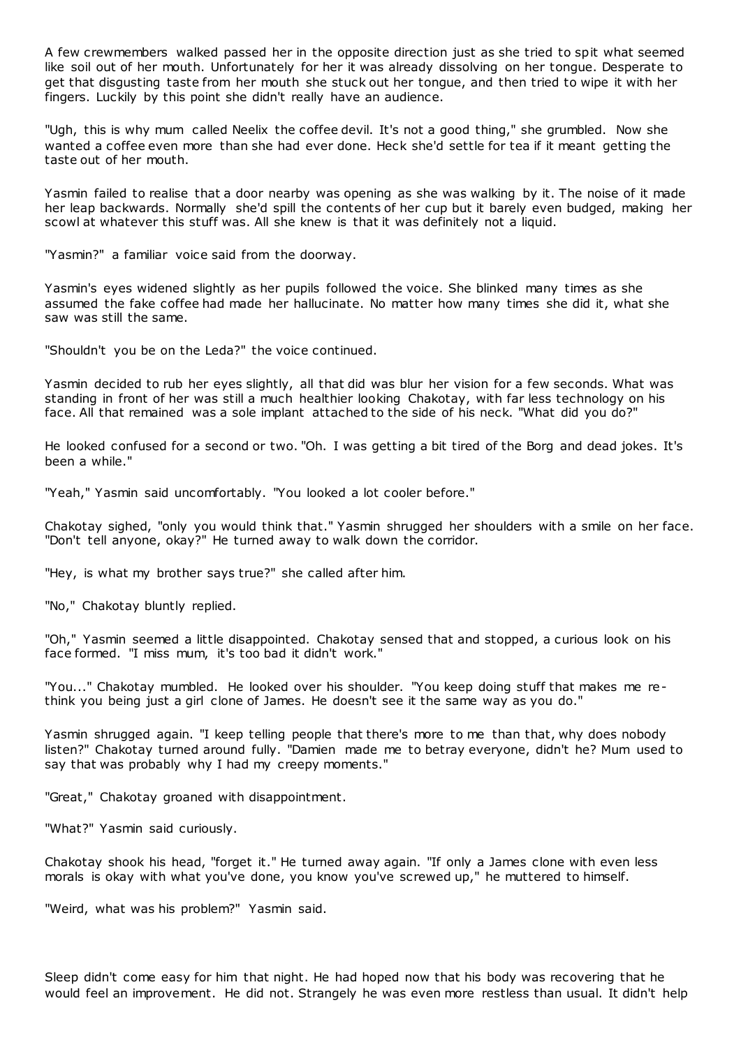A few crewmembers walked passed her in the opposite direction just as she tried to spit what seemed like soil out of her mouth. Unfortunately for her it was already dissolving on her tongue. Desperate to get that disgusting taste from her mouth she stuck out her tongue, and then tried to wipe it with her fingers. Luckily by this point she didn't really have an audience.

"Ugh, this is why mum called Neelix the coffee devil. It's not a good thing," she grumbled. Now she wanted a coffee even more than she had ever done. Heck she'd settle for tea if it meant getting the taste out of her mouth.

Yasmin failed to realise that a door nearby was opening as she was walking by it. The noise of it made her leap backwards. Normally she'd spill the contents of her cup but it barely even budged, making her scowl at whatever this stuff was. All she knew is that it was definitely not a liquid.

"Yasmin?" a familiar voice said from the doorway.

Yasmin's eyes widened slightly as her pupils followed the voice. She blinked many times as she assumed the fake coffee had made her hallucinate. No matter how many times she did it, what she saw was still the same.

"Shouldn't you be on the Leda?" the voice continued.

Yasmin decided to rub her eyes slightly, all that did was blur her vision for a few seconds. What was standing in front of her was still a much healthier looking Chakotay, with far less technology on his face. All that remained was a sole implant attached to the side of his neck. "What did you do?"

He looked confused for a second or two. "Oh. I was getting a bit tired of the Borg and dead jokes. It's been a while."

"Yeah," Yasmin said uncomfortably. "You looked a lot cooler before."

Chakotay sighed, "only you would think that." Yasmin shrugged her shoulders with a smile on her face. "Don't tell anyone, okay?" He turned away to walk down the corridor.

"Hey, is what my brother says true?" she called after him.

"No," Chakotay bluntly replied.

"Oh," Yasmin seemed a little disappointed. Chakotay sensed that and stopped, a curious look on his face formed. "I miss mum, it's too bad it didn't work."

"You..." Chakotay mumbled. He looked over his shoulder. "You keep doing stuff that makes me re-think you being just a girl clone of James. He doesn't see it the same way as you do."

Yasmin shrugged again. "I keep telling people that there's more to me than that, why does nobody listen?" Chakotay turned around fully. "Damien made me to betray everyone, didn't he? Mum used to say that was probably why I had my creepy moments."

"Great," Chakotay groaned with disappointment.

"What?" Yasmin said curiously.

Chakotay shook his head, "forget it." He turned away again. "If only a James clone with even less morals is okay with what you've done, you know you've screwed up," he muttered to himself.

"Weird, what was his problem?" Yasmin said.

Sleep didn't come easy for him that night. He had hoped now that his body was recovering that he would feel an improvement. He did not. Strangely he was even more restless than usual. It didn't help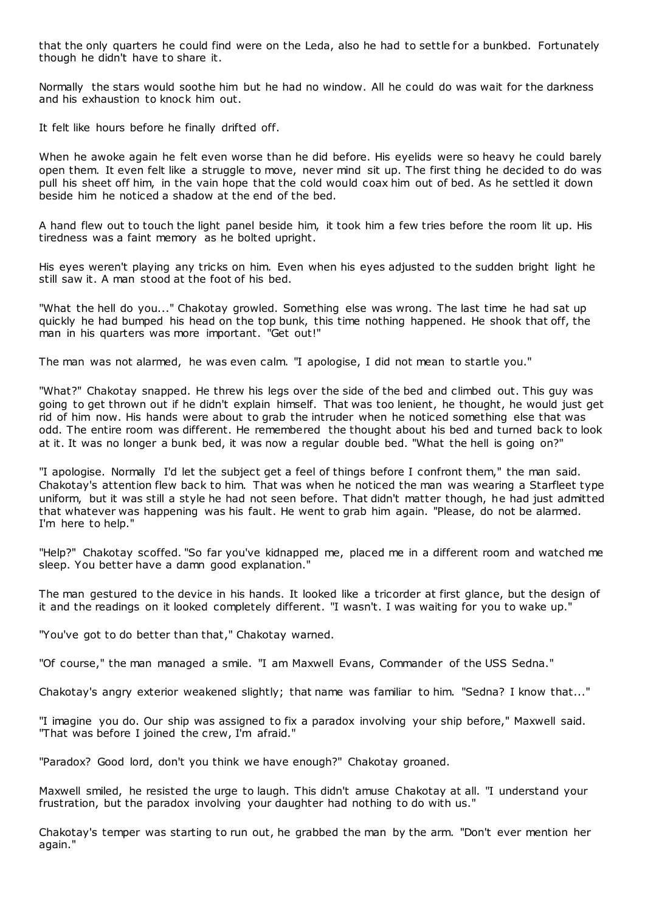that the only quarters he could find were on the Leda, also he had to settle for a bunkbed. Fortunately though he didn't have to share it.

Normally the stars would soothe him but he had no window. All he could do was wait for the darkness and his exhaustion to knock him out.

It felt like hours before he finally drifted off.

When he awoke again he felt even worse than he did before. His eyelids were so heavy he could barely open them. It even felt like a struggle to move, never mind sit up. The first thing he decided to do was pull his sheet off him, in the vain hope that the cold would coax him out of bed. As he settled it down beside him he noticed a shadow at the end of the bed.

A hand flew out to touch the light panel beside him, it took him a few tries before the room lit up. His tiredness was a faint memory as he bolted upright.

His eyes weren't playing any tricks on him. Even when his eyes adjusted to the sudden bright light he still saw it. A man stood at the foot of his bed.

"What the hell do you..." Chakotay growled. Something else was wrong. The last time he had sat up quickly he had bumped his head on the top bunk, this time nothing happened. He shook that off, the man in his quarters was more important. "Get out!"

The man was not alarmed, he was even calm. "I apologise, I did not mean to startle you."

"What?" Chakotay snapped. He threw his legs over the side of the bed and climbed out. This guy was going to get thrown out if he didn't explain himself. That was too lenient, he thought, he would just get rid of him now. His hands were about to grab the intruder when he noticed something else that was odd. The entire room was different. He remembered the thought about his bed and turned back to look at it. It was no longer a bunk bed, it was now a regular double bed. "What the hell is going on?"

"I apologise. Normally I'd let the subject get a feel of things before I confront them," the man said. Chakotay's attention flew back to him. That was when he noticed the man was wearing a Starfleet type uniform, but it was still a style he had not seen before. That didn't matter though, he had just admitted that whatever was happening was his fault. He went to grab him again. "Please, do not be alarmed. I'm here to help."

"Help?" Chakotay scoffed. "So far you've kidnapped me, placed me in a different room and watched me sleep. You better have a damn good explanation."

The man gestured to the device in his hands. It looked like a tricorder at first glance, but the design of it and the readings on it looked completely different. "I wasn't. I was waiting for you to wake up."

"You've got to do better than that," Chakotay warned.

"Of course," the man managed a smile. "I am Maxwell Evans, Commander of the USS Sedna."

Chakotay's angry exterior weakened slightly; that name was familiar to him. "Sedna? I know that..."

"I imagine you do. Our ship was assigned to fix a paradox involving your ship before," Maxwell said. "That was before I joined the crew, I'm afraid."

"Paradox? Good lord, don't you think we have enough?" Chakotay groaned.

Maxwell smiled, he resisted the urge to laugh. This didn't amuse Chakotay at all. "I understand your frustration, but the paradox involving your daughter had nothing to do with us."

Chakotay's temper was starting to run out, he grabbed the man by the arm. "Don't ever mention her again."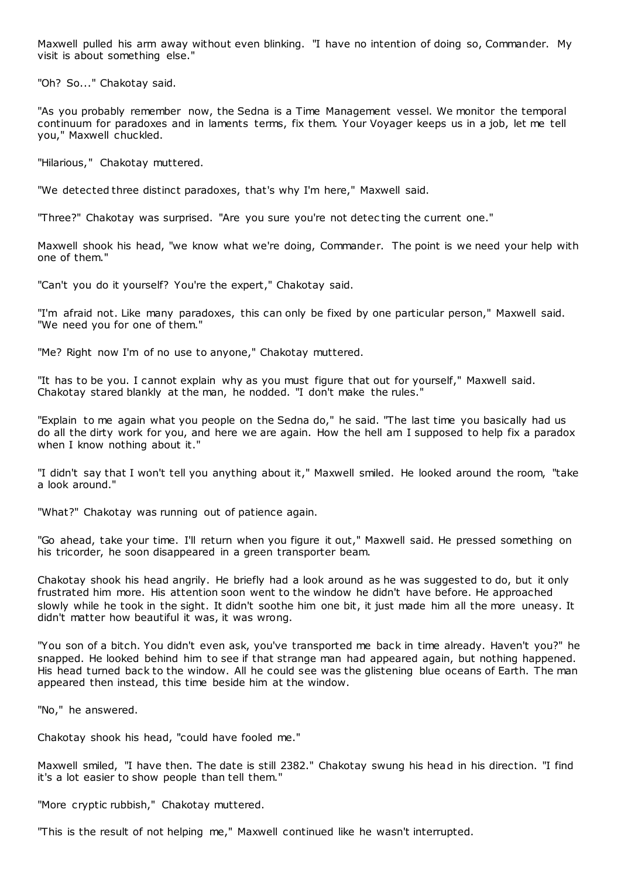Maxwell pulled his arm away without even blinking. "I have no intention of doing so, Commander. My visit is about something else."

"Oh? So..." Chakotay said.

"As you probably remember now, the Sedna is a Time Management vessel. We monitor the temporal continuum for paradoxes and in laments terms, fix them. Your Voyager keeps us in a job, let me tell you," Maxwell chuckled.

"Hilarious," Chakotay muttered.

"We detected three distinct paradoxes, that's why I'm here," Maxwell said.

"Three?" Chakotay was surprised. "Are you sure you're not detecting the current one."

Maxwell shook his head, "we know what we're doing, Commander. The point is we need your help with one of them."

"Can't you do it yourself? You're the expert," Chakotay said.

"I'm afraid not. Like many paradoxes, this can only be fixed by one particular person," Maxwell said. "We need you for one of them."

"Me? Right now I'm of no use to anyone," Chakotay muttered.

"It has to be you. I cannot explain why as you must figure that out for yourself," Maxwell said. Chakotay stared blankly at the man, he nodded. "I don't make the rules."

"Explain to me again what you people on the Sedna do," he said. "The last time you basically had us do all the dirty work for you, and here we are again. How the hell am I supposed to help fix a paradox when I know nothing about it."

"I didn't say that I won't tell you anything about it," Maxwell smiled. He looked around the room, "take a look around."

"What?" Chakotay was running out of patience again.

"Go ahead, take your time. I'll return when you figure it out," Maxwell said. He pressed something on his tricorder, he soon disappeared in a green transporter beam.

Chakotay shook his head angrily. He briefly had a look around as he was suggested to do, but it only frustrated him more. His attention soon went to the window he didn't have before. He approached slowly while he took in the sight. It didn't soothe him one bit, it just made him all the more uneasy. It didn't matter how beautiful it was, it was wrong.

"You son of a bitch. You didn't even ask, you've transported me back in time already. Haven't you?" he snapped. He looked behind him to see if that strange man had appeared again, but nothing happened. His head turned back to the window. All he could see was the glistening blue oceans of Earth. The man appeared then instead, this time beside him at the window.

"No," he answered.

Chakotay shook his head, "could have fooled me."

Maxwell smiled, "I have then. The date is still 2382." Chakotay swung his head in his direction. "I find it's a lot easier to show people than tell them."

"More cryptic rubbish," Chakotay muttered.

"This is the result of not helping me," Maxwell continued like he wasn't interrupted.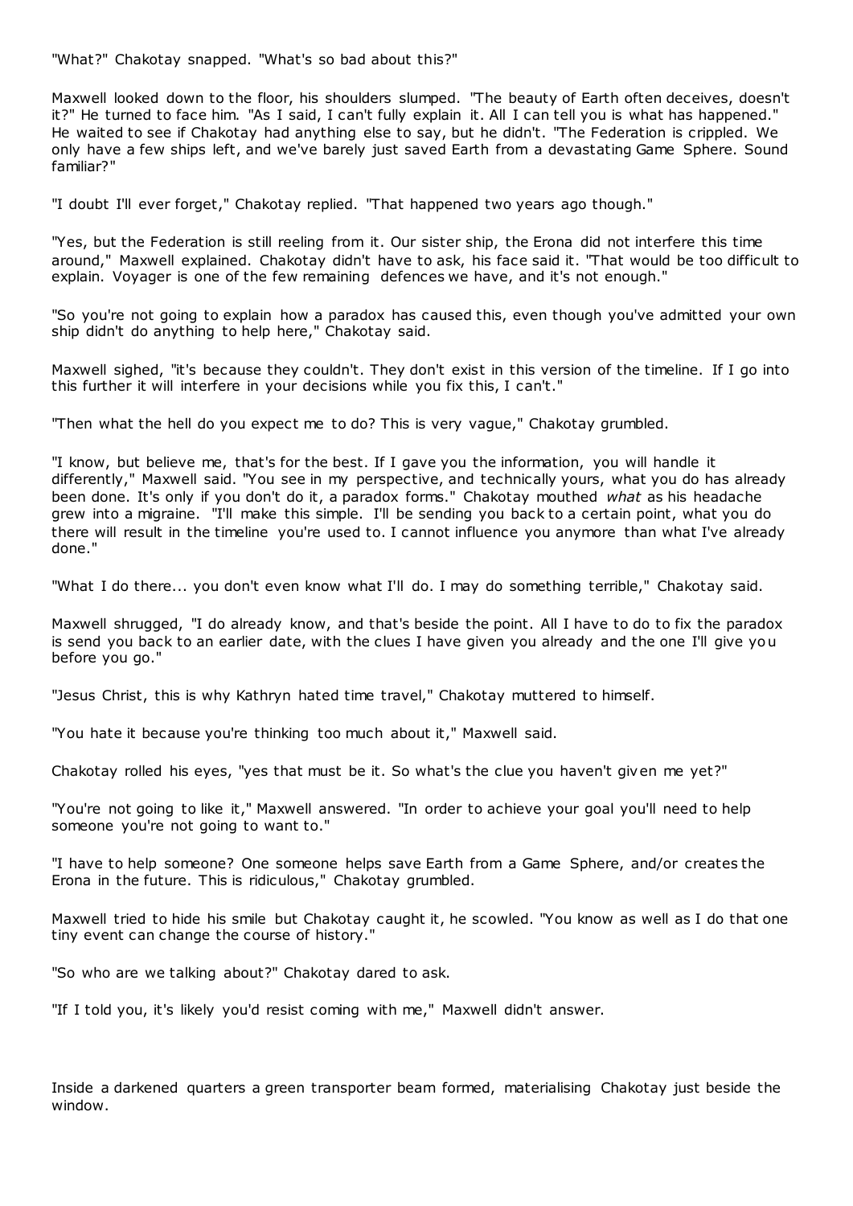"What?" Chakotay snapped. "What's so bad about this?"

Maxwell looked down to the floor, his shoulders slumped. "The beauty of Earth often deceives, doesn't it?" He turned to face him. "As I said, I can't fully explain it. All I can tell you is what has happened." He waited to see if Chakotay had anything else to say, but he didn't. "The Federation is crippled. We only have a few ships left, and we've barely just saved Earth from a devastating Game Sphere. Sound familiar?"

"I doubt I'll ever forget," Chakotay replied. "That happened two years ago though."

"Yes, but the Federation is still reeling from it. Our sister ship, the Erona did not interfere this time around," Maxwell explained. Chakotay didn't have to ask, his face said it. "That would be too difficult to explain. Voyager is one of the few remaining defences we have, and it's not enough."

"So you're not going to explain how a paradox has caused this, even though you've admitted your own ship didn't do anything to help here," Chakotay said.

Maxwell sighed, "it's because they couldn't. They don't exist in this version of the timeline. If I go into this further it will interfere in your decisions while you fix this, I can't."

"Then what the hell do you expect me to do? This is very vague," Chakotay grumbled.

"I know, but believe me, that's for the best. If I gave you the information, you will handle it differently," Maxwell said. "You see in my perspective, and technically yours, what you do has already been done. It's only if you don't do it, a paradox forms." Chakotay mouthed *what* as his headache grew into a migraine. "I'll make this simple. I'll be sending you back to a certain point, what you do there will result in the timeline you're used to. I cannot influence you anymore than what I've already done."

"What I do there... you don't even know what I'll do. I may do something terrible," Chakotay said.

Maxwell shrugged, "I do already know, and that's beside the point. All I have to do to fix the paradox is send you back to an earlier date, with the clues I have given you already and the one I'll give you before you go."

"Jesus Christ, this is why Kathryn hated time travel," Chakotay muttered to himself.

"You hate it because you're thinking too much about it," Maxwell said.

Chakotay rolled his eyes, "yes that must be it. So what's the clue you haven't given me yet?"

"You're not going to like it," Maxwell answered. "In order to achieve your goal you'll need to help someone you're not going to want to."

"I have to help someone? One someone helps save Earth from a Game Sphere, and/or creates the Erona in the future. This is ridiculous," Chakotay grumbled.

Maxwell tried to hide his smile but Chakotay caught it, he scowled. "You know as well as I do that one tiny event can change the course of history."

"So who are we talking about?" Chakotay dared to ask.

"If I told you, it's likely you'd resist coming with me," Maxwell didn't answer.

Inside a darkened quarters a green transporter beam formed, materialising Chakotay just beside the window.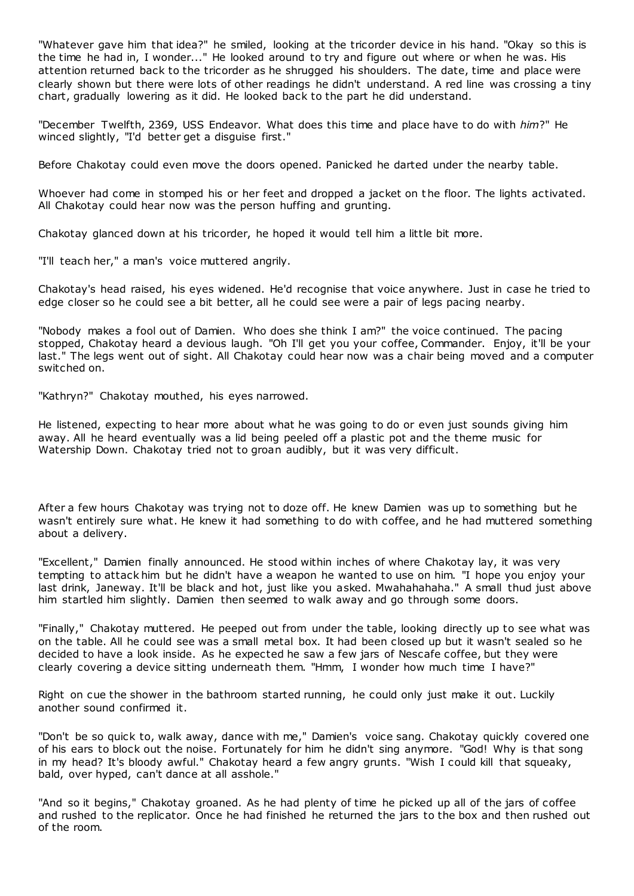"Whatever gave him that idea?" he smiled, looking at the tricorder device in his hand. "Okay so this is the time he had in, I wonder..." He looked around to try and figure out where or when he was. His attention returned back to the tricorder as he shrugged his shoulders. The date, time and place were clearly shown but there were lots of other readings he didn't understand. A red line was crossing a tiny chart, gradually lowering as it did. He looked back to the part he did understand.

"December Twelfth, 2369, USS Endeavor. What does this time and place have to do with *him*?" He winced slightly, "I'd better get a disguise first."

Before Chakotay could even move the doors opened. Panicked he darted under the nearby table.

Whoever had come in stomped his or her feet and dropped a jacket on the floor. The lights activated. All Chakotay could hear now was the person huffing and grunting.

Chakotay glanced down at his tricorder, he hoped it would tell him a little bit more.

"I'll teach her," a man's voice muttered angrily.

Chakotay's head raised, his eyes widened. He'd recognise that voice anywhere. Just in case he tried to edge closer so he could see a bit better, all he could see were a pair of legs pacing nearby.

"Nobody makes a fool out of Damien. Who does she think I am?" the voice continued. The pacing stopped, Chakotay heard a devious laugh. "Oh I'll get you your coffee, Commander. Enjoy, it'll be your last." The legs went out of sight. All Chakotay could hear now was a chair being moved and a computer switched on.

"Kathryn?" Chakotay mouthed, his eyes narrowed.

He listened, expecting to hear more about what he was going to do or even just sounds giving him away. All he heard eventually was a lid being peeled off a plastic pot and the theme music for Watership Down. Chakotay tried not to groan audibly, but it was very difficult.

After a few hours Chakotay was trying not to doze off. He knew Damien was up to something but he wasn't entirely sure what. He knew it had something to do with coffee, and he had muttered something about a delivery.

"Excellent," Damien finally announced. He stood within inches of where Chakotay lay, it was very tempting to attack him but he didn't have a weapon he wanted to use on him. "I hope you enjoy your last drink, Janeway. It'll be black and hot, just like you asked. Mwahahahaha." A small thud just above him startled him slightly. Damien then seemed to walk away and go through some doors.

"Finally," Chakotay muttered. He peeped out from under the table, looking directly up to see what was on the table. All he could see was a small metal box. It had been closed up but it wasn't sealed so he decided to have a look inside. As he expected he saw a few jars of Nescafe coffee, but they were clearly covering a device sitting underneath them. "Hmm, I wonder how much time I have?"

Right on cue the shower in the bathroom started running, he could only just make it out. Luckily another sound confirmed it.

"Don't be so quick to, walk away, dance with me," Damien's voice sang. Chakotay quickly covered one of his ears to block out the noise. Fortunately for him he didn't sing anymore. "God! Why is that song in my head? It's bloody awful." Chakotay heard a few angry grunts. "Wish I could kill that squeaky, bald, over hyped, can't dance at all asshole."

"And so it begins," Chakotay groaned. As he had plenty of time he picked up all of the jars of coffee and rushed to the replicator. Once he had finished he returned the jars to the box and then rushed out of the room.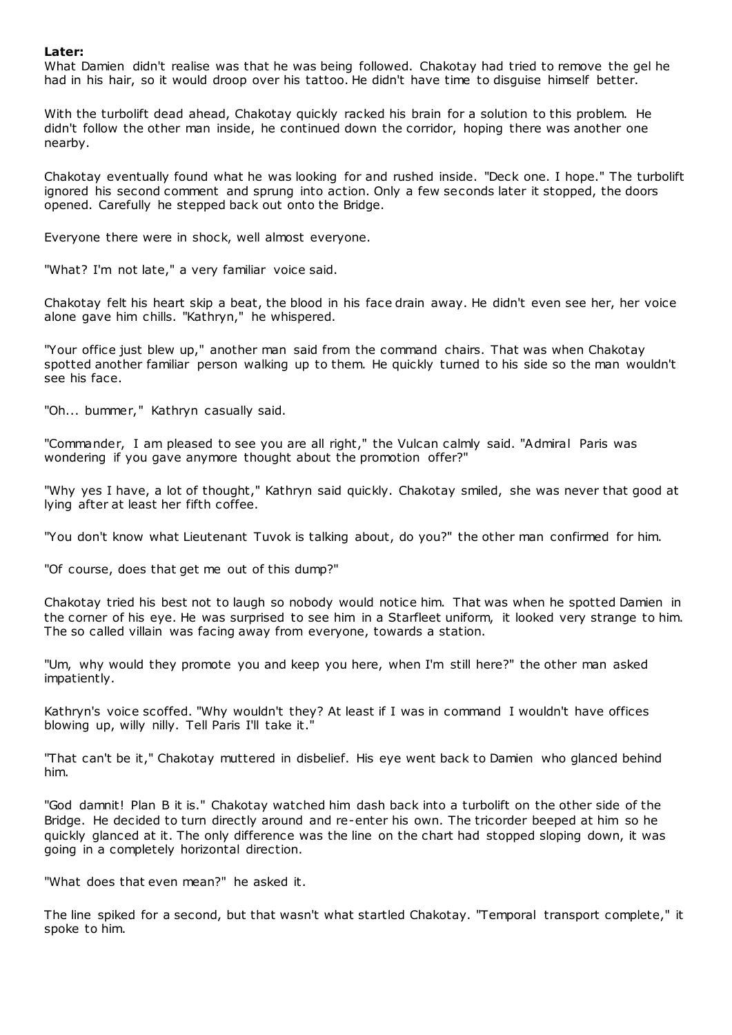**Later:**

What Damien didn't realise was that he was being followed. Chakotay had tried to remove the gel he had in his hair, so it would droop over his tattoo. He didn't have time to disguise himself better.

With the turbolift dead ahead, Chakotay quickly racked his brain for a solution to this problem. He didn't follow the other man inside, he continued down the corridor, hoping there was another one nearby.

Chakotay eventually found what he was looking for and rushed inside. "Deck one. I hope." The turbolift ignored his second comment and sprung into action. Only a few seconds later it stopped, the doors opened. Carefully he stepped back out onto the Bridge.

Everyone there were in shock, well almost everyone.

"What? I'm not late," a very familiar voice said.

Chakotay felt his heart skip a beat, the blood in his face drain away. He didn't even see her, her voice alone gave him chills. "Kathryn," he whispered.

"Your office just blew up," another man said from the command chairs. That was when Chakotay spotted another familiar person walking up to them. He quickly turned to his side so the man wouldn't see his face.

"Oh... bummer," Kathryn casually said.

"Commander, I am pleased to see you are all right," the Vulcan calmly said. "Admiral Paris was wondering if you gave anymore thought about the promotion offer?"

"Why yes I have, a lot of thought," Kathryn said quickly. Chakotay smiled, she was never that good at lying after at least her fifth coffee.

"You don't know what Lieutenant Tuvok is talking about, do you?" the other man confirmed for him.

"Of course, does that get me out of this dump?"

Chakotay tried his best not to laugh so nobody would notice him. That was when he spotted Damien in the corner of his eye. He was surprised to see him in a Starfleet uniform, it looked very strange to him. The so called villain was facing away from everyone, towards a station.

"Um, why would they promote you and keep you here, when I'm still here?" the other man asked impatiently.

Kathryn's voice scoffed. "Why wouldn't they? At least if I was in command I wouldn't have offices blowing up, willy nilly. Tell Paris I'll take it."

"That can't be it," Chakotay muttered in disbelief. His eye went back to Damien who glanced behind him.

"God damnit! Plan B it is." Chakotay watched him dash back into a turbolift on the other side of the Bridge. He decided to turn directly around and re-enter his own. The tricorder beeped at him so he quickly glanced at it. The only difference was the line on the chart had stopped sloping down, it was going in a completely horizontal direction.

"What does that even mean?" he asked it.

The line spiked for a second, but that wasn't what startled Chakotay. "Temporal transport complete," it spoke to him.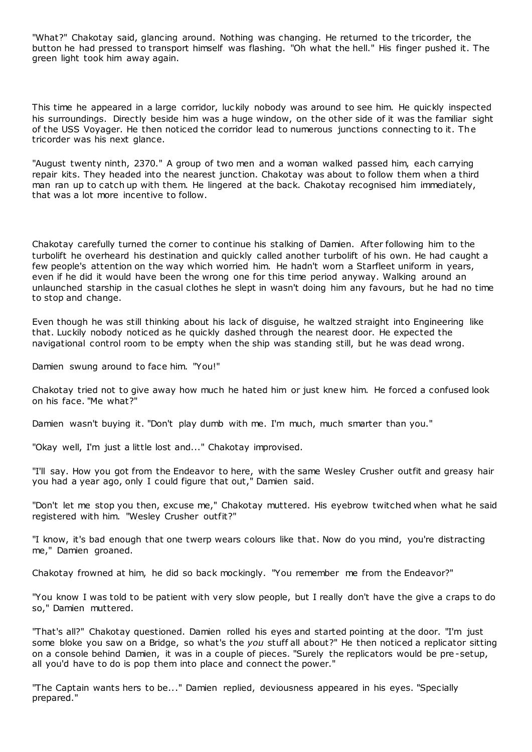"What?" Chakotay said, glancing around. Nothing was changing. He returned to the tricorder, the button he had pressed to transport himself was flashing. "Oh what the hell." His finger pushed it. The green light took him away again.

This time he appeared in a large corridor, luckily nobody was around to see him. He quickly inspected his surroundings. Directly beside him was a huge window, on the other side of it was the familiar sight of the USS Voyager. He then noticed the corridor lead to numerous junctions connecting to it. The tricorder was his next glance.

"August twenty ninth, 2370." A group of two men and a woman walked passed him, each carrying repair kits. They headed into the nearest junction. Chakotay was about to follow them when a third man ran up to catch up with them. He lingered at the back. Chakotay recognised him immediately, that was a lot more incentive to follow.

Chakotay carefully turned the corner to continue his stalking of Damien. After following him to the turbolift he overheard his destination and quickly called another turbolift of his own. He had caught a few people's attention on the way which worried him. He hadn't worn a Starfleet uniform in years, even if he did it would have been the wrong one for this time period anyway. Walking around an unlaunched starship in the casual clothes he slept in wasn't doing him any favours, but he had no time to stop and change.

Even though he was still thinking about his lack of disguise, he waltzed straight into Engineering like that. Luckily nobody noticed as he quickly dashed through the nearest door. He expected the navigational control room to be empty when the ship was standing still, but he was dead wrong.

Damien swung around to face him. "You!"

Chakotay tried not to give away how much he hated him or just knew him. He forced a confused look on his face. "Me what?"

Damien wasn't buying it. "Don't play dumb with me. I'm much, much smarter than you."

"Okay well, I'm just a little lost and..." Chakotay improvised.

"I'll say. How you got from the Endeavor to here, with the same Wesley Crusher outfit and greasy hair you had a year ago, only I could figure that out," Damien said.

"Don't let me stop you then, excuse me," Chakotay muttered. His eyebrow twitched when what he said registered with him. "Wesley Crusher outfit?"

"I know, it's bad enough that one twerp wears colours like that. Now do you mind, you're distracting me," Damien groaned.

Chakotay frowned at him, he did so back mockingly. "You remember me from the Endeavor?"

"You know I was told to be patient with very slow people, but I really don't have the give a craps to do so," Damien muttered.

"That's all?" Chakotay questioned. Damien rolled his eyes and started pointing at the door. "I'm just some bloke you saw on a Bridge, so what's the *you* stuff all about?" He then noticed a replicator sitting on a console behind Damien, it was in a couple of pieces. "Surely the replicators would be pre-setup, all you'd have to do is pop them into place and connect the power."

"The Captain wants hers to be..." Damien replied, deviousness appeared in his eyes. "Specially prepared."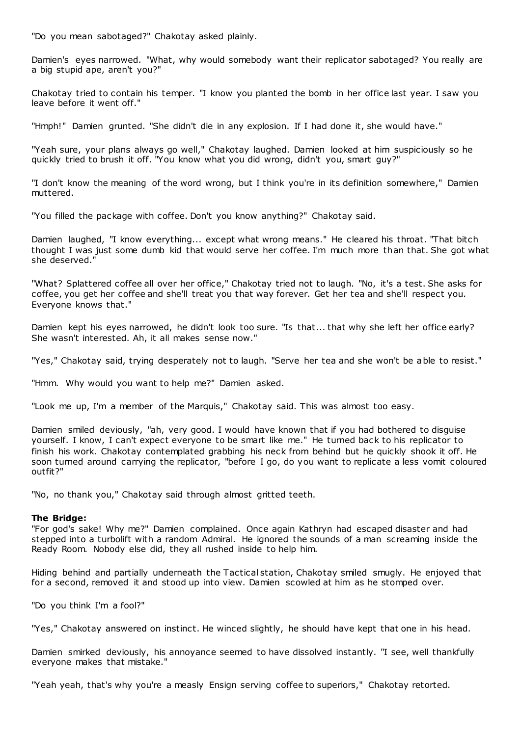"Do you mean sabotaged?" Chakotay asked plainly.

Damien's eyes narrowed. "What, why would somebody want their replicator sabotaged? You really are a big stupid ape, aren't you?"

Chakotay tried to contain his temper. "I know you planted the bomb in her office last year. I saw you leave before it went off."

"Hmph!" Damien grunted. "She didn't die in any explosion. If I had done it, she would have."

"Yeah sure, your plans always go well," Chakotay laughed. Damien looked at him suspiciously so he quickly tried to brush it off. "You know what you did wrong, didn't you, smart guy?"

"I don't know the meaning of the word wrong, but I think you're in its definition somewhere," Damien muttered.

"You filled the package with coffee. Don't you know anything?" Chakotay said.

Damien laughed, "I know everything... except what wrong means." He cleared his throat. "That bitch thought I was just some dumb kid that would serve her coffee. I'm much more than that. She got what she deserved."

"What? Splattered coffee all over her office," Chakotay tried not to laugh. "No, it's a test. She asks for coffee, you get her coffee and she'll treat you that way forever. Get her tea and she'll respect you. Everyone knows that."

Damien kept his eyes narrowed, he didn't look too sure. "Is that... that why she left her office early? She wasn't interested. Ah, it all makes sense now."

"Yes," Chakotay said, trying desperately not to laugh. "Serve her tea and she won't be able to resist."

"Hmm. Why would you want to help me?" Damien asked.

"Look me up, I'm a member of the Marquis," Chakotay said. This was almost too easy.

Damien smiled deviously, "ah, very good. I would have known that if you had bothered to disguise yourself. I know, I can't expect everyone to be smart like me." He turned back to his replicator to finish his work. Chakotay contemplated grabbing his neck from behind but he quickly shook it off. He soon turned around carrying the replicator, "before I go, do you want to replicate a less vomit coloured outfit?"

"No, no thank you," Chakotay said through almost gritted teeth.

**The Bridge:**
"For god's sake! Why me?" Damien complained. Once again Kathryn had escaped disaster and had stepped into a turbolift with a random Admiral. He ignored the sounds of a man screaming inside the Ready Room. Nobody else did, they all rushed inside to help him.

Hiding behind and partially underneath the Tactical station, Chakotay smiled smugly. He enjoyed that for a second, removed it and stood up into view. Damien scowled at him as he stomped over.

"Do you think I'm a fool?"

"Yes," Chakotay answered on instinct. He winced slightly, he should have kept that one in his head.

Damien smirked deviously, his annoyance seemed to have dissolved instantly. "I see, well thankfully everyone makes that mistake."

"Yeah yeah, that's why you're a measly Ensign serving coffee to superiors," Chakotay retorted.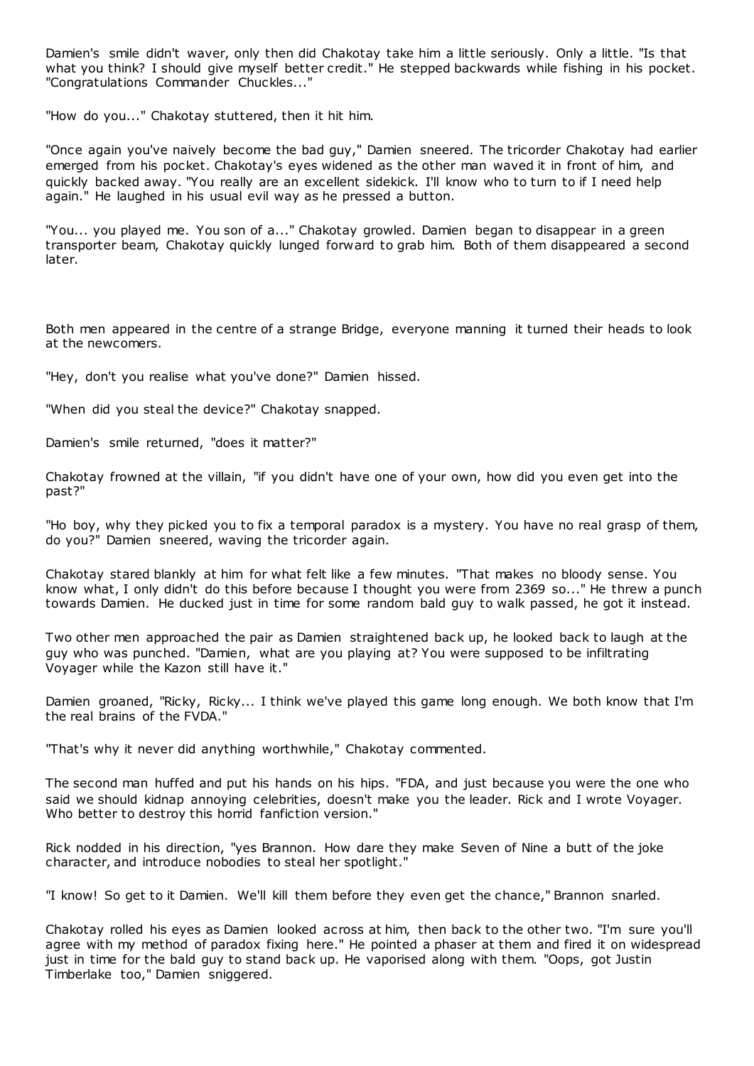Damien's smile didn't waver, only then did Chakotay take him a little seriously. Only a little. "Is that what you think? I should give myself better credit." He stepped backwards while fishing in his pocket. "Congratulations Commander Chuckles..."

"How do you..." Chakotay stuttered, then it hit him.

"Once again you've naively become the bad guy," Damien sneered. The tricorder Chakotay had earlier emerged from his pocket. Chakotay's eyes widened as the other man waved it in front of him, and quickly backed away. "You really are an excellent sidekick. I'll know who to turn to if I need help again." He laughed in his usual evil way as he pressed a button.

"You... you played me. You son of a..." Chakotay growled. Damien began to disappear in a green transporter beam, Chakotay quickly lunged forward to grab him. Both of them disappeared a second later.

Both men appeared in the centre of a strange Bridge, everyone manning it turned their heads to look at the newcomers.

"Hey, don't you realise what you've done?" Damien hissed.

"When did you steal the device?" Chakotay snapped.

Damien's smile returned, "does it matter?"

Chakotay frowned at the villain, "if you didn't have one of your own, how did you even get into the past?"

"Ho boy, why they picked you to fix a temporal paradox is a mystery. You have no real grasp of them, do you?" Damien sneered, waving the tricorder again.

Chakotay stared blankly at him for what felt like a few minutes. "That makes no bloody sense. You know what, I only didn't do this before because I thought you were from 2369 so..." He threw a punch towards Damien. He ducked just in time for some random bald guy to walk passed, he got it instead.

Two other men approached the pair as Damien straightened back up, he looked back to laugh at the guy who was punched. "Damien, what are you playing at? You were supposed to be infiltrating Voyager while the Kazon still have it."

Damien groaned, "Ricky, Ricky... I think we've played this game long enough. We both know that I'm the real brains of the FVDA."

"That's why it never did anything worthwhile," Chakotay commented.

The second man huffed and put his hands on his hips. "FDA, and just because you were the one who said we should kidnap annoying celebrities, doesn't make you the leader. Rick and I wrote Voyager. Who better to destroy this horrid fanfiction version."

Rick nodded in his direction, "yes Brannon. How dare they make Seven of Nine a butt of the joke character, and introduce nobodies to steal her spotlight."

"I know! So get to it Damien. We'll kill them before they even get the chance," Brannon snarled.

Chakotay rolled his eyes as Damien looked across at him, then back to the other two. "I'm sure you'll agree with my method of paradox fixing here." He pointed a phaser at them and fired it on widespread just in time for the bald guy to stand back up. He vaporised along with them. "Oops, got Justin Timberlake too," Damien sniggered.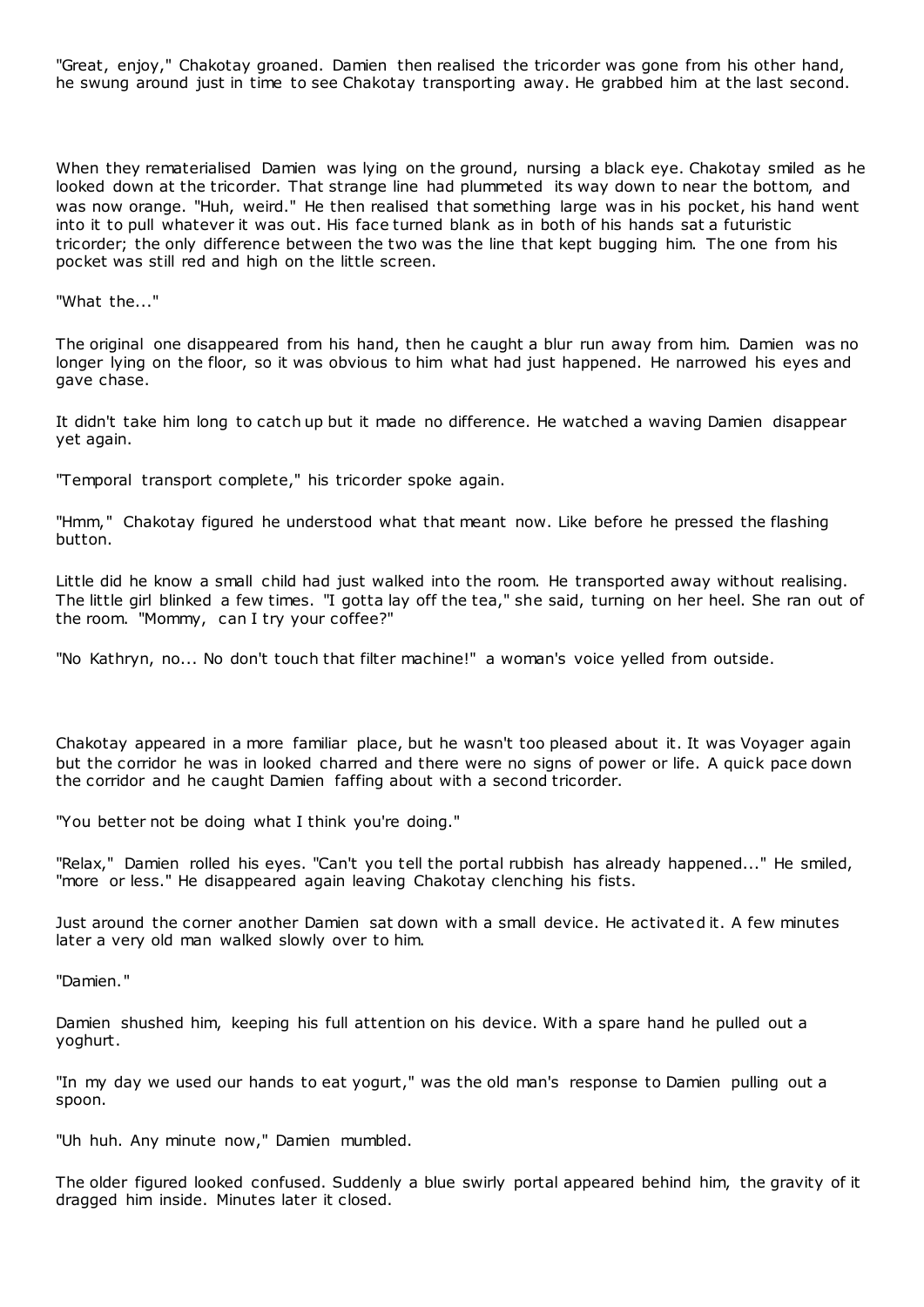"Great, enjoy," Chakotay groaned. Damien then realised the tricorder was gone from his other hand, he swung around just in time to see Chakotay transporting away. He grabbed him at the last second.

When they rematerialised Damien was lying on the ground, nursing a black eye. Chakotay smiled as he looked down at the tricorder. That strange line had plummeted its way down to near the bottom, and was now orange. "Huh, weird." He then realised that something large was in his pocket, his hand went into it to pull whatever it was out. His face turned blank as in both of his hands sat a futuristic tricorder; the only difference between the two was the line that kept bugging him. The one from his pocket was still red and high on the little screen.

"What the..."

The original one disappeared from his hand, then he caught a blur run away from him. Damien was no longer lying on the floor, so it was obvious to him what had just happened. He narrowed his eyes and gave chase.

It didn't take him long to catch up but it made no difference. He watched a waving Damien disappear yet again.

"Temporal transport complete," his tricorder spoke again.

"Hmm," Chakotay figured he understood what that meant now. Like before he pressed the flashing button.

Little did he know a small child had just walked into the room. He transported away without realising. The little girl blinked a few times. "I gotta lay off the tea," she said, turning on her heel. She ran out of the room. "Mommy, can I try your coffee?"

"No Kathryn, no... No don't touch that filter machine!" a woman's voice yelled from outside.

Chakotay appeared in a more familiar place, but he wasn't too pleased about it. It was Voyager again but the corridor he was in looked charred and there were no signs of power or life. A quick pace down the corridor and he caught Damien faffing about with a second tricorder.

"You better not be doing what I think you're doing."

"Relax," Damien rolled his eyes. "Can't you tell the portal rubbish has already happened..." He smiled, "more or less." He disappeared again leaving Chakotay clenching his fists.

Just around the corner another Damien sat down with a small device. He activated it. A few minutes later a very old man walked slowly over to him.

"Damien."

Damien shushed him, keeping his full attention on his device. With a spare hand he pulled out a yoghurt.

"In my day we used our hands to eat yogurt," was the old man's response to Damien pulling out a spoon.

"Uh huh. Any minute now," Damien mumbled.

The older figured looked confused. Suddenly a blue swirly portal appeared behind him, the gravity of it dragged him inside. Minutes later it closed.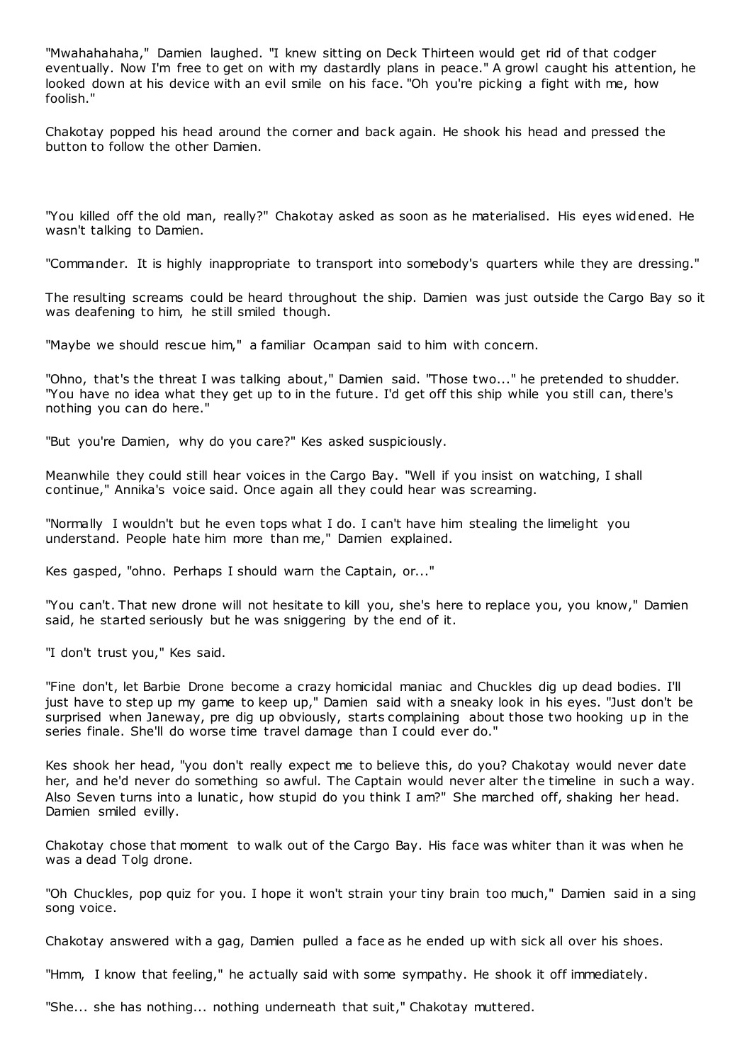"Mwahahahaha," Damien laughed. "I knew sitting on Deck Thirteen would get rid of that codger eventually. Now I'm free to get on with my dastardly plans in peace." A growl caught his attention, he looked down at his device with an evil smile on his face. "Oh you're picking a fight with me, how foolish."

Chakotay popped his head around the corner and back again. He shook his head and pressed the button to follow the other Damien.

"You killed off the old man, really?" Chakotay asked as soon as he materialised. His eyes widened. He wasn't talking to Damien.

"Commander. It is highly inappropriate to transport into somebody's quarters while they are dressing."

The resulting screams could be heard throughout the ship. Damien was just outside the Cargo Bay so it was deafening to him, he still smiled though.

"Maybe we should rescue him," a familiar Ocampan said to him with concern.

"Ohno, that's the threat I was talking about," Damien said. "Those two..." he pretended to shudder. "You have no idea what they get up to in the future. I'd get off this ship while you still can, there's nothing you can do here."

"But you're Damien, why do you care?" Kes asked suspiciously.

Meanwhile they could still hear voices in the Cargo Bay. "Well if you insist on watching, I shall continue," Annika's voice said. Once again all they could hear was screaming.

"Normally I wouldn't but he even tops what I do. I can't have him stealing the limelight you understand. People hate him more than me," Damien explained.

Kes gasped, "ohno. Perhaps I should warn the Captain, or..."

"You can't. That new drone will not hesitate to kill you, she's here to replace you, you know," Damien said, he started seriously but he was sniggering by the end of it.

"I don't trust you," Kes said.

"Fine don't, let Barbie Drone become a crazy homicidal maniac and Chuckles dig up dead bodies. I'll just have to step up my game to keep up," Damien said with a sneaky look in his eyes. "Just don't be surprised when Janeway, pre dig up obviously, starts complaining about those two hooking up in the series finale. She'll do worse time travel damage than I could ever do."

Kes shook her head, "you don't really expect me to believe this, do you? Chakotay would never date her, and he'd never do something so awful. The Captain would never alter the timeline in such a way. Also Seven turns into a lunatic, how stupid do you think I am?" She marched off, shaking her head. Damien smiled evilly.

Chakotay chose that moment to walk out of the Cargo Bay. His face was whiter than it was when he was a dead Tolg drone.

"Oh Chuckles, pop quiz for you. I hope it won't strain your tiny brain too much," Damien said in a sing song voice.

Chakotay answered with a gag, Damien pulled a face as he ended up with sick all over his shoes.

"Hmm, I know that feeling," he actually said with some sympathy. He shook it off immediately.

"She... she has nothing... nothing underneath that suit," Chakotay muttered.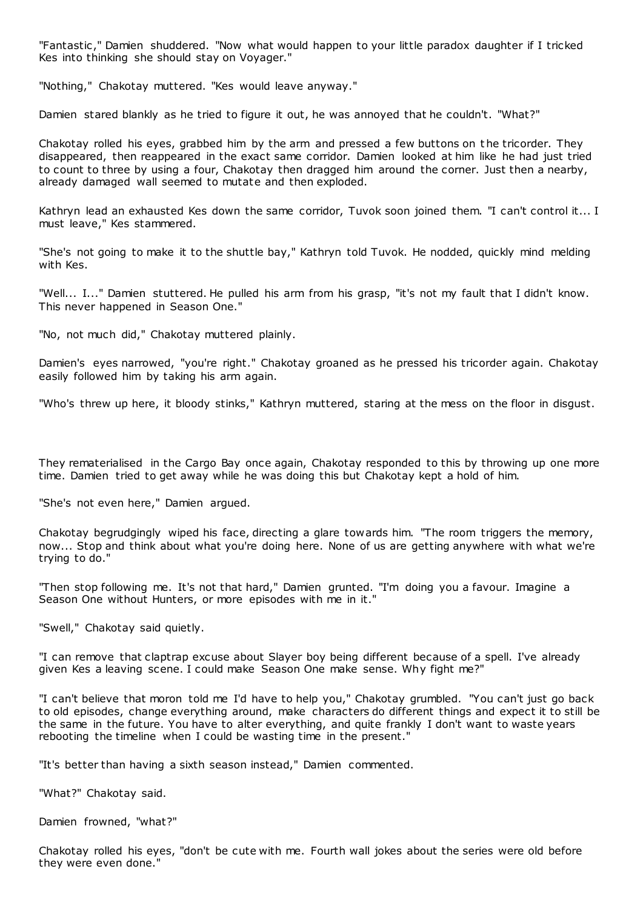"Fantastic," Damien shuddered. "Now what would happen to your little paradox daughter if I tricked Kes into thinking she should stay on Voyager."

"Nothing," Chakotay muttered. "Kes would leave anyway."

Damien stared blankly as he tried to figure it out, he was annoyed that he couldn't. "What?"

Chakotay rolled his eyes, grabbed him by the arm and pressed a few buttons on the tricorder. They disappeared, then reappeared in the exact same corridor. Damien looked at him like he had just tried to count to three by using a four, Chakotay then dragged him around the corner. Just then a nearby, already damaged wall seemed to mutate and then exploded.

Kathryn lead an exhausted Kes down the same corridor, Tuvok soon joined them. "I can't control it... I must leave," Kes stammered.

"She's not going to make it to the shuttle bay," Kathryn told Tuvok. He nodded, quickly mind melding with Kes.

"Well... I..." Damien stuttered. He pulled his arm from his grasp, "it's not my fault that I didn't know. This never happened in Season One."

"No, not much did," Chakotay muttered plainly.

Damien's eyes narrowed, "you're right." Chakotay groaned as he pressed his tricorder again. Chakotay easily followed him by taking his arm again.

"Who's threw up here, it bloody stinks," Kathryn muttered, staring at the mess on the floor in disgust.

They rematerialised in the Cargo Bay once again, Chakotay responded to this by throwing up one more time. Damien tried to get away while he was doing this but Chakotay kept a hold of him.

"She's not even here," Damien argued.

Chakotay begrudgingly wiped his face, directing a glare towards him. "The room triggers the memory, now... Stop and think about what you're doing here. None of us are getting anywhere with what we're trying to do."

"Then stop following me. It's not that hard," Damien grunted. "I'm doing you a favour. Imagine a Season One without Hunters, or more episodes with me in it."

"Swell," Chakotay said quietly.

"I can remove that claptrap excuse about Slayer boy being different because of a spell. I've already given Kes a leaving scene. I could make Season One make sense. Why fight me?"

"I can't believe that moron told me I'd have to help you," Chakotay grumbled. "You can't just go back to old episodes, change everything around, make characters do different things and expect it to still be the same in the future. You have to alter everything, and quite frankly I don't want to waste years rebooting the timeline when I could be wasting time in the present."

"It's better than having a sixth season instead," Damien commented.

"What?" Chakotay said.

Damien frowned, "what?"

Chakotay rolled his eyes, "don't be cute with me. Fourth wall jokes about the series were old before they were even done."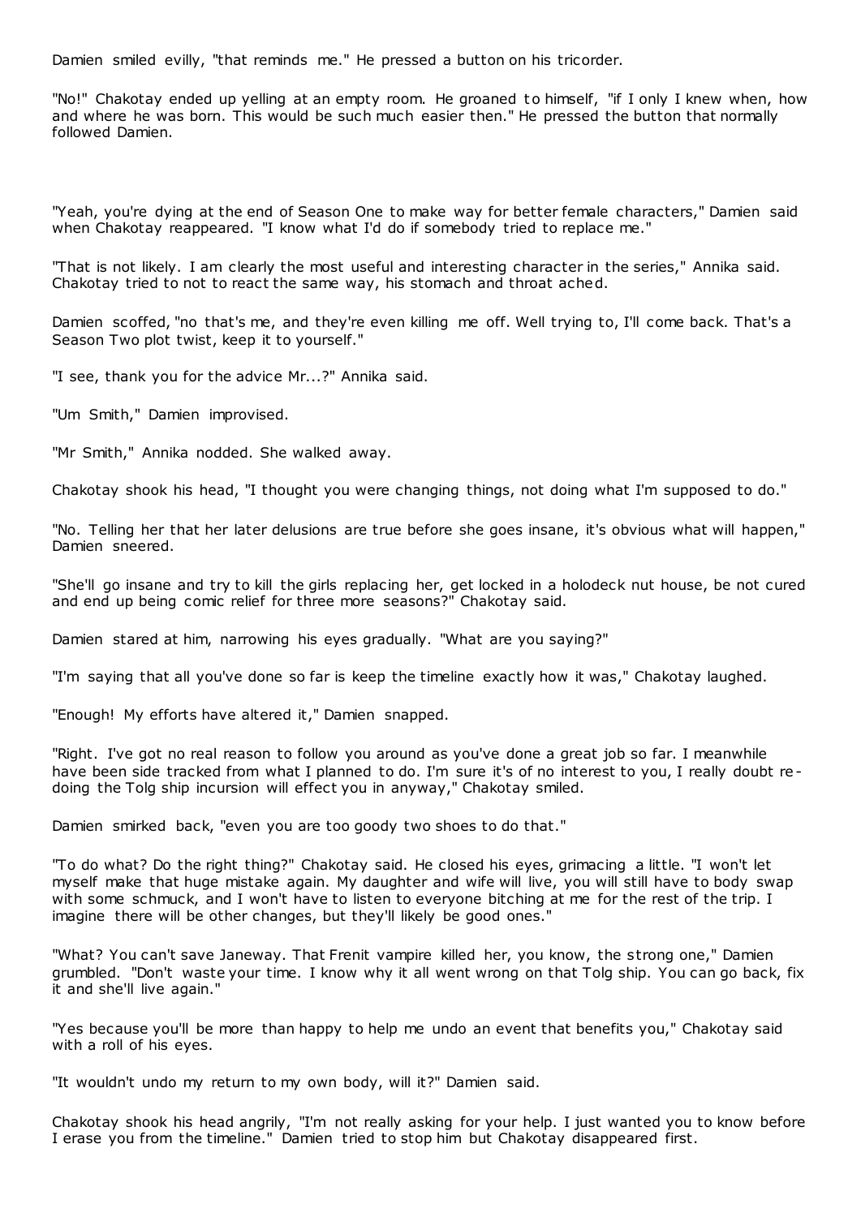Damien smiled evilly, "that reminds me." He pressed a button on his tricorder.

"No!" Chakotay ended up yelling at an empty room. He groaned to himself, "if I only I knew when, how and where he was born. This would be such much easier then." He pressed the button that normally followed Damien.

"Yeah, you're dying at the end of Season One to make way for better female characters," Damien said when Chakotay reappeared. "I know what I'd do if somebody tried to replace me."

"That is not likely. I am clearly the most useful and interesting character in the series," Annika said. Chakotay tried to not to react the same way, his stomach and throat ached.

Damien scoffed, "no that's me, and they're even killing me off. Well trying to, I'll come back. That's a Season Two plot twist, keep it to yourself."

"I see, thank you for the advice Mr...?" Annika said.

"Um Smith," Damien improvised.

"Mr Smith," Annika nodded. She walked away.

Chakotay shook his head, "I thought you were changing things, not doing what I'm supposed to do."

"No. Telling her that her later delusions are true before she goes insane, it's obvious what will happen," Damien sneered.

"She'll go insane and try to kill the girls replacing her, get locked in a holodeck nut house, be not cured and end up being comic relief for three more seasons?" Chakotay said.

Damien stared at him, narrowing his eyes gradually. "What are you saying?"

"I'm saying that all you've done so far is keep the timeline exactly how it was," Chakotay laughed.

"Enough! My efforts have altered it," Damien snapped.

"Right. I've got no real reason to follow you around as you've done a great job so far. I meanwhile have been side tracked from what I planned to do. I'm sure it's of no interest to you, I really doubt re-doing the Tolg ship incursion will effect you in anyway," Chakotay smiled.

Damien smirked back, "even you are too goody two shoes to do that."

"To do what? Do the right thing?" Chakotay said. He closed his eyes, grimacing a little. "I won't let myself make that huge mistake again. My daughter and wife will live, you will still have to body swap with some schmuck, and I won't have to listen to everyone bitching at me for the rest of the trip. I imagine there will be other changes, but they'll likely be good ones."

"What? You can't save Janeway. That Frenit vampire killed her, you know, the strong one," Damien grumbled. "Don't waste your time. I know why it all went wrong on that Tolg ship. You can go back, fix it and she'll live again."

"Yes because you'll be more than happy to help me undo an event that benefits you," Chakotay said with a roll of his eyes.

"It wouldn't undo my return to my own body, will it?" Damien said.

Chakotay shook his head angrily, "I'm not really asking for your help. I just wanted you to know before I erase you from the timeline." Damien tried to stop him but Chakotay disappeared first.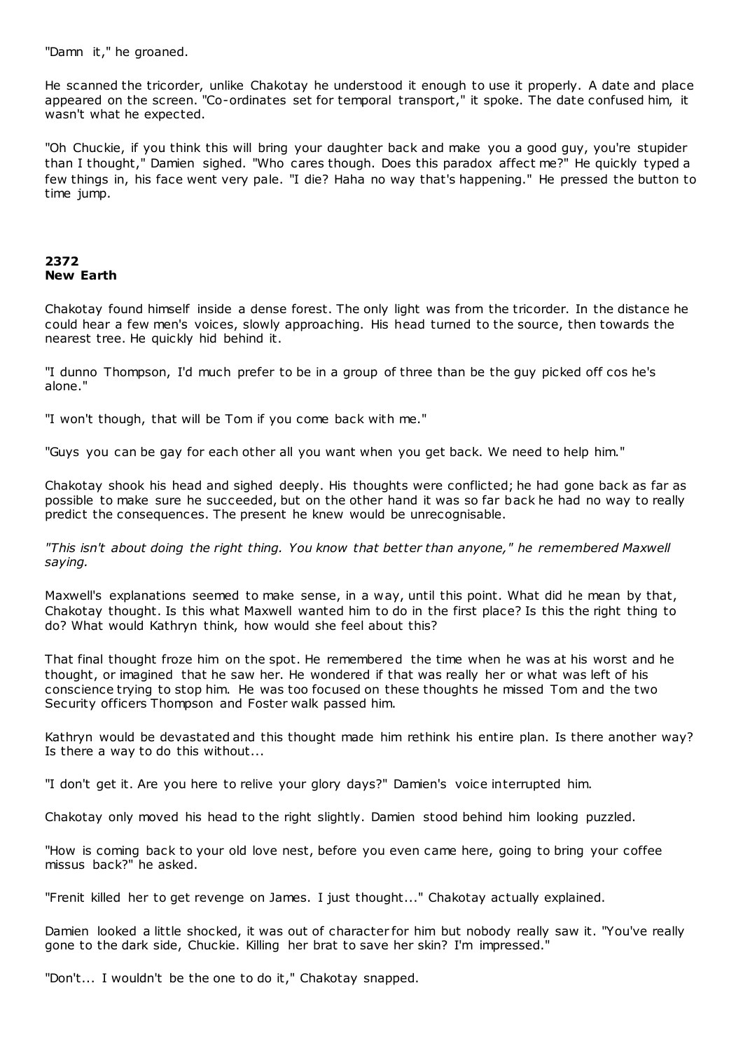"Damn it," he groaned.

He scanned the tricorder, unlike Chakotay he understood it enough to use it properly. A date and place appeared on the screen. "Co-ordinates set for temporal transport," it spoke. The date confused him, it wasn't what he expected.

"Oh Chuckie, if you think this will bring your daughter back and make you a good guy, you're stupider than I thought," Damien sighed. "Who cares though. Does this paradox affect me?" He quickly typed a few things in, his face went very pale. "I die? Haha no way that's happening." He pressed the button to time jump.

**2372**
**New Earth**

Chakotay found himself inside a dense forest. The only light was from the tricorder. In the distance he could hear a few men's voices, slowly approaching. His head turned to the source, then towards the nearest tree. He quickly hid behind it.

"I dunno Thompson, I'd much prefer to be in a group of three than be the guy picked off cos he's alone."

"I won't though, that will be Tom if you come back with me."

"Guys you can be gay for each other all you want when you get back. We need to help him."

Chakotay shook his head and sighed deeply. His thoughts were conflicted; he had gone back as far as possible to make sure he succeeded, but on the other hand it was so far back he had no way to really predict the consequences. The present he knew would be unrecognisable.

*"This isn't about doing the right thing. You know that better than anyone," he remembered Maxwell saying.*

Maxwell's explanations seemed to make sense, in a way, until this point. What did he mean by that, Chakotay thought. Is this what Maxwell wanted him to do in the first place? Is this the right thing to do? What would Kathryn think, how would she feel about this?

That final thought froze him on the spot. He remembered the time when he was at his worst and he thought, or imagined that he saw her. He wondered if that was really her or what was left of his conscience trying to stop him. He was too focused on these thoughts he missed Tom and the two Security officers Thompson and Foster walk passed him.

Kathryn would be devastated and this thought made him rethink his entire plan. Is there another way? Is there a way to do this without...

"I don't get it. Are you here to relive your glory days?" Damien's voice interrupted him.

Chakotay only moved his head to the right slightly. Damien stood behind him looking puzzled.

"How is coming back to your old love nest, before you even came here, going to bring your coffee missus back?" he asked.

"Frenit killed her to get revenge on James. I just thought..." Chakotay actually explained.

Damien looked a little shocked, it was out of character for him but nobody really saw it. "You've really gone to the dark side, Chuckie. Killing her brat to save her skin? I'm impressed."

"Don't... I wouldn't be the one to do it," Chakotay snapped.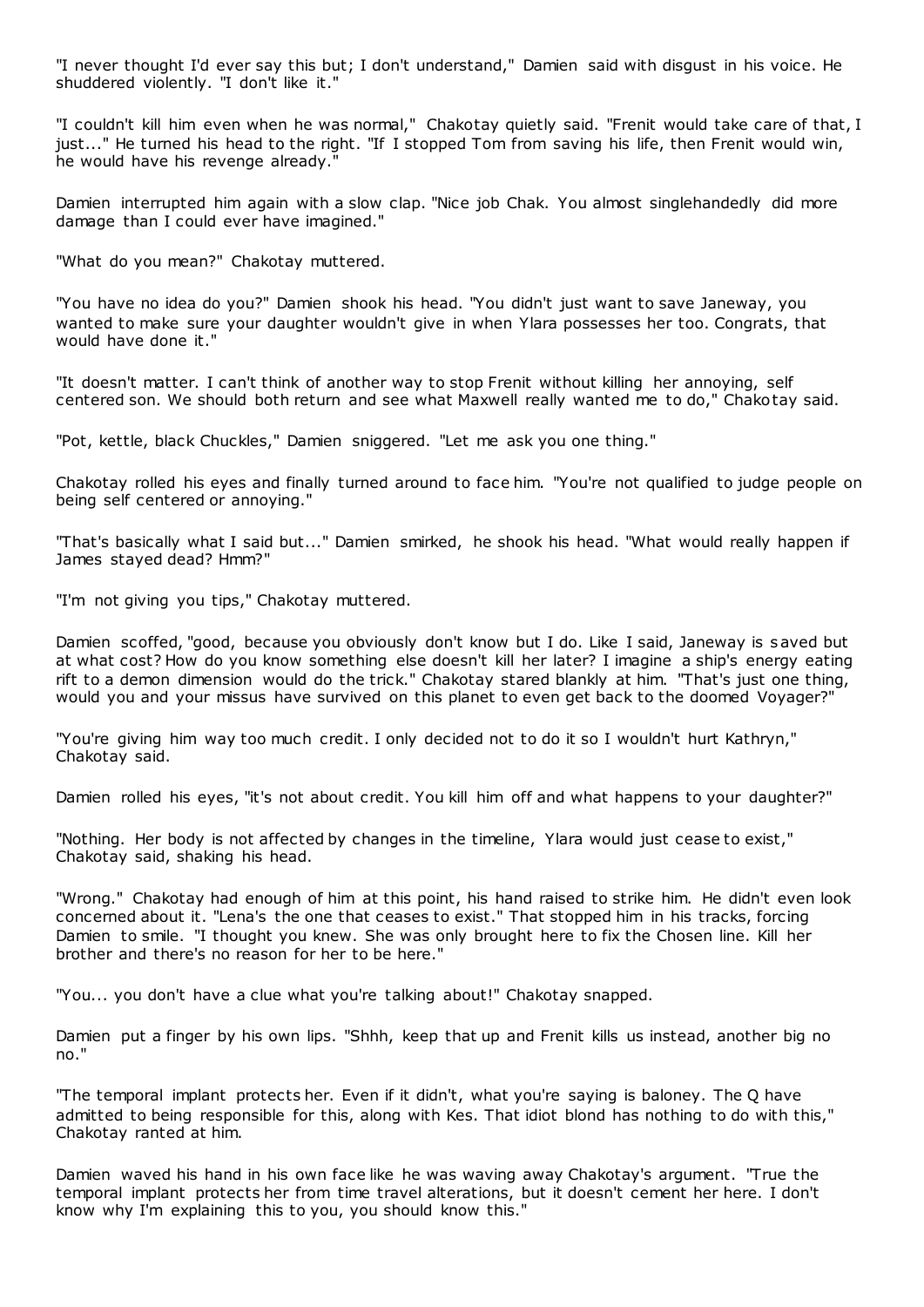"I never thought I'd ever say this but; I don't understand," Damien said with disgust in his voice. He shuddered violently. "I don't like it."

"I couldn't kill him even when he was normal," Chakotay quietly said. "Frenit would take care of that, I just..." He turned his head to the right. "If I stopped Tom from saving his life, then Frenit would win, he would have his revenge already."

Damien interrupted him again with a slow clap. "Nice job Chak. You almost singlehandedly did more damage than I could ever have imagined."

"What do you mean?" Chakotay muttered.

"You have no idea do you?" Damien shook his head. "You didn't just want to save Janeway, you wanted to make sure your daughter wouldn't give in when Ylara possesses her too. Congrats, that would have done it."

"It doesn't matter. I can't think of another way to stop Frenit without killing her annoying, self centered son. We should both return and see what Maxwell really wanted me to do," Chakotay said.

"Pot, kettle, black Chuckles," Damien sniggered. "Let me ask you one thing."

Chakotay rolled his eyes and finally turned around to face him. "You're not qualified to judge people on being self centered or annoying."

"That's basically what I said but..." Damien smirked, he shook his head. "What would really happen if James stayed dead? Hmm?"

"I'm not giving you tips," Chakotay muttered.

Damien scoffed, "good, because you obviously don't know but I do. Like I said, Janeway is saved but at what cost? How do you know something else doesn't kill her later? I imagine a ship's energy eating rift to a demon dimension would do the trick." Chakotay stared blankly at him. "That's just one thing, would you and your missus have survived on this planet to even get back to the doomed Voyager?"

"You're giving him way too much credit. I only decided not to do it so I wouldn't hurt Kathryn," Chakotay said.

Damien rolled his eyes, "it's not about credit. You kill him off and what happens to your daughter?"

"Nothing. Her body is not affected by changes in the timeline, Ylara would just cease to exist," Chakotay said, shaking his head.

"Wrong." Chakotay had enough of him at this point, his hand raised to strike him. He didn't even look concerned about it. "Lena's the one that ceases to exist." That stopped him in his tracks, forcing Damien to smile. "I thought you knew. She was only brought here to fix the Chosen line. Kill her brother and there's no reason for her to be here."

"You... you don't have a clue what you're talking about!" Chakotay snapped.

Damien put a finger by his own lips. "Shhh, keep that up and Frenit kills us instead, another big no no."

"The temporal implant protects her. Even if it didn't, what you're saying is baloney. The Q have admitted to being responsible for this, along with Kes. That idiot blond has nothing to do with this," Chakotay ranted at him.

Damien waved his hand in his own face like he was waving away Chakotay's argument. "True the temporal implant protects her from time travel alterations, but it doesn't cement her here. I don't know why I'm explaining this to you, you should know this."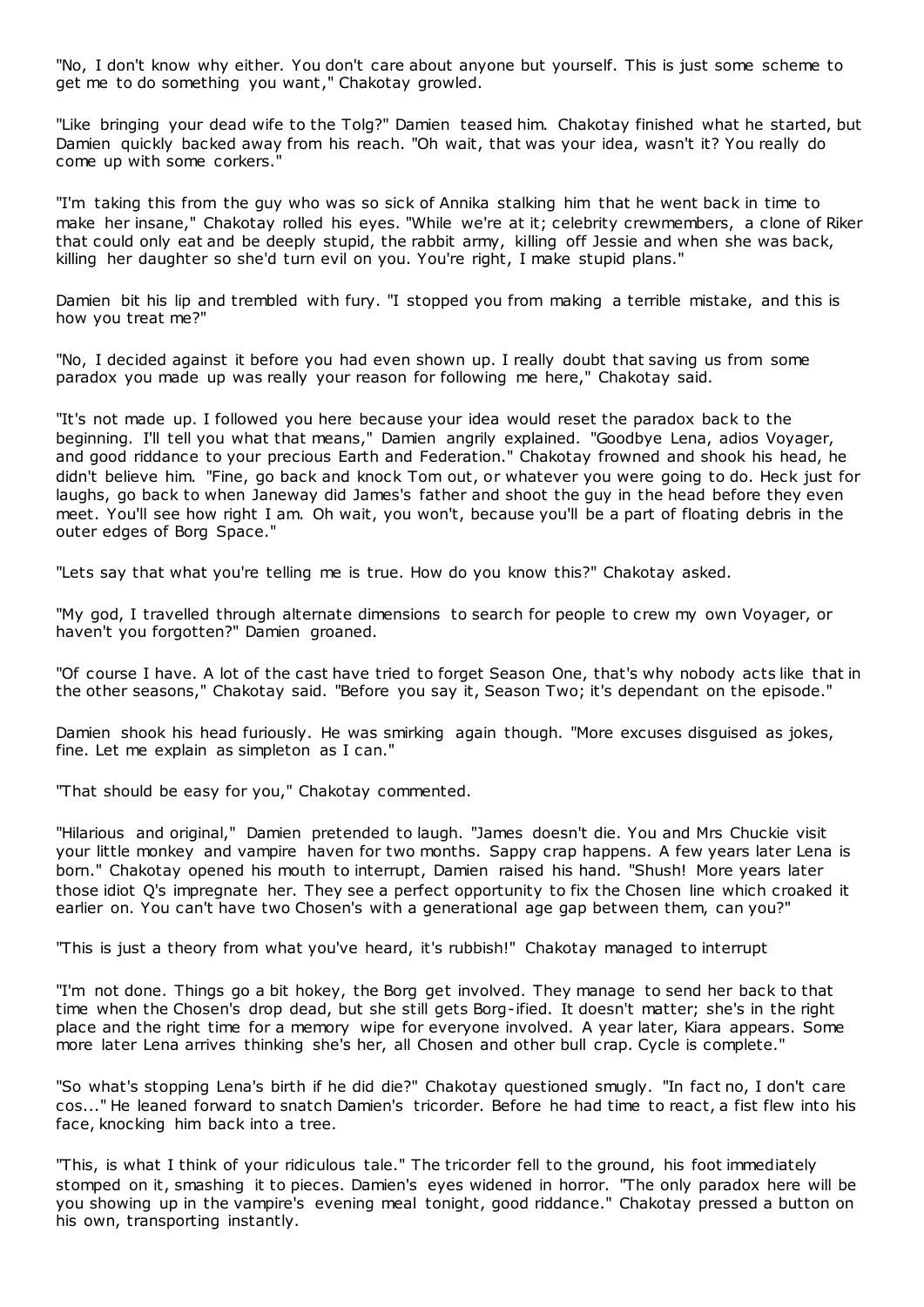"No, I don't know why either. You don't care about anyone but yourself. This is just some scheme to get me to do something you want," Chakotay growled.

"Like bringing your dead wife to the Tolg?" Damien teased him. Chakotay finished what he started, but Damien quickly backed away from his reach. "Oh wait, that was your idea, wasn't it? You really do come up with some corkers."

"I'm taking this from the guy who was so sick of Annika stalking him that he went back in time to make her insane," Chakotay rolled his eyes. "While we're at it; celebrity crewmembers, a clone of Riker that could only eat and be deeply stupid, the rabbit army, killing off Jessie and when she was back, killing her daughter so she'd turn evil on you. You're right, I make stupid plans."

Damien bit his lip and trembled with fury. "I stopped you from making a terrible mistake, and this is how you treat me?"

"No, I decided against it before you had even shown up. I really doubt that saving us from some paradox you made up was really your reason for following me here," Chakotay said.

"It's not made up. I followed you here because your idea would reset the paradox back to the beginning. I'll tell you what that means," Damien angrily explained. "Goodbye Lena, adios Voyager, and good riddance to your precious Earth and Federation." Chakotay frowned and shook his head, he didn't believe him. "Fine, go back and knock Tom out, or whatever you were going to do. Heck just for laughs, go back to when Janeway did James's father and shoot the guy in the head before they even meet. You'll see how right I am. Oh wait, you won't, because you'll be a part of floating debris in the outer edges of Borg Space."

"Lets say that what you're telling me is true. How do you know this?" Chakotay asked.

"My god, I travelled through alternate dimensions to search for people to crew my own Voyager, or haven't you forgotten?" Damien groaned.

"Of course I have. A lot of the cast have tried to forget Season One, that's why nobody acts like that in the other seasons," Chakotay said. "Before you say it, Season Two; it's dependant on the episode."

Damien shook his head furiously. He was smirking again though. "More excuses disguised as jokes, fine. Let me explain as simpleton as I can."

"That should be easy for you," Chakotay commented.

"Hilarious and original," Damien pretended to laugh. "James doesn't die. You and Mrs Chuckie visit your little monkey and vampire haven for two months. Sappy crap happens. A few years later Lena is born." Chakotay opened his mouth to interrupt, Damien raised his hand. "Shush! More years later those idiot Q's impregnate her. They see a perfect opportunity to fix the Chosen line which croaked it earlier on. You can't have two Chosen's with a generational age gap between them, can you?"

"This is just a theory from what you've heard, it's rubbish!" Chakotay managed to interrupt

"I'm not done. Things go a bit hokey, the Borg get involved. They manage to send her back to that time when the Chosen's drop dead, but she still gets Borg-ified. It doesn't matter; she's in the right place and the right time for a memory wipe for everyone involved. A year later, Kiara appears. Some more later Lena arrives thinking she's her, all Chosen and other bull crap. Cycle is complete."

"So what's stopping Lena's birth if he did die?" Chakotay questioned smugly. "In fact no, I don't care cos..." He leaned forward to snatch Damien's tricorder. Before he had time to react, a fist flew into his face, knocking him back into a tree.

"This, is what I think of your ridiculous tale." The tricorder fell to the ground, his foot immediately stomped on it, smashing it to pieces. Damien's eyes widened in horror. "The only paradox here will be you showing up in the vampire's evening meal tonight, good riddance." Chakotay pressed a button on his own, transporting instantly.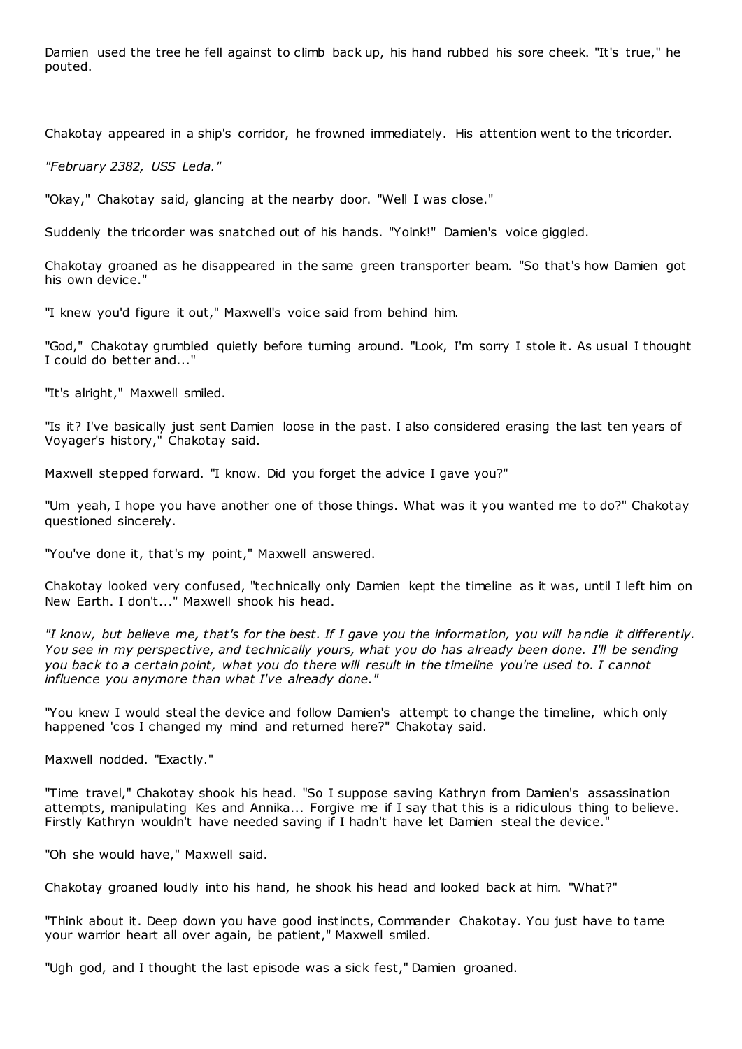Damien used the tree he fell against to climb back up, his hand rubbed his sore cheek. "It's true," he pouted.

Chakotay appeared in a ship's corridor, he frowned immediately. His attention went to the tricorder.

*"February 2382, USS Leda."*

"Okay," Chakotay said, glancing at the nearby door. "Well I was close."

Suddenly the tricorder was snatched out of his hands. "Yoink!" Damien's voice giggled.

Chakotay groaned as he disappeared in the same green transporter beam. "So that's how Damien got his own device."

"I knew you'd figure it out," Maxwell's voice said from behind him.

"God," Chakotay grumbled quietly before turning around. "Look, I'm sorry I stole it. As usual I thought I could do better and..."

"It's alright," Maxwell smiled.

"Is it? I've basically just sent Damien loose in the past. I also considered erasing the last ten years of Voyager's history," Chakotay said.

Maxwell stepped forward. "I know. Did you forget the advice I gave you?"

"Um yeah, I hope you have another one of those things. What was it you wanted me to do?" Chakotay questioned sincerely.

"You've done it, that's my point," Maxwell answered.

Chakotay looked very confused, "technically only Damien kept the timeline as it was, until I left him on New Earth. I don't..." Maxwell shook his head.

*"I know, but believe me, that's for the best. If I gave you the information, you will handle it differently. You see in my perspective, and technically yours, what you do has already been done. I'll be sending you back to a certain point, what you do there will result in the timeline you're used to. I cannot influence you anymore than what I've already done."*

"You knew I would steal the device and follow Damien's attempt to change the timeline, which only happened 'cos I changed my mind and returned here?" Chakotay said.

Maxwell nodded. "Exactly."

"Time travel," Chakotay shook his head. "So I suppose saving Kathryn from Damien's assassination attempts, manipulating Kes and Annika... Forgive me if I say that this is a ridiculous thing to believe. Firstly Kathryn wouldn't have needed saving if I hadn't have let Damien steal the device."

"Oh she would have," Maxwell said.

Chakotay groaned loudly into his hand, he shook his head and looked back at him. "What?"

"Think about it. Deep down you have good instincts, Commander Chakotay. You just have to tame your warrior heart all over again, be patient," Maxwell smiled.

"Ugh god, and I thought the last episode was a sick fest," Damien groaned.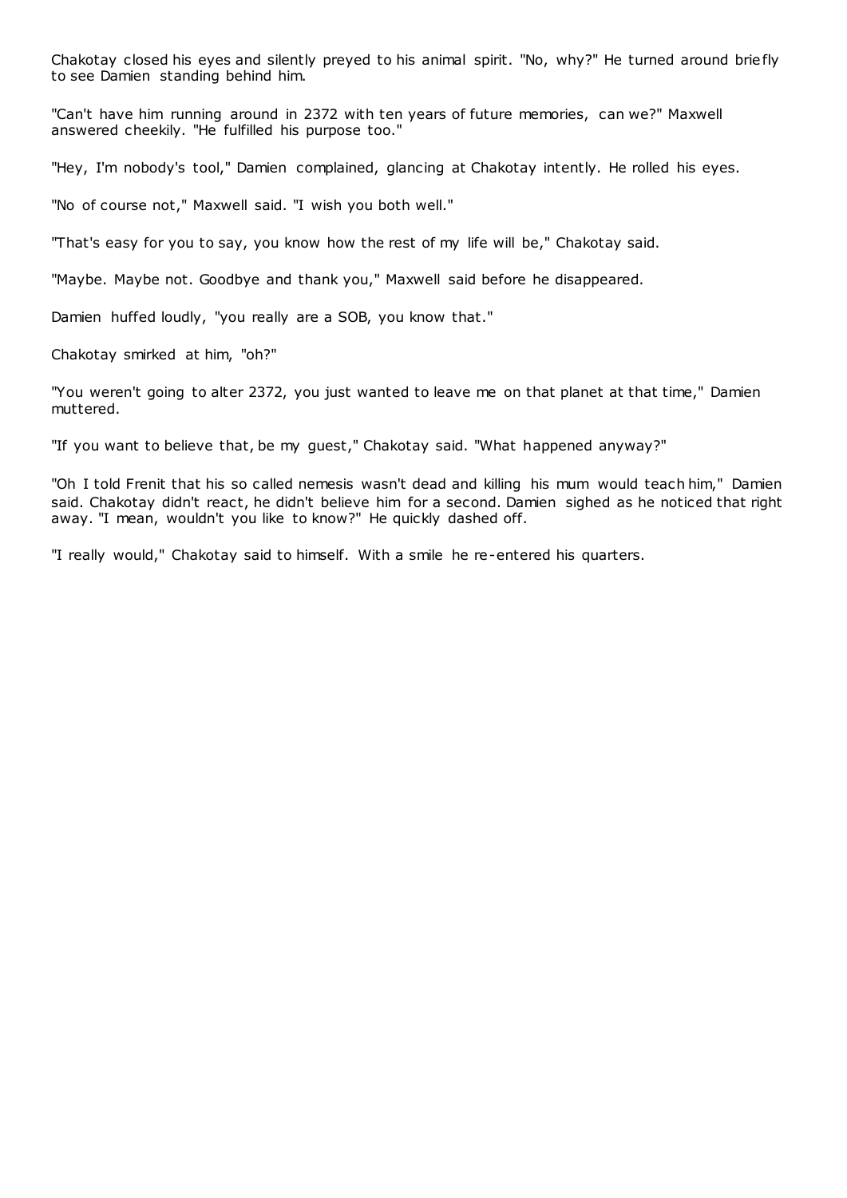Chakotay closed his eyes and silently preyed to his animal spirit. "No, why?" He turned around briefly to see Damien standing behind him.

"Can't have him running around in 2372 with ten years of future memories, can we?" Maxwell answered cheekily. "He fulfilled his purpose too."

"Hey, I'm nobody's tool," Damien complained, glancing at Chakotay intently. He rolled his eyes.

"No of course not," Maxwell said. "I wish you both well."

"That's easy for you to say, you know how the rest of my life will be," Chakotay said.

"Maybe. Maybe not. Goodbye and thank you," Maxwell said before he disappeared.

Damien huffed loudly, "you really are a SOB, you know that."

Chakotay smirked at him, "oh?"

"You weren't going to alter 2372, you just wanted to leave me on that planet at that time," Damien muttered.

"If you want to believe that, be my guest," Chakotay said. "What happened anyway?"

"Oh I told Frenit that his so called nemesis wasn't dead and killing his mum would teach him," Damien said. Chakotay didn't react, he didn't believe him for a second. Damien sighed as he noticed that right away. "I mean, wouldn't you like to know?" He quickly dashed off.

"I really would," Chakotay said to himself. With a smile he re-entered his quarters.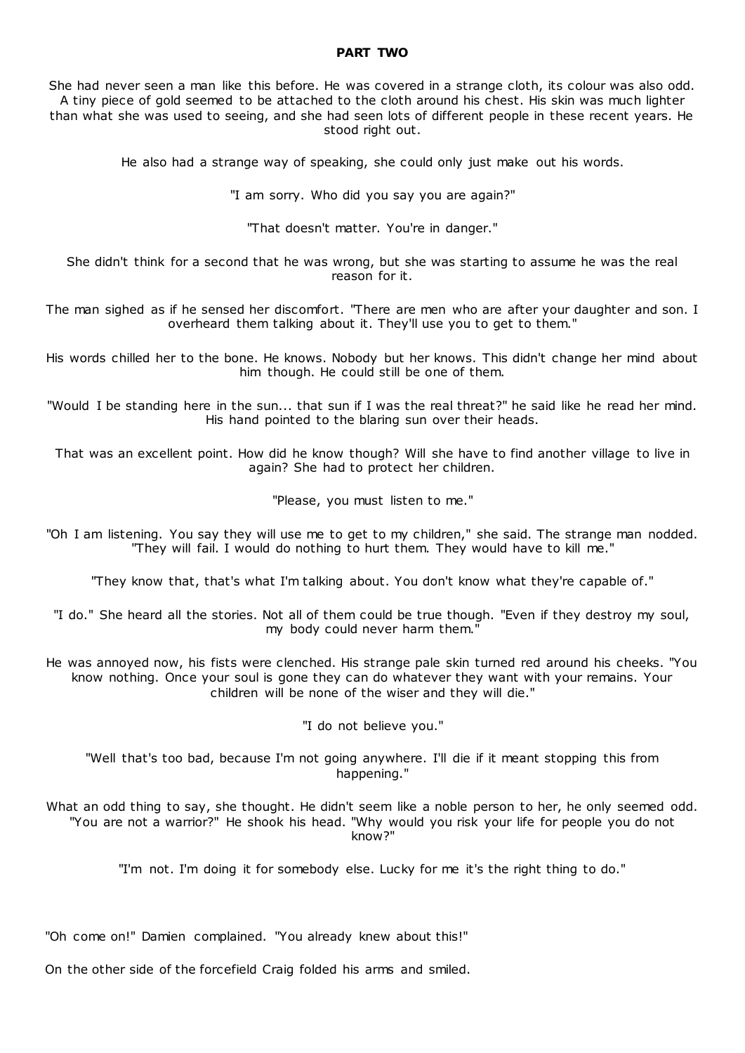**PART TWO**

She had never seen a man like this before. He was covered in a strange cloth, its colour was also odd. A tiny piece of gold seemed to be attached to the cloth around his chest. His skin was much lighter than what she was used to seeing, and she had seen lots of different people in these recent years. He stood right out.

He also had a strange way of speaking, she could only just make out his words.

"I am sorry. Who did you say you are again?"

"That doesn't matter. You're in danger."

She didn't think for a second that he was wrong, but she was starting to assume he was the real reason for it.

The man sighed as if he sensed her discomfort. "There are men who are after your daughter and son. I overheard them talking about it. They'll use you to get to them."

His words chilled her to the bone. He knows. Nobody but her knows. This didn't change her mind about him though. He could still be one of them.

"Would I be standing here in the sun... that sun if I was the real threat?" he said like he read her mind. His hand pointed to the blaring sun over their heads.

That was an excellent point. How did he know though? Will she have to find another village to live in again? She had to protect her children.

"Please, you must listen to me."

"Oh I am listening. You say they will use me to get to my children," she said. The strange man nodded. "They will fail. I would do nothing to hurt them. They would have to kill me."

"They know that, that's what I'm talking about. You don't know what they're capable of."

"I do." She heard all the stories. Not all of them could be true though. "Even if they destroy my soul, my body could never harm them."

He was annoyed now, his fists were clenched. His strange pale skin turned red around his cheeks. "You know nothing. Once your soul is gone they can do whatever they want with your remains. Your children will be none of the wiser and they will die."

"I do not believe you."

"Well that's too bad, because I'm not going anywhere. I'll die if it meant stopping this from happening."

What an odd thing to say, she thought. He didn't seem like a noble person to her, he only seemed odd. "You are not a warrior?" He shook his head. "Why would you risk your life for people you do not know?"

"I'm not. I'm doing it for somebody else. Lucky for me it's the right thing to do."

"Oh come on!" Damien complained. "You already knew about this!"

On the other side of the forcefield Craig folded his arms and smiled.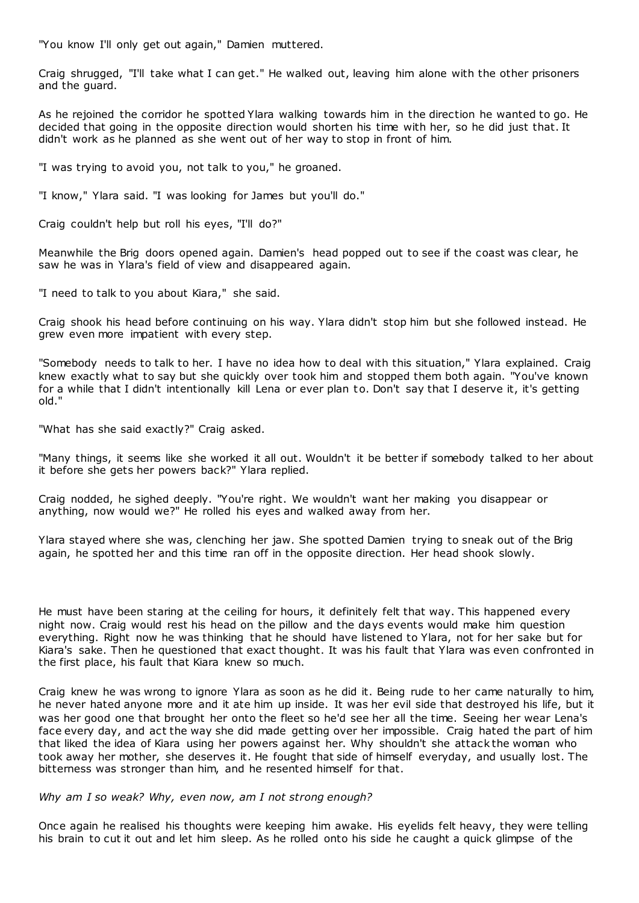"You know I'll only get out again," Damien muttered.

Craig shrugged, "I'll take what I can get." He walked out, leaving him alone with the other prisoners and the guard.

As he rejoined the corridor he spotted Ylara walking towards him in the direction he wanted to go. He decided that going in the opposite direction would shorten his time with her, so he did just that. It didn't work as he planned as she went out of her way to stop in front of him.

"I was trying to avoid you, not talk to you," he groaned.

"I know," Ylara said. "I was looking for James but you'll do."

Craig couldn't help but roll his eyes, "I'll do?"

Meanwhile the Brig doors opened again. Damien's head popped out to see if the coast was clear, he saw he was in Ylara's field of view and disappeared again.

"I need to talk to you about Kiara," she said.

Craig shook his head before continuing on his way. Ylara didn't stop him but she followed instead. He grew even more impatient with every step.

"Somebody needs to talk to her. I have no idea how to deal with this situation," Ylara explained. Craig knew exactly what to say but she quickly over took him and stopped them both again. "You've known for a while that I didn't intentionally kill Lena or ever plan to. Don't say that I deserve it, it's getting old."

"What has she said exactly?" Craig asked.

"Many things, it seems like she worked it all out. Wouldn't it be better if somebody talked to her about it before she gets her powers back?" Ylara replied.

Craig nodded, he sighed deeply. "You're right. We wouldn't want her making you disappear or anything, now would we?" He rolled his eyes and walked away from her.

Ylara stayed where she was, clenching her jaw. She spotted Damien trying to sneak out of the Brig again, he spotted her and this time ran off in the opposite direction. Her head shook slowly.

He must have been staring at the ceiling for hours, it definitely felt that way. This happened every night now. Craig would rest his head on the pillow and the days events would make him question everything. Right now he was thinking that he should have listened to Ylara, not for her sake but for Kiara's sake. Then he questioned that exact thought. It was his fault that Ylara was even confronted in the first place, his fault that Kiara knew so much.

Craig knew he was wrong to ignore Ylara as soon as he did it. Being rude to her came naturally to him, he never hated anyone more and it ate him up inside. It was her evil side that destroyed his life, but it was her good one that brought her onto the fleet so he'd see her all the time. Seeing her wear Lena's face every day, and act the way she did made getting over her impossible. Craig hated the part of him that liked the idea of Kiara using her powers against her. Why shouldn't she attack the woman who took away her mother, she deserves it. He fought that side of himself everyday, and usually lost. The bitterness was stronger than him, and he resented himself for that.

*Why am I so weak? Why, even now, am I not strong enough?*

Once again he realised his thoughts were keeping him awake. His eyelids felt heavy, they were telling his brain to cut it out and let him sleep. As he rolled onto his side he caught a quick glimpse of the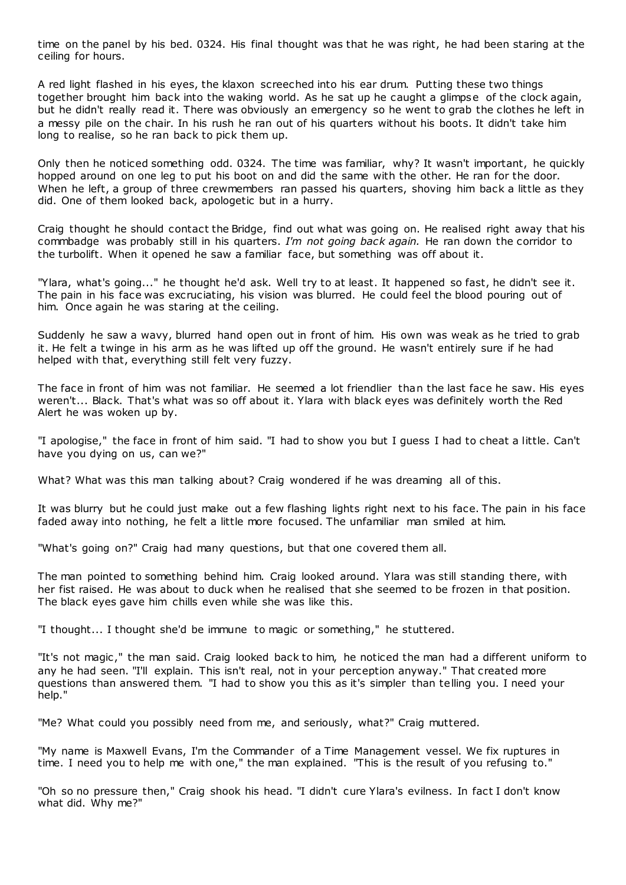time on the panel by his bed. 0324. His final thought was that he was right, he had been staring at the ceiling for hours.

A red light flashed in his eyes, the klaxon screeched into his ear drum. Putting these two things together brought him back into the waking world. As he sat up he caught a glimpse of the clock again, but he didn't really read it. There was obviously an emergency so he went to grab the clothes he left in a messy pile on the chair. In his rush he ran out of his quarters without his boots. It didn't take him long to realise, so he ran back to pick them up.

Only then he noticed something odd. 0324. The time was familiar, why? It wasn't important, he quickly hopped around on one leg to put his boot on and did the same with the other. He ran for the door. When he left, a group of three crewmembers ran passed his quarters, shoving him back a little as they did. One of them looked back, apologetic but in a hurry.

Craig thought he should contact the Bridge, find out what was going on. He realised right away that his commbadge was probably still in his quarters. *I'm not going back again.* He ran down the corridor to the turbolift. When it opened he saw a familiar face, but something was off about it.

"Ylara, what's going..." he thought he'd ask. Well try to at least. It happened so fast, he didn't see it. The pain in his face was excruciating, his vision was blurred. He could feel the blood pouring out of him. Once again he was staring at the ceiling.

Suddenly he saw a wavy, blurred hand open out in front of him. His own was weak as he tried to grab it. He felt a twinge in his arm as he was lifted up off the ground. He wasn't entirely sure if he had helped with that, everything still felt very fuzzy.

The face in front of him was not familiar. He seemed a lot friendlier than the last face he saw. His eyes weren't... Black. That's what was so off about it. Ylara with black eyes was definitely worth the Red Alert he was woken up by.

"I apologise," the face in front of him said. "I had to show you but I guess I had to cheat a little. Can't have you dying on us, can we?"

What? What was this man talking about? Craig wondered if he was dreaming all of this.

It was blurry but he could just make out a few flashing lights right next to his face. The pain in his face faded away into nothing, he felt a little more focused. The unfamiliar man smiled at him.

"What's going on?" Craig had many questions, but that one covered them all.

The man pointed to something behind him. Craig looked around. Ylara was still standing there, with her fist raised. He was about to duck when he realised that she seemed to be frozen in that position. The black eyes gave him chills even while she was like this.

"I thought... I thought she'd be immune to magic or something," he stuttered.

"It's not magic," the man said. Craig looked back to him, he noticed the man had a different uniform to any he had seen. "I'll explain. This isn't real, not in your perception anyway." That created more questions than answered them. "I had to show you this as it's simpler than telling you. I need your help."

"Me? What could you possibly need from me, and seriously, what?" Craig muttered.

"My name is Maxwell Evans, I'm the Commander of a Time Management vessel. We fix ruptures in time. I need you to help me with one," the man explained. "This is the result of you refusing to."

"Oh so no pressure then," Craig shook his head. "I didn't cure Ylara's evilness. In fact I don't know what did. Why me?"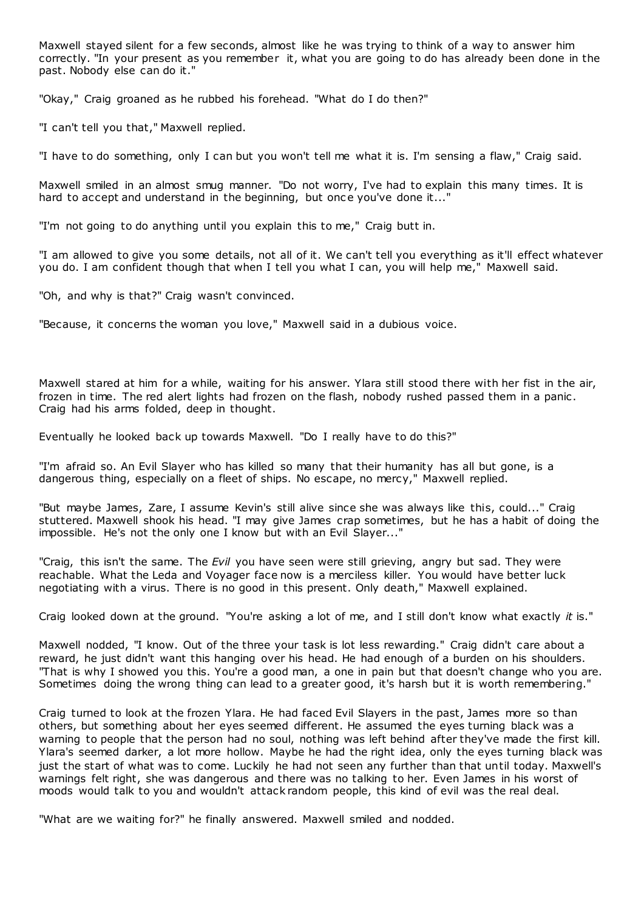Maxwell stayed silent for a few seconds, almost like he was trying to think of a way to answer him correctly. "In your present as you remember it, what you are going to do has already been done in the past. Nobody else can do it."

"Okay," Craig groaned as he rubbed his forehead. "What do I do then?"

"I can't tell you that," Maxwell replied.

"I have to do something, only I can but you won't tell me what it is. I'm sensing a flaw," Craig said.

Maxwell smiled in an almost smug manner. "Do not worry, I've had to explain this many times. It is hard to accept and understand in the beginning, but once you've done it..."

"I'm not going to do anything until you explain this to me," Craig butt in.

"I am allowed to give you some details, not all of it. We can't tell you everything as it'll effect whatever you do. I am confident though that when I tell you what I can, you will help me," Maxwell said.

"Oh, and why is that?" Craig wasn't convinced.

"Because, it concerns the woman you love," Maxwell said in a dubious voice.

Maxwell stared at him for a while, waiting for his answer. Ylara still stood there with her fist in the air, frozen in time. The red alert lights had frozen on the flash, nobody rushed passed them in a panic. Craig had his arms folded, deep in thought.

Eventually he looked back up towards Maxwell. "Do I really have to do this?"

"I'm afraid so. An Evil Slayer who has killed so many that their humanity has all but gone, is a dangerous thing, especially on a fleet of ships. No escape, no mercy," Maxwell replied.

"But maybe James, Zare, I assume Kevin's still alive since she was always like this, could..." Craig stuttered. Maxwell shook his head. "I may give James crap sometimes, but he has a habit of doing the impossible. He's not the only one I know but with an Evil Slayer..."

"Craig, this isn't the same. The *Evil* you have seen were still grieving, angry but sad. They were reachable. What the Leda and Voyager face now is a merciless killer. You would have better luck negotiating with a virus. There is no good in this present. Only death," Maxwell explained.

Craig looked down at the ground. "You're asking a lot of me, and I still don't know what exactly *it* is."

Maxwell nodded, "I know. Out of the three your task is lot less rewarding." Craig didn't care about a reward, he just didn't want this hanging over his head. He had enough of a burden on his shoulders. "That is why I showed you this. You're a good man, a one in pain but that doesn't change who you are. Sometimes doing the wrong thing can lead to a greater good, it's harsh but it is worth remembering."

Craig turned to look at the frozen Ylara. He had faced Evil Slayers in the past, James more so than others, but something about her eyes seemed different. He assumed the eyes turning black was a warning to people that the person had no soul, nothing was left behind after they've made the first kill. Ylara's seemed darker, a lot more hollow. Maybe he had the right idea, only the eyes turning black was just the start of what was to come. Luckily he had not seen any further than that until today. Maxwell's warnings felt right, she was dangerous and there was no talking to her. Even James in his worst of moods would talk to you and wouldn't attack random people, this kind of evil was the real deal.

"What are we waiting for?" he finally answered. Maxwell smiled and nodded.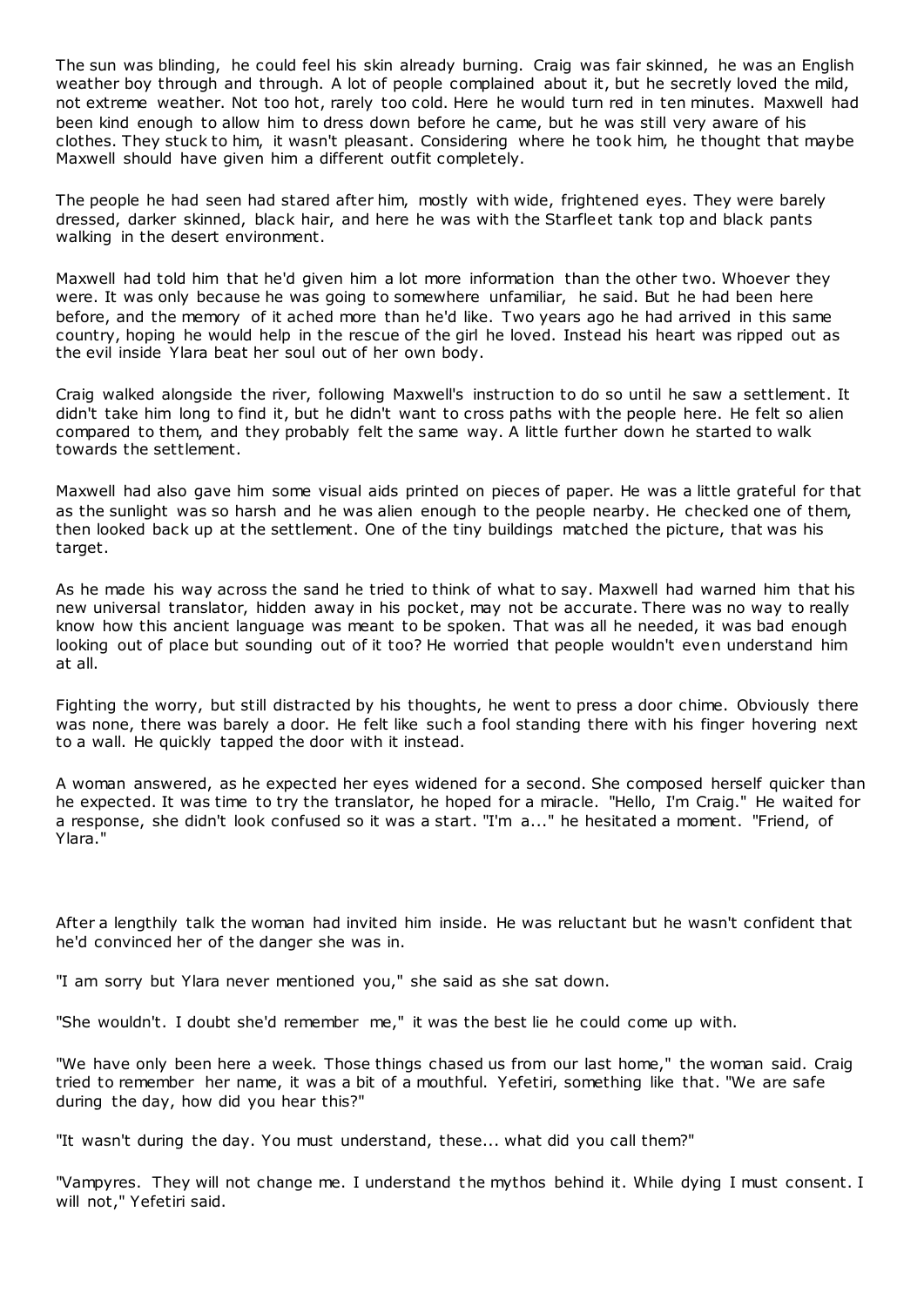The sun was blinding, he could feel his skin already burning. Craig was fair skinned, he was an English weather boy through and through. A lot of people complained about it, but he secretly loved the mild, not extreme weather. Not too hot, rarely too cold. Here he would turn red in ten minutes. Maxwell had been kind enough to allow him to dress down before he came, but he was still very aware of his clothes. They stuck to him, it wasn't pleasant. Considering where he took him, he thought that maybe Maxwell should have given him a different outfit completely.

The people he had seen had stared after him, mostly with wide, frightened eyes. They were barely dressed, darker skinned, black hair, and here he was with the Starfleet tank top and black pants walking in the desert environment.

Maxwell had told him that he'd given him a lot more information than the other two. Whoever they were. It was only because he was going to somewhere unfamiliar, he said. But he had been here before, and the memory of it ached more than he'd like. Two years ago he had arrived in this same country, hoping he would help in the rescue of the girl he loved. Instead his heart was ripped out as the evil inside Ylara beat her soul out of her own body.

Craig walked alongside the river, following Maxwell's instruction to do so until he saw a settlement. It didn't take him long to find it, but he didn't want to cross paths with the people here. He felt so alien compared to them, and they probably felt the same way. A little further down he started to walk towards the settlement.

Maxwell had also gave him some visual aids printed on pieces of paper. He was a little grateful for that as the sunlight was so harsh and he was alien enough to the people nearby. He checked one of them, then looked back up at the settlement. One of the tiny buildings matched the picture, that was his target.

As he made his way across the sand he tried to think of what to say. Maxwell had warned him that his new universal translator, hidden away in his pocket, may not be accurate. There was no way to really know how this ancient language was meant to be spoken. That was all he needed, it was bad enough looking out of place but sounding out of it too? He worried that people wouldn't even understand him at all.

Fighting the worry, but still distracted by his thoughts, he went to press a door chime. Obviously there was none, there was barely a door. He felt like such a fool standing there with his finger hovering next to a wall. He quickly tapped the door with it instead.

A woman answered, as he expected her eyes widened for a second. She composed herself quicker than he expected. It was time to try the translator, he hoped for a miracle. "Hello, I'm Craig." He waited for a response, she didn't look confused so it was a start. "I'm a..." he hesitated a moment. "Friend, of Ylara."

After a lengthily talk the woman had invited him inside. He was reluctant but he wasn't confident that he'd convinced her of the danger she was in.

"I am sorry but Ylara never mentioned you," she said as she sat down.

"She wouldn't. I doubt she'd remember me," it was the best lie he could come up with.

"We have only been here a week. Those things chased us from our last home," the woman said. Craig tried to remember her name, it was a bit of a mouthful. Yefetiri, something like that. "We are safe during the day, how did you hear this?"

"It wasn't during the day. You must understand, these... what did you call them?"

"Vampyres. They will not change me. I understand the mythos behind it. While dying I must consent. I will not," Yefetiri said.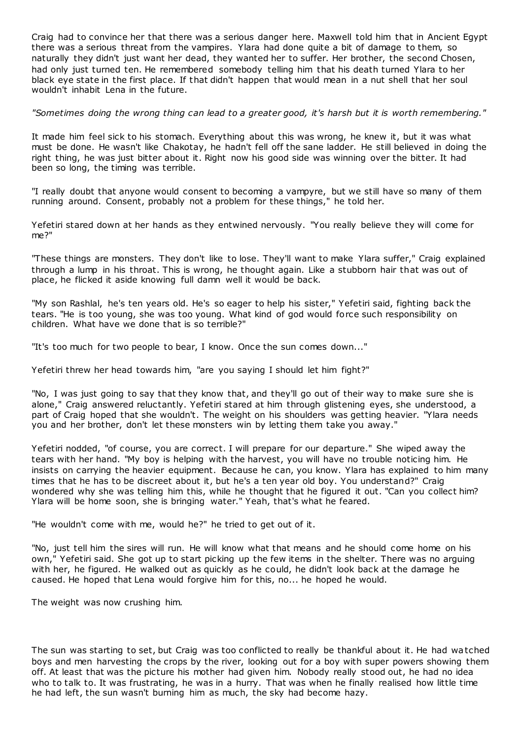Craig had to convince her that there was a serious danger here. Maxwell told him that in Ancient Egypt there was a serious threat from the vampires. Ylara had done quite a bit of damage to them, so naturally they didn't just want her dead, they wanted her to suffer. Her brother, the second Chosen, had only just turned ten. He remembered somebody telling him that his death turned Ylara to her black eye state in the first place. If that didn't happen that would mean in a nut shell that her soul wouldn't inhabit Lena in the future.

*"Sometimes doing the wrong thing can lead to a greater good, it's harsh but it is worth remembering."*

It made him feel sick to his stomach. Everything about this was wrong, he knew it, but it was what must be done. He wasn't like Chakotay, he hadn't fell off the sane ladder. He still believed in doing the right thing, he was just bitter about it. Right now his good side was winning over the bitter. It had been so long, the timing was terrible.

"I really doubt that anyone would consent to becoming a vampyre, but we still have so many of them running around. Consent, probably not a problem for these things," he told her.

Yefetiri stared down at her hands as they entwined nervously. "You really believe they will come for me?"

"These things are monsters. They don't like to lose. They'll want to make Ylara suffer," Craig explained through a lump in his throat. This is wrong, he thought again. Like a stubborn hair that was out of place, he flicked it aside knowing full damn well it would be back.

"My son Rashlal, he's ten years old. He's so eager to help his sister," Yefetiri said, fighting back the tears. "He is too young, she was too young. What kind of god would force such responsibility on children. What have we done that is so terrible?"

"It's too much for two people to bear, I know. Once the sun comes down..."

Yefetiri threw her head towards him, "are you saying I should let him fight?"

"No, I was just going to say that they know that, and they'll go out of their way to make sure she is alone," Craig answered reluctantly. Yefetiri stared at him through glistening eyes, she understood, a part of Craig hoped that she wouldn't. The weight on his shoulders was getting heavier. "Ylara needs you and her brother, don't let these monsters win by letting them take you away."

Yefetiri nodded, "of course, you are correct. I will prepare for our departure." She wiped away the tears with her hand. "My boy is helping with the harvest, you will have no trouble noticing him. He insists on carrying the heavier equipment. Because he can, you know. Ylara has explained to him many times that he has to be discreet about it, but he's a ten year old boy. You understand?" Craig wondered why she was telling him this, while he thought that he figured it out. "Can you collect him? Ylara will be home soon, she is bringing water." Yeah, that's what he feared.

"He wouldn't come with me, would he?" he tried to get out of it.

"No, just tell him the sires will run. He will know what that means and he should come home on his own," Yefetiri said. She got up to start picking up the few items in the shelter. There was no arguing with her, he figured. He walked out as quickly as he could, he didn't look back at the damage he caused. He hoped that Lena would forgive him for this, no... he hoped he would.

The weight was now crushing him.

The sun was starting to set, but Craig was too conflicted to really be thankful about it. He had watched boys and men harvesting the crops by the river, looking out for a boy with super powers showing them off. At least that was the picture his mother had given him. Nobody really stood out, he had no idea who to talk to. It was frustrating, he was in a hurry. That was when he finally realised how little time he had left, the sun wasn't burning him as much, the sky had become hazy.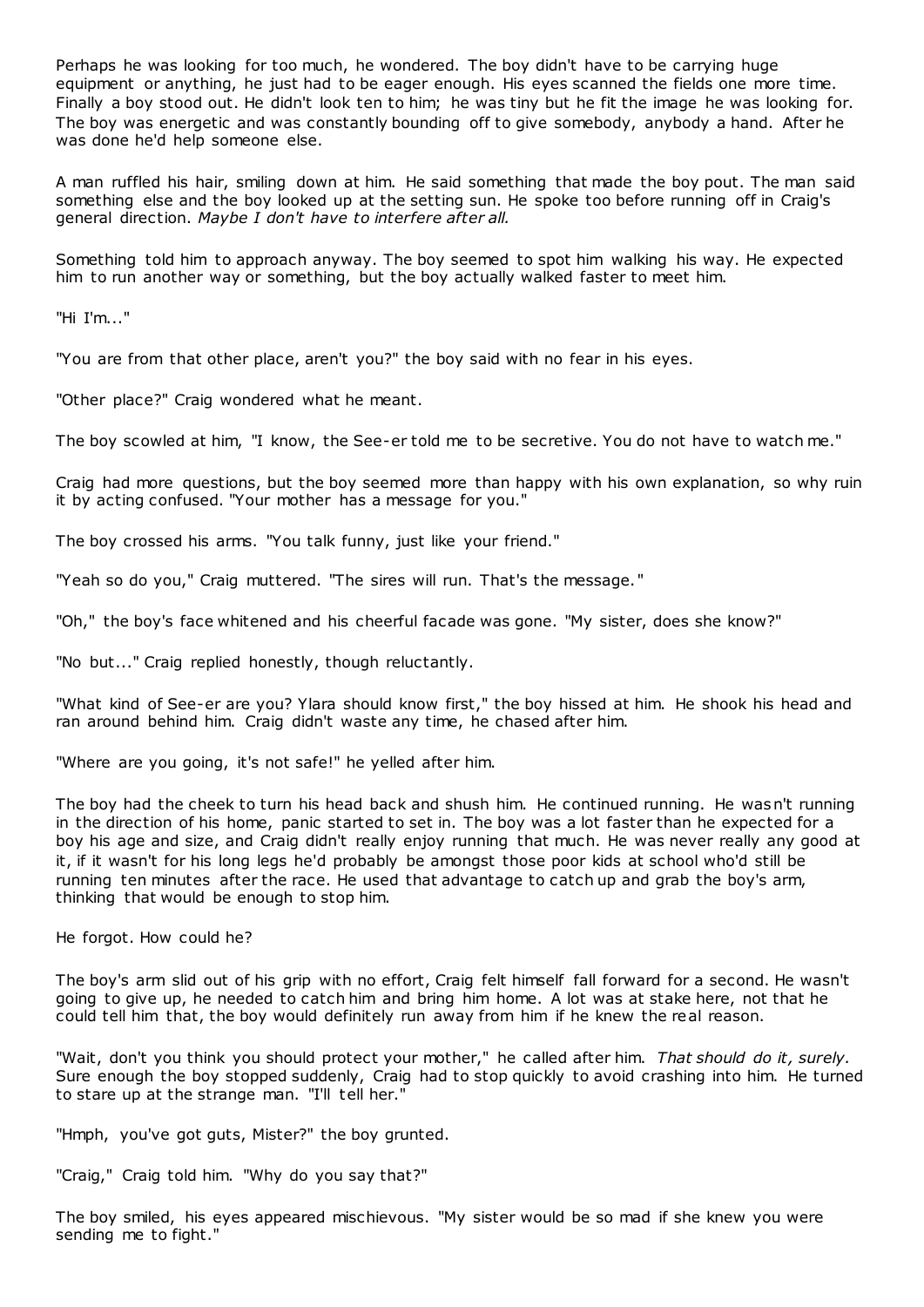Perhaps he was looking for too much, he wondered. The boy didn't have to be carrying huge equipment or anything, he just had to be eager enough. His eyes scanned the fields one more time. Finally a boy stood out. He didn't look ten to him; he was tiny but he fit the image he was looking for. The boy was energetic and was constantly bounding off to give somebody, anybody a hand. After he was done he'd help someone else.

A man ruffled his hair, smiling down at him. He said something that made the boy pout. The man said something else and the boy looked up at the setting sun. He spoke too before running off in Craig's general direction. *Maybe I don't have to interfere after all.*

Something told him to approach anyway. The boy seemed to spot him walking his way. He expected him to run another way or something, but the boy actually walked faster to meet him.

"Hi I'm..."

"You are from that other place, aren't you?" the boy said with no fear in his eyes.

"Other place?" Craig wondered what he meant.

The boy scowled at him, "I know, the See-er told me to be secretive. You do not have to watch me."

Craig had more questions, but the boy seemed more than happy with his own explanation, so why ruin it by acting confused. "Your mother has a message for you."

The boy crossed his arms. "You talk funny, just like your friend."

"Yeah so do you," Craig muttered. "The sires will run. That's the message."

"Oh," the boy's face whitened and his cheerful facade was gone. "My sister, does she know?"

"No but..." Craig replied honestly, though reluctantly.

"What kind of See-er are you? Ylara should know first," the boy hissed at him. He shook his head and ran around behind him. Craig didn't waste any time, he chased after him.

"Where are you going, it's not safe!" he yelled after him.

The boy had the cheek to turn his head back and shush him. He continued running. He wasn't running in the direction of his home, panic started to set in. The boy was a lot faster than he expected for a boy his age and size, and Craig didn't really enjoy running that much. He was never really any good at it, if it wasn't for his long legs he'd probably be amongst those poor kids at school who'd still be running ten minutes after the race. He used that advantage to catch up and grab the boy's arm, thinking that would be enough to stop him.

He forgot. How could he?

The boy's arm slid out of his grip with no effort, Craig felt himself fall forward for a second. He wasn't going to give up, he needed to catch him and bring him home. A lot was at stake here, not that he could tell him that, the boy would definitely run away from him if he knew the real reason.

"Wait, don't you think you should protect your mother," he called after him. *That should do it, surely.* Sure enough the boy stopped suddenly, Craig had to stop quickly to avoid crashing into him. He turned to stare up at the strange man. "I'll tell her."

"Hmph, you've got guts, Mister?" the boy grunted.

"Craig," Craig told him. "Why do you say that?"

The boy smiled, his eyes appeared mischievous. "My sister would be so mad if she knew you were sending me to fight."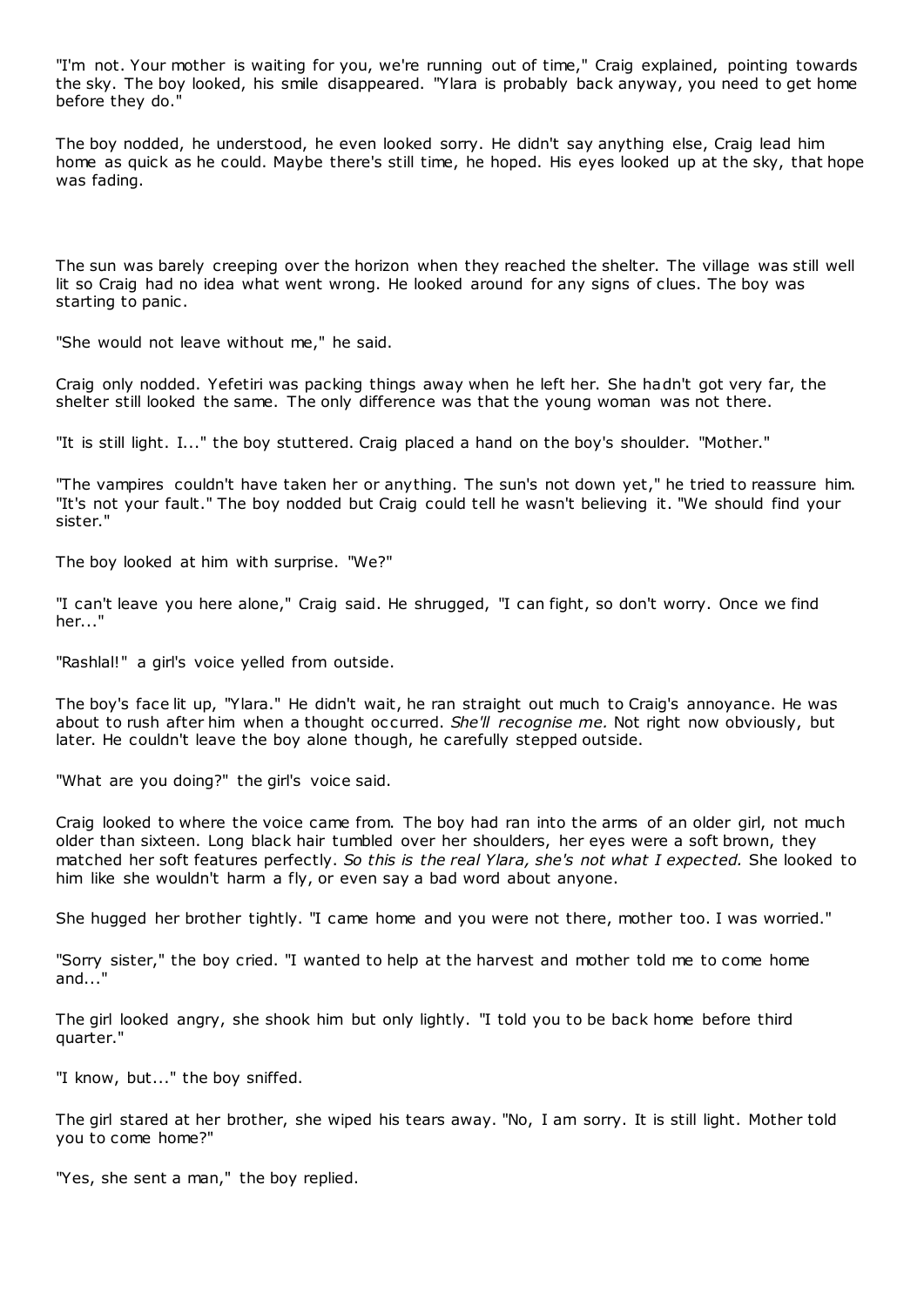"I'm not. Your mother is waiting for you, we're running out of time," Craig explained, pointing towards the sky. The boy looked, his smile disappeared. "Ylara is probably back anyway, you need to get home before they do."

The boy nodded, he understood, he even looked sorry. He didn't say anything else, Craig lead him home as quick as he could. Maybe there's still time, he hoped. His eyes looked up at the sky, that hope was fading.

The sun was barely creeping over the horizon when they reached the shelter. The village was still well lit so Craig had no idea what went wrong. He looked around for any signs of clues. The boy was starting to panic.

"She would not leave without me," he said.

Craig only nodded. Yefetiri was packing things away when he left her. She hadn't got very far, the shelter still looked the same. The only difference was that the young woman was not there.

"It is still light. I..." the boy stuttered. Craig placed a hand on the boy's shoulder. "Mother."

"The vampires couldn't have taken her or anything. The sun's not down yet," he tried to reassure him. "It's not your fault." The boy nodded but Craig could tell he wasn't believing it. "We should find your sister."

The boy looked at him with surprise. "We?"

"I can't leave you here alone," Craig said. He shrugged, "I can fight, so don't worry. Once we find her..."

"Rashlal!" a girl's voice yelled from outside.

The boy's face lit up, "Ylara." He didn't wait, he ran straight out much to Craig's annoyance. He was about to rush after him when a thought occurred. *She'll recognise me.* Not right now obviously, but later. He couldn't leave the boy alone though, he carefully stepped outside.

"What are you doing?" the girl's voice said.

Craig looked to where the voice came from. The boy had ran into the arms of an older girl, not much older than sixteen. Long black hair tumbled over her shoulders, her eyes were a soft brown, they matched her soft features perfectly. *So this is the real Ylara, she's not what I expected.* She looked to him like she wouldn't harm a fly, or even say a bad word about anyone.

She hugged her brother tightly. "I came home and you were not there, mother too. I was worried."

"Sorry sister," the boy cried. "I wanted to help at the harvest and mother told me to come home and..."

The girl looked angry, she shook him but only lightly. "I told you to be back home before third quarter."

"I know, but..." the boy sniffed.

The girl stared at her brother, she wiped his tears away. "No, I am sorry. It is still light. Mother told you to come home?"

"Yes, she sent a man," the boy replied.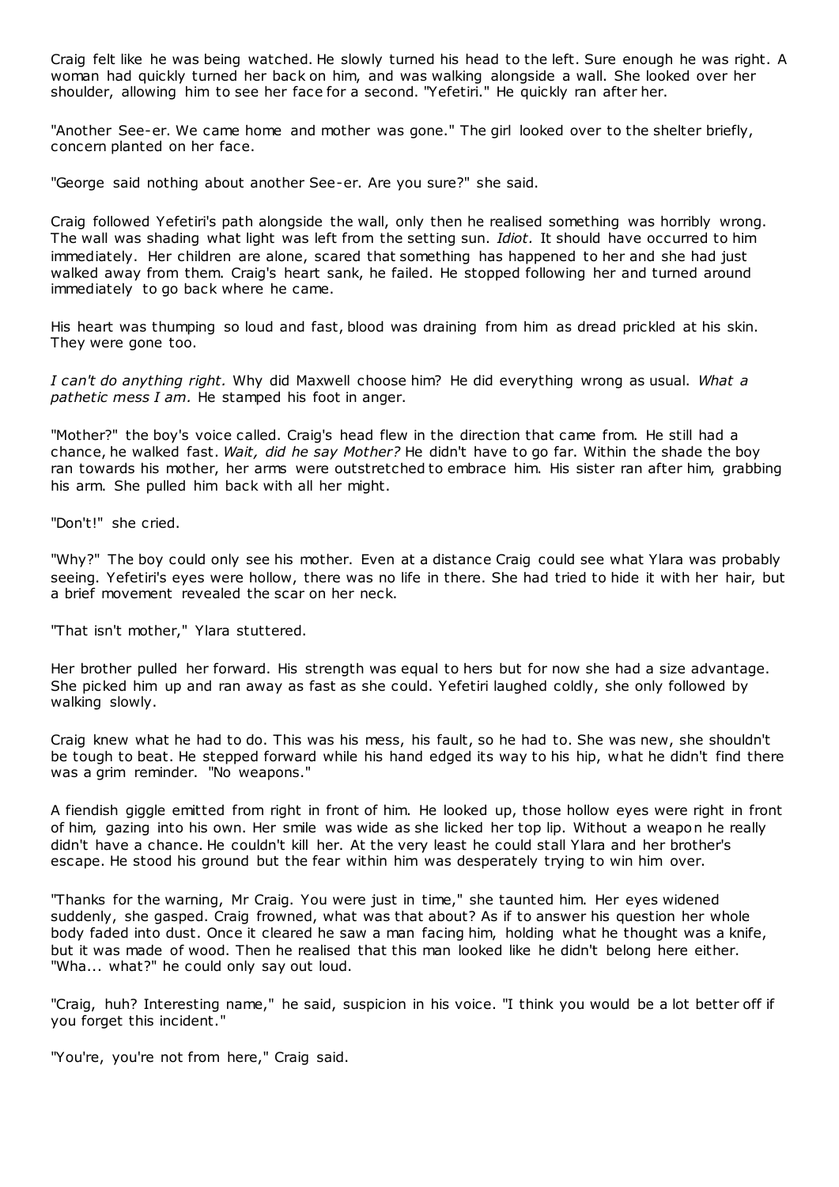Craig felt like he was being watched. He slowly turned his head to the left. Sure enough he was right. A woman had quickly turned her back on him, and was walking alongside a wall. She looked over her shoulder, allowing him to see her face for a second. "Yefetiri." He quickly ran after her.

"Another See-er. We came home and mother was gone." The girl looked over to the shelter briefly, concern planted on her face.

"George said nothing about another See-er. Are you sure?" she said.

Craig followed Yefetiri's path alongside the wall, only then he realised something was horribly wrong. The wall was shading what light was left from the setting sun. *Idiot.* It should have occurred to him immediately. Her children are alone, scared that something has happened to her and she had just walked away from them. Craig's heart sank, he failed. He stopped following her and turned around immediately to go back where he came.

His heart was thumping so loud and fast, blood was draining from him as dread prickled at his skin. They were gone too.

*I can't do anything right.* Why did Maxwell choose him? He did everything wrong as usual. *What a pathetic mess I am.* He stamped his foot in anger.

"Mother?" the boy's voice called. Craig's head flew in the direction that came from. He still had a chance, he walked fast. *Wait, did he say Mother?* He didn't have to go far. Within the shade the boy ran towards his mother, her arms were outstretched to embrace him. His sister ran after him, grabbing his arm. She pulled him back with all her might.

"Don't!" she cried.

"Why?" The boy could only see his mother. Even at a distance Craig could see what Ylara was probably seeing. Yefetiri's eyes were hollow, there was no life in there. She had tried to hide it with her hair, but a brief movement revealed the scar on her neck.

"That isn't mother," Ylara stuttered.

Her brother pulled her forward. His strength was equal to hers but for now she had a size advantage. She picked him up and ran away as fast as she could. Yefetiri laughed coldly, she only followed by walking slowly.

Craig knew what he had to do. This was his mess, his fault, so he had to. She was new, she shouldn't be tough to beat. He stepped forward while his hand edged its way to his hip, what he didn't find there was a grim reminder. "No weapons."

A fiendish giggle emitted from right in front of him. He looked up, those hollow eyes were right in front of him, gazing into his own. Her smile was wide as she licked her top lip. Without a weapon he really didn't have a chance. He couldn't kill her. At the very least he could stall Ylara and her brother's escape. He stood his ground but the fear within him was desperately trying to win him over.

"Thanks for the warning, Mr Craig. You were just in time," she taunted him. Her eyes widened suddenly, she gasped. Craig frowned, what was that about? As if to answer his question her whole body faded into dust. Once it cleared he saw a man facing him, holding what he thought was a knife, but it was made of wood. Then he realised that this man looked like he didn't belong here either. "Wha... what?" he could only say out loud.

"Craig, huh? Interesting name," he said, suspicion in his voice. "I think you would be a lot better off if you forget this incident."

"You're, you're not from here," Craig said.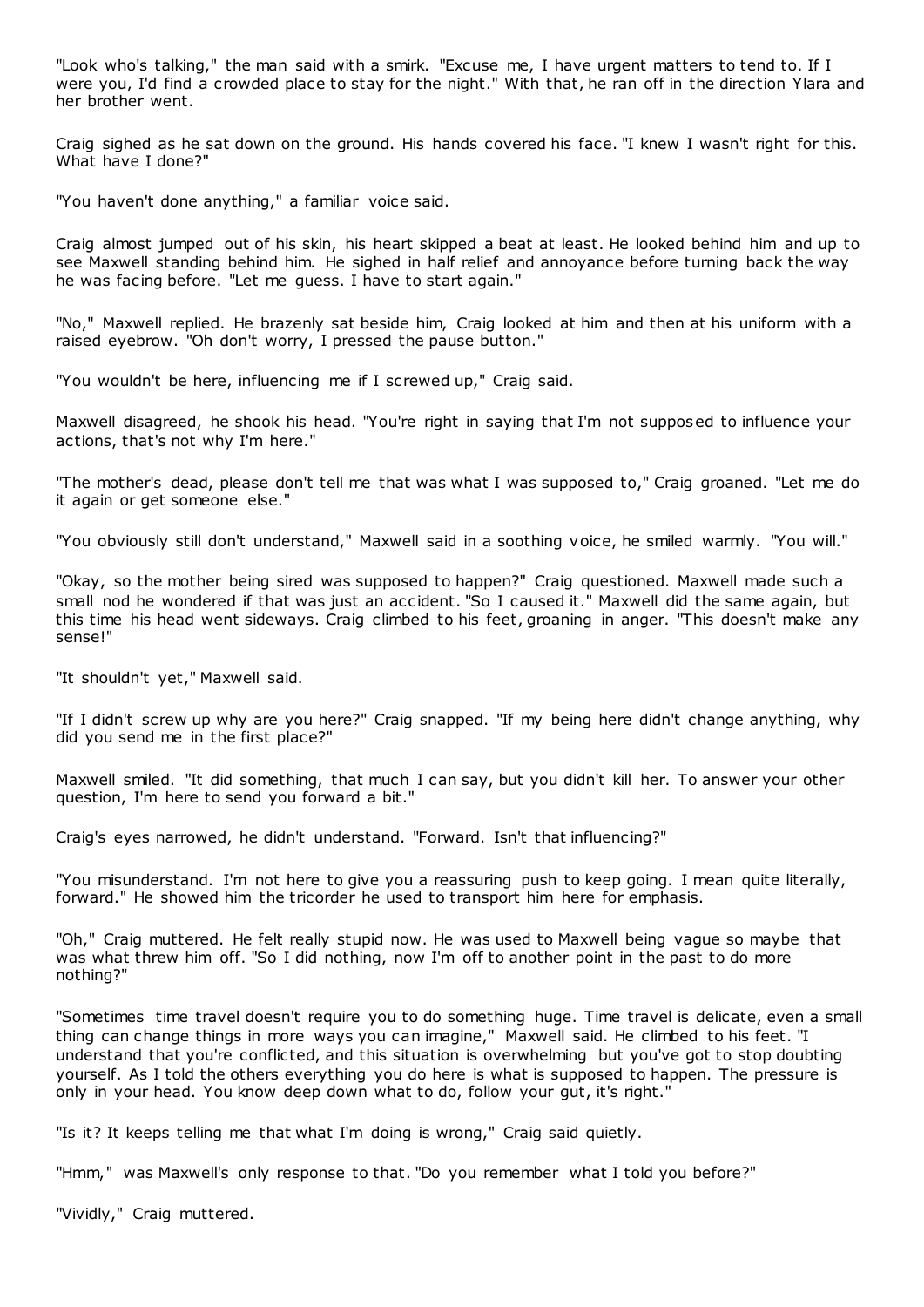"Look who's talking," the man said with a smirk. "Excuse me, I have urgent matters to tend to. If I were you, I'd find a crowded place to stay for the night." With that, he ran off in the direction Ylara and her brother went.

Craig sighed as he sat down on the ground. His hands covered his face. "I knew I wasn't right for this. What have I done?"

"You haven't done anything," a familiar voice said.

Craig almost jumped out of his skin, his heart skipped a beat at least. He looked behind him and up to see Maxwell standing behind him. He sighed in half relief and annoyance before turning back the way he was facing before. "Let me guess. I have to start again."

"No," Maxwell replied. He brazenly sat beside him, Craig looked at him and then at his uniform with a raised eyebrow. "Oh don't worry, I pressed the pause button."

"You wouldn't be here, influencing me if I screwed up," Craig said.

Maxwell disagreed, he shook his head. "You're right in saying that I'm not supposed to influence your actions, that's not why I'm here."

"The mother's dead, please don't tell me that was what I was supposed to," Craig groaned. "Let me do it again or get someone else."

"You obviously still don't understand," Maxwell said in a soothing voice, he smiled warmly. "You will."

"Okay, so the mother being sired was supposed to happen?" Craig questioned. Maxwell made such a small nod he wondered if that was just an accident. "So I caused it." Maxwell did the same again, but this time his head went sideways. Craig climbed to his feet, groaning in anger. "This doesn't make any sense!"

"It shouldn't yet," Maxwell said.

"If I didn't screw up why are you here?" Craig snapped. "If my being here didn't change anything, why did you send me in the first place?"

Maxwell smiled. "It did something, that much I can say, but you didn't kill her. To answer your other question, I'm here to send you forward a bit."

Craig's eyes narrowed, he didn't understand. "Forward. Isn't that influencing?"

"You misunderstand. I'm not here to give you a reassuring push to keep going. I mean quite literally, forward." He showed him the tricorder he used to transport him here for emphasis.

"Oh," Craig muttered. He felt really stupid now. He was used to Maxwell being vague so maybe that was what threw him off. "So I did nothing, now I'm off to another point in the past to do more nothing?"

"Sometimes time travel doesn't require you to do something huge. Time travel is delicate, even a small thing can change things in more ways you can imagine," Maxwell said. He climbed to his feet. "I understand that you're conflicted, and this situation is overwhelming but you've got to stop doubting yourself. As I told the others everything you do here is what is supposed to happen. The pressure is only in your head. You know deep down what to do, follow your gut, it's right."

"Is it? It keeps telling me that what I'm doing is wrong," Craig said quietly.

"Hmm," was Maxwell's only response to that. "Do you remember what I told you before?"

"Vividly," Craig muttered.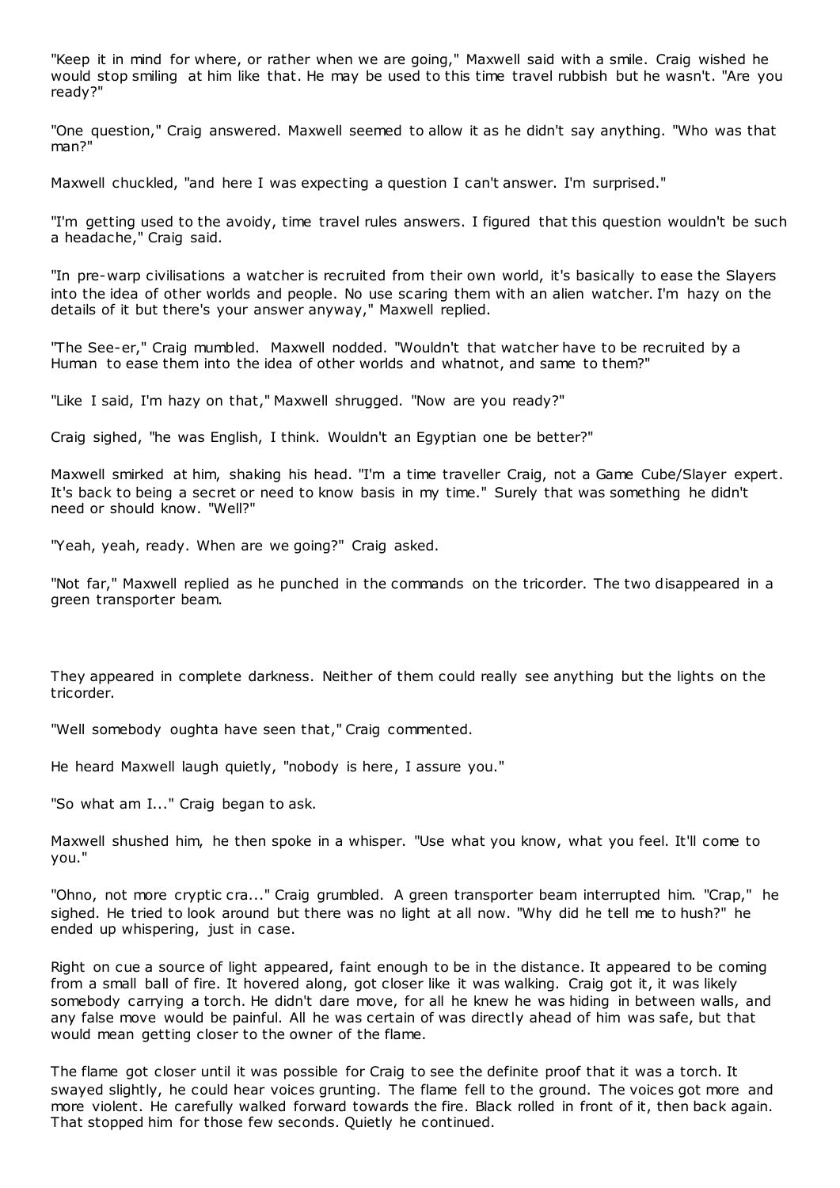"Keep it in mind for where, or rather when we are going," Maxwell said with a smile. Craig wished he would stop smiling at him like that. He may be used to this time travel rubbish but he wasn't. "Are you ready?"

"One question," Craig answered. Maxwell seemed to allow it as he didn't say anything. "Who was that man?"

Maxwell chuckled, "and here I was expecting a question I can't answer. I'm surprised."

"I'm getting used to the avoidy, time travel rules answers. I figured that this question wouldn't be such a headache," Craig said.

"In pre-warp civilisations a watcher is recruited from their own world, it's basically to ease the Slayers into the idea of other worlds and people. No use scaring them with an alien watcher. I'm hazy on the details of it but there's your answer anyway," Maxwell replied.

"The See-er," Craig mumbled. Maxwell nodded. "Wouldn't that watcher have to be recruited by a Human to ease them into the idea of other worlds and whatnot, and same to them?"

"Like I said, I'm hazy on that," Maxwell shrugged. "Now are you ready?"

Craig sighed, "he was English, I think. Wouldn't an Egyptian one be better?"

Maxwell smirked at him, shaking his head. "I'm a time traveller Craig, not a Game Cube/Slayer expert. It's back to being a secret or need to know basis in my time." Surely that was something he didn't need or should know. "Well?"

"Yeah, yeah, ready. When are we going?" Craig asked.

"Not far," Maxwell replied as he punched in the commands on the tricorder. The two disappeared in a green transporter beam.

They appeared in complete darkness. Neither of them could really see anything but the lights on the tricorder.

"Well somebody oughta have seen that," Craig commented.

He heard Maxwell laugh quietly, "nobody is here, I assure you."

"So what am I..." Craig began to ask.

Maxwell shushed him, he then spoke in a whisper. "Use what you know, what you feel. It'll come to you."

"Ohno, not more cryptic cra..." Craig grumbled. A green transporter beam interrupted him. "Crap," he sighed. He tried to look around but there was no light at all now. "Why did he tell me to hush?" he ended up whispering, just in case.

Right on cue a source of light appeared, faint enough to be in the distance. It appeared to be coming from a small ball of fire. It hovered along, got closer like it was walking. Craig got it, it was likely somebody carrying a torch. He didn't dare move, for all he knew he was hiding in between walls, and any false move would be painful. All he was certain of was directly ahead of him was safe, but that would mean getting closer to the owner of the flame.

The flame got closer until it was possible for Craig to see the definite proof that it was a torch. It swayed slightly, he could hear voices grunting. The flame fell to the ground. The voices got more and more violent. He carefully walked forward towards the fire. Black rolled in front of it, then back again. That stopped him for those few seconds. Quietly he continued.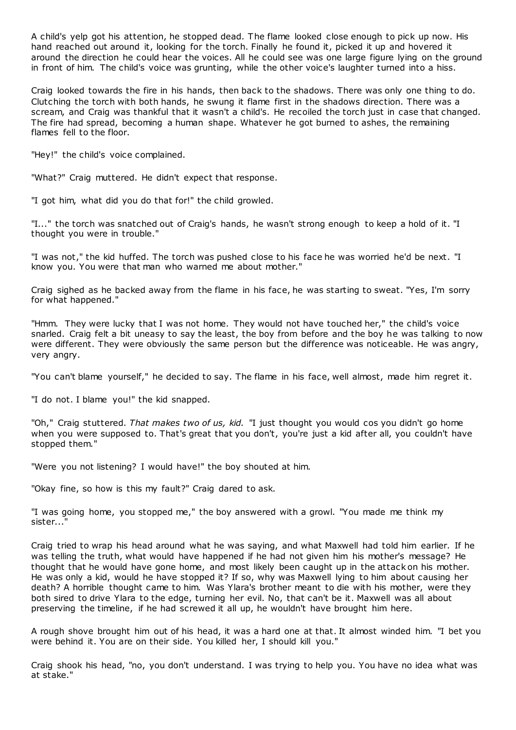A child's yelp got his attention, he stopped dead. The flame looked close enough to pick up now. His hand reached out around it, looking for the torch. Finally he found it, picked it up and hovered it around the direction he could hear the voices. All he could see was one large figure lying on the ground in front of him. The child's voice was grunting, while the other voice's laughter turned into a hiss.

Craig looked towards the fire in his hands, then back to the shadows. There was only one thing to do. Clutching the torch with both hands, he swung it flame first in the shadows direction. There was a scream, and Craig was thankful that it wasn't a child's. He recoiled the torch just in case that changed. The fire had spread, becoming a human shape. Whatever he got burned to ashes, the remaining flames fell to the floor.

"Hey!" the child's voice complained.

"What?" Craig muttered. He didn't expect that response.

"I got him, what did you do that for!" the child growled.

"I..." the torch was snatched out of Craig's hands, he wasn't strong enough to keep a hold of it. "I thought you were in trouble."

"I was not," the kid huffed. The torch was pushed close to his face he was worried he'd be next. "I know you. You were that man who warned me about mother."

Craig sighed as he backed away from the flame in his face, he was starting to sweat. "Yes, I'm sorry for what happened."

"Hmm. They were lucky that I was not home. They would not have touched her," the child's voice snarled. Craig felt a bit uneasy to say the least, the boy from before and the boy he was talking to now were different. They were obviously the same person but the difference was noticeable. He was angry, very angry.

"You can't blame yourself," he decided to say. The flame in his face, well almost, made him regret it.

"I do not. I blame you!" the kid snapped.

"Oh," Craig stuttered. *That makes two of us, kid.* "I just thought you would cos you didn't go home when you were supposed to. That's great that you don't, you're just a kid after all, you couldn't have stopped them."

"Were you not listening? I would have!" the boy shouted at him.

"Okay fine, so how is this my fault?" Craig dared to ask.

"I was going home, you stopped me," the boy answered with a growl. "You made me think my sister..."

Craig tried to wrap his head around what he was saying, and what Maxwell had told him earlier. If he was telling the truth, what would have happened if he had not given him his mother's message? He thought that he would have gone home, and most likely been caught up in the attack on his mother. He was only a kid, would he have stopped it? If so, why was Maxwell lying to him about causing her death? A horrible thought came to him. Was Ylara's brother meant to die with his mother, were they both sired to drive Ylara to the edge, turning her evil. No, that can't be it. Maxwell was all about preserving the timeline, if he had screwed it all up, he wouldn't have brought him here.

A rough shove brought him out of his head, it was a hard one at that. It almost winded him. "I bet you were behind it. You are on their side. You killed her, I should kill you."

Craig shook his head, "no, you don't understand. I was trying to help you. You have no idea what was at stake."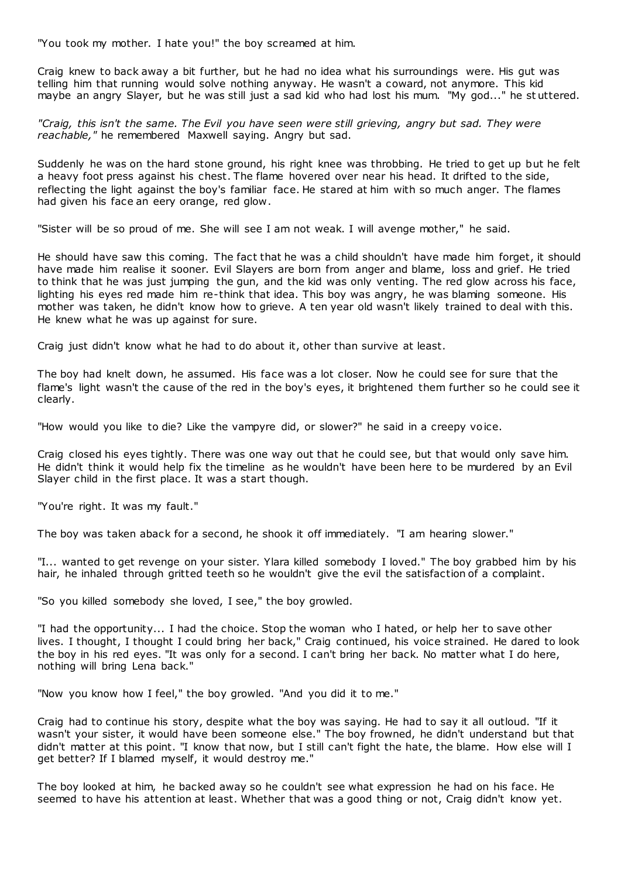"You took my mother. I hate you!" the boy screamed at him.

Craig knew to back away a bit further, but he had no idea what his surroundings were. His gut was telling him that running would solve nothing anyway. He wasn't a coward, not anymore. This kid maybe an angry Slayer, but he was still just a sad kid who had lost his mum. "My god..." he stuttered.

*"Craig, this isn't the same. The Evil you have seen were still grieving, angry but sad. They were reachable,"* he remembered Maxwell saying. Angry but sad.

Suddenly he was on the hard stone ground, his right knee was throbbing. He tried to get up but he felt a heavy foot press against his chest. The flame hovered over near his head. It drifted to the side, reflecting the light against the boy's familiar face. He stared at him with so much anger. The flames had given his face an eery orange, red glow.

"Sister will be so proud of me. She will see I am not weak. I will avenge mother," he said.

He should have saw this coming. The fact that he was a child shouldn't have made him forget, it should have made him realise it sooner. Evil Slayers are born from anger and blame, loss and grief. He tried to think that he was just jumping the gun, and the kid was only venting. The red glow across his face, lighting his eyes red made him re-think that idea. This boy was angry, he was blaming someone. His mother was taken, he didn't know how to grieve. A ten year old wasn't likely trained to deal with this. He knew what he was up against for sure.

Craig just didn't know what he had to do about it, other than survive at least.

The boy had knelt down, he assumed. His face was a lot closer. Now he could see for sure that the flame's light wasn't the cause of the red in the boy's eyes, it brightened them further so he could see it clearly.

"How would you like to die? Like the vampyre did, or slower?" he said in a creepy voice.

Craig closed his eyes tightly. There was one way out that he could see, but that would only save him. He didn't think it would help fix the timeline as he wouldn't have been here to be murdered by an Evil Slayer child in the first place. It was a start though.

"You're right. It was my fault."

The boy was taken aback for a second, he shook it off immediately. "I am hearing slower."

"I... wanted to get revenge on your sister. Ylara killed somebody I loved." The boy grabbed him by his hair, he inhaled through gritted teeth so he wouldn't give the evil the satisfaction of a complaint.

"So you killed somebody she loved, I see," the boy growled.

"I had the opportunity... I had the choice. Stop the woman who I hated, or help her to save other lives. I thought, I thought I could bring her back," Craig continued, his voice strained. He dared to look the boy in his red eyes. "It was only for a second. I can't bring her back. No matter what I do here, nothing will bring Lena back."

"Now you know how I feel," the boy growled. "And you did it to me."

Craig had to continue his story, despite what the boy was saying. He had to say it all outloud. "If it wasn't your sister, it would have been someone else." The boy frowned, he didn't understand but that didn't matter at this point. "I know that now, but I still can't fight the hate, the blame. How else will I get better? If I blamed myself, it would destroy me."

The boy looked at him, he backed away so he couldn't see what expression he had on his face. He seemed to have his attention at least. Whether that was a good thing or not, Craig didn't know yet.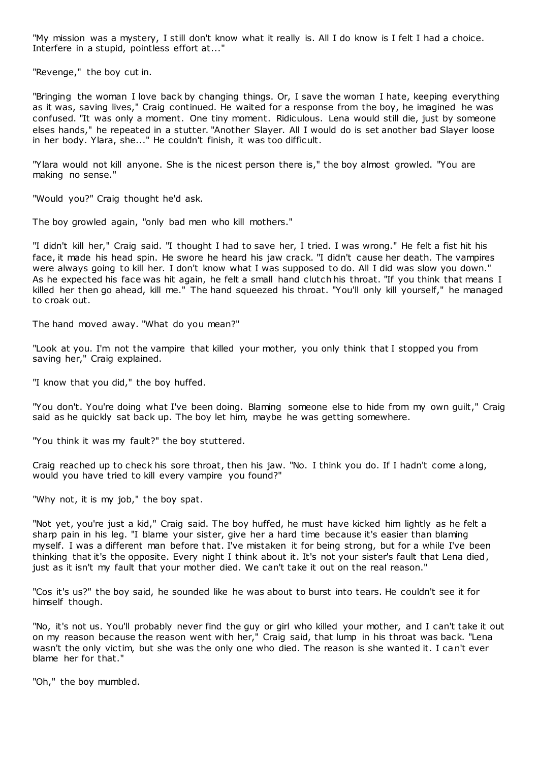"My mission was a mystery, I still don't know what it really is. All I do know is I felt I had a choice. Interfere in a stupid, pointless effort at..."

"Revenge," the boy cut in.

"Bringing the woman I love back by changing things. Or, I save the woman I hate, keeping everything as it was, saving lives," Craig continued. He waited for a response from the boy, he imagined he was confused. "It was only a moment. One tiny moment. Ridiculous. Lena would still die, just by someone elses hands," he repeated in a stutter. "Another Slayer. All I would do is set another bad Slayer loose in her body. Ylara, she..." He couldn't finish, it was too difficult.

"Ylara would not kill anyone. She is the nicest person there is," the boy almost growled. "You are making no sense."

"Would you?" Craig thought he'd ask.

The boy growled again, "only bad men who kill mothers."

"I didn't kill her," Craig said. "I thought I had to save her, I tried. I was wrong." He felt a fist hit his face, it made his head spin. He swore he heard his jaw crack. "I didn't cause her death. The vampires were always going to kill her. I don't know what I was supposed to do. All I did was slow you down." As he expected his face was hit again, he felt a small hand clutch his throat. "If you think that means I killed her then go ahead, kill me." The hand squeezed his throat. "You'll only kill yourself," he managed to croak out.

The hand moved away. "What do you mean?"

"Look at you. I'm not the vampire that killed your mother, you only think that I stopped you from saving her," Craig explained.

"I know that you did," the boy huffed.

"You don't. You're doing what I've been doing. Blaming someone else to hide from my own guilt," Craig said as he quickly sat back up. The boy let him, maybe he was getting somewhere.

"You think it was my fault?" the boy stuttered.

Craig reached up to check his sore throat, then his jaw. "No. I think you do. If I hadn't come along, would you have tried to kill every vampire you found?"

"Why not, it is my job," the boy spat.

"Not yet, you're just a kid," Craig said. The boy huffed, he must have kicked him lightly as he felt a sharp pain in his leg. "I blame your sister, give her a hard time because it's easier than blaming myself. I was a different man before that. I've mistaken it for being strong, but for a while I've been thinking that it's the opposite. Every night I think about it. It's not your sister's fault that Lena died, just as it isn't my fault that your mother died. We can't take it out on the real reason."

"Cos it's us?" the boy said, he sounded like he was about to burst into tears. He couldn't see it for himself though.

"No, it's not us. You'll probably never find the guy or girl who killed your mother, and I can't take it out on my reason because the reason went with her," Craig said, that lump in his throat was back. "Lena wasn't the only victim, but she was the only one who died. The reason is she wanted it. I can't ever blame her for that."

"Oh," the boy mumbled.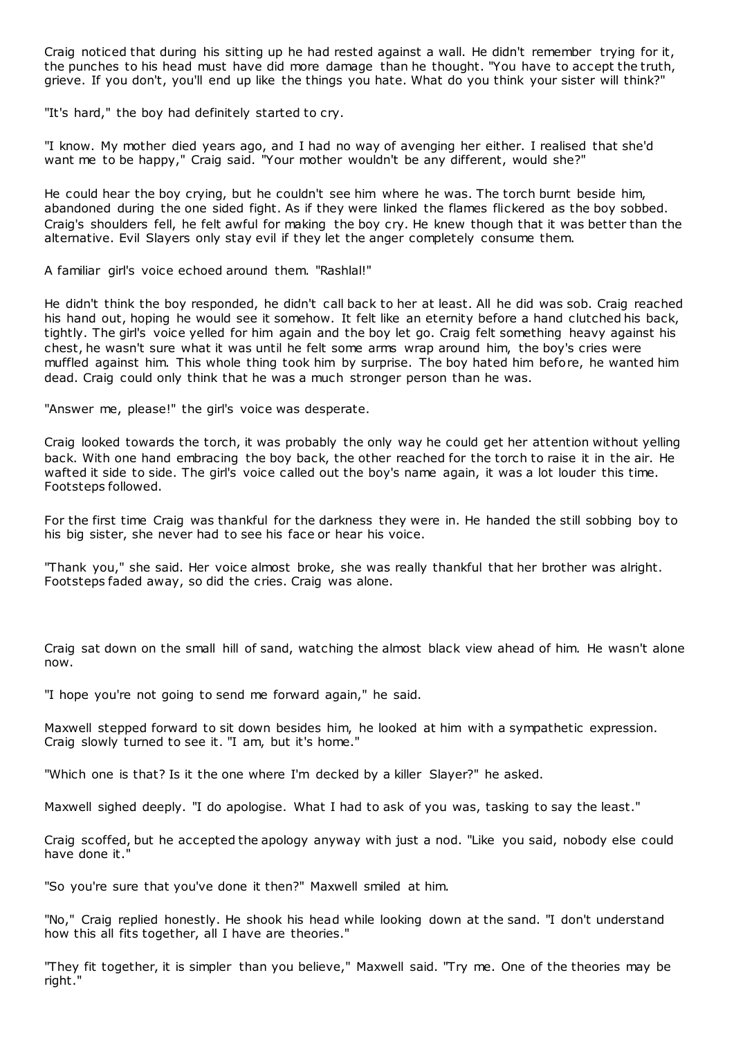Craig noticed that during his sitting up he had rested against a wall. He didn't remember trying for it, the punches to his head must have did more damage than he thought. "You have to accept the truth, grieve. If you don't, you'll end up like the things you hate. What do you think your sister will think?"

"It's hard," the boy had definitely started to cry.

"I know. My mother died years ago, and I had no way of avenging her either. I realised that she'd want me to be happy," Craig said. "Your mother wouldn't be any different, would she?"

He could hear the boy crying, but he couldn't see him where he was. The torch burnt beside him, abandoned during the one sided fight. As if they were linked the flames flickered as the boy sobbed. Craig's shoulders fell, he felt awful for making the boy cry. He knew though that it was better than the alternative. Evil Slayers only stay evil if they let the anger completely consume them.

A familiar girl's voice echoed around them. "Rashlal!"

He didn't think the boy responded, he didn't call back to her at least. All he did was sob. Craig reached his hand out, hoping he would see it somehow. It felt like an eternity before a hand clutched his back, tightly. The girl's voice yelled for him again and the boy let go. Craig felt something heavy against his chest, he wasn't sure what it was until he felt some arms wrap around him, the boy's cries were muffled against him. This whole thing took him by surprise. The boy hated him before, he wanted him dead. Craig could only think that he was a much stronger person than he was.

"Answer me, please!" the girl's voice was desperate.

Craig looked towards the torch, it was probably the only way he could get her attention without yelling back. With one hand embracing the boy back, the other reached for the torch to raise it in the air. He wafted it side to side. The girl's voice called out the boy's name again, it was a lot louder this time. Footsteps followed.

For the first time Craig was thankful for the darkness they were in. He handed the still sobbing boy to his big sister, she never had to see his face or hear his voice.

"Thank you," she said. Her voice almost broke, she was really thankful that her brother was alright. Footsteps faded away, so did the cries. Craig was alone.

Craig sat down on the small hill of sand, watching the almost black view ahead of him. He wasn't alone now.

"I hope you're not going to send me forward again," he said.

Maxwell stepped forward to sit down besides him, he looked at him with a sympathetic expression. Craig slowly turned to see it. "I am, but it's home."

"Which one is that? Is it the one where I'm decked by a killer Slayer?" he asked.

Maxwell sighed deeply. "I do apologise. What I had to ask of you was, tasking to say the least."

Craig scoffed, but he accepted the apology anyway with just a nod. "Like you said, nobody else could have done it."

"So you're sure that you've done it then?" Maxwell smiled at him.

"No," Craig replied honestly. He shook his head while looking down at the sand. "I don't understand how this all fits together, all I have are theories."

"They fit together, it is simpler than you believe," Maxwell said. "Try me. One of the theories may be right."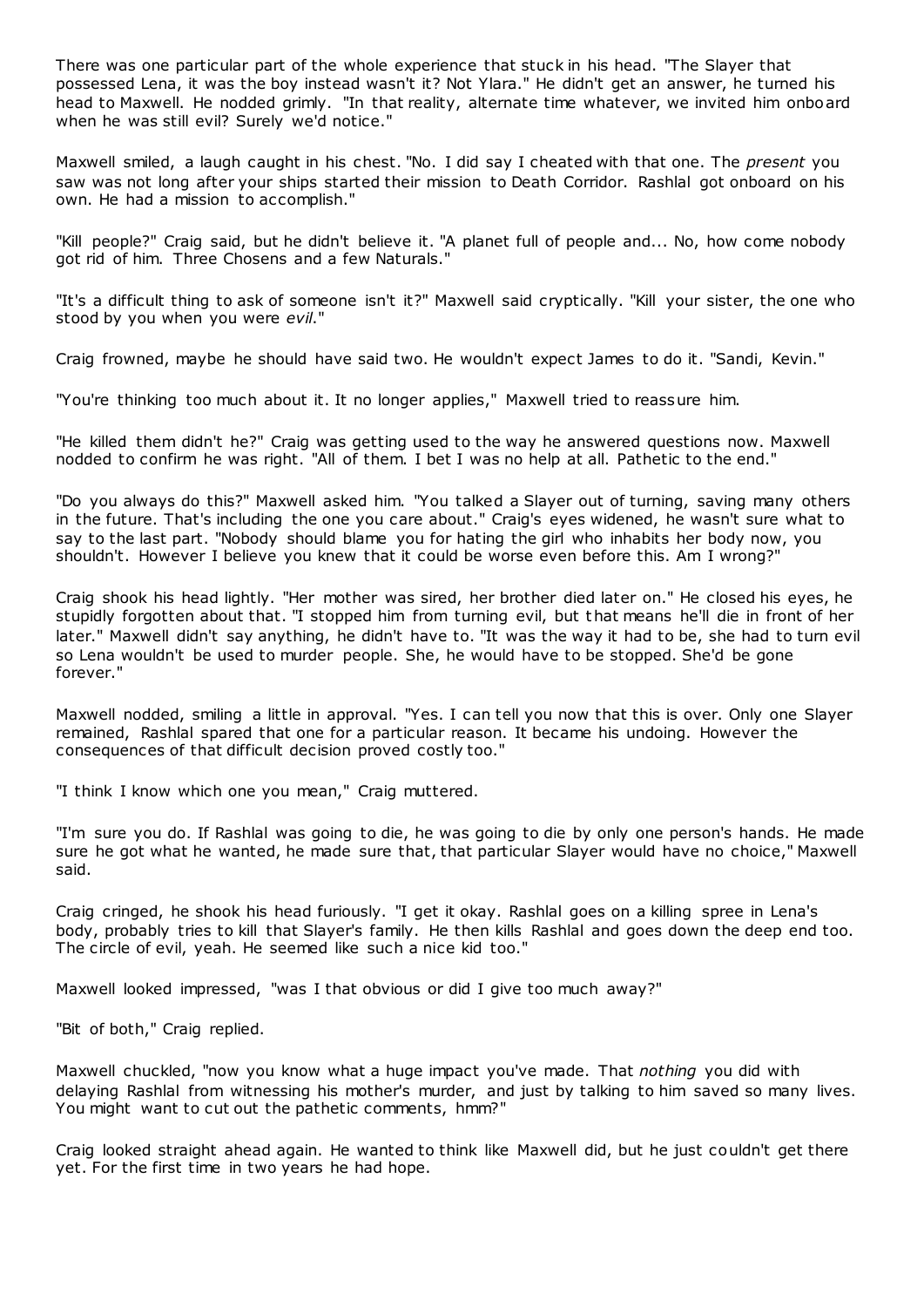There was one particular part of the whole experience that stuck in his head. "The Slayer that possessed Lena, it was the boy instead wasn't it? Not Ylara." He didn't get an answer, he turned his head to Maxwell. He nodded grimly. "In that reality, alternate time whatever, we invited him onboard when he was still evil? Surely we'd notice."

Maxwell smiled, a laugh caught in his chest. "No. I did say I cheated with that one. The *present* you saw was not long after your ships started their mission to Death Corridor. Rashlal got onboard on his own. He had a mission to accomplish."

"Kill people?" Craig said, but he didn't believe it. "A planet full of people and... No, how come nobody got rid of him. Three Chosens and a few Naturals."

"It's a difficult thing to ask of someone isn't it?" Maxwell said cryptically. "Kill your sister, the one who stood by you when you were *evil*."

Craig frowned, maybe he should have said two. He wouldn't expect James to do it. "Sandi, Kevin."

"You're thinking too much about it. It no longer applies," Maxwell tried to reassure him.

"He killed them didn't he?" Craig was getting used to the way he answered questions now. Maxwell nodded to confirm he was right. "All of them. I bet I was no help at all. Pathetic to the end."

"Do you always do this?" Maxwell asked him. "You talked a Slayer out of turning, saving many others in the future. That's including the one you care about." Craig's eyes widened, he wasn't sure what to say to the last part. "Nobody should blame you for hating the girl who inhabits her body now, you shouldn't. However I believe you knew that it could be worse even before this. Am I wrong?"

Craig shook his head lightly. "Her mother was sired, her brother died later on." He closed his eyes, he stupidly forgotten about that. "I stopped him from turning evil, but that means he'll die in front of her later." Maxwell didn't say anything, he didn't have to. "It was the way it had to be, she had to turn evil so Lena wouldn't be used to murder people. She, he would have to be stopped. She'd be gone forever."

Maxwell nodded, smiling a little in approval. "Yes. I can tell you now that this is over. Only one Slayer remained, Rashlal spared that one for a particular reason. It became his undoing. However the consequences of that difficult decision proved costly too."

"I think I know which one you mean," Craig muttered.

"I'm sure you do. If Rashlal was going to die, he was going to die by only one person's hands. He made sure he got what he wanted, he made sure that, that particular Slayer would have no choice," Maxwell said.

Craig cringed, he shook his head furiously. "I get it okay. Rashlal goes on a killing spree in Lena's body, probably tries to kill that Slayer's family. He then kills Rashlal and goes down the deep end too. The circle of evil, yeah. He seemed like such a nice kid too."

Maxwell looked impressed, "was I that obvious or did I give too much away?"

"Bit of both," Craig replied.

Maxwell chuckled, "now you know what a huge impact you've made. That *nothing* you did with delaying Rashlal from witnessing his mother's murder, and just by talking to him saved so many lives. You might want to cut out the pathetic comments, hmm?"

Craig looked straight ahead again. He wanted to think like Maxwell did, but he just couldn't get there yet. For the first time in two years he had hope.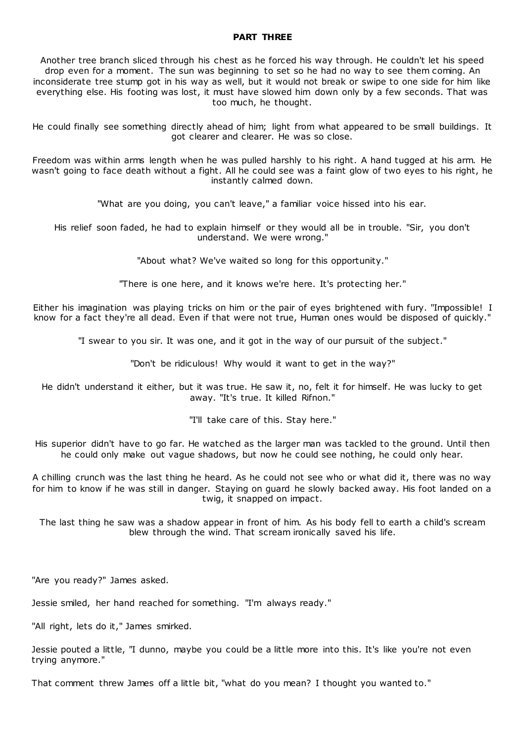**PART THREE**

Another tree branch sliced through his chest as he forced his way through. He couldn't let his speed drop even for a moment. The sun was beginning to set so he had no way to see them coming. An inconsiderate tree stump got in his way as well, but it would not break or swipe to one side for him like everything else. His footing was lost, it must have slowed him down only by a few seconds. That was too much, he thought.

He could finally see something directly ahead of him; light from what appeared to be small buildings. It got clearer and clearer. He was so close.

Freedom was within arms length when he was pulled harshly to his right. A hand tugged at his arm. He wasn't going to face death without a fight. All he could see was a faint glow of two eyes to his right, he instantly calmed down.

"What are you doing, you can't leave," a familiar voice hissed into his ear.

His relief soon faded, he had to explain himself or they would all be in trouble. "Sir, you don't understand. We were wrong."

"About what? We've waited so long for this opportunity."

"There is one here, and it knows we're here. It's protecting her."

Either his imagination was playing tricks on him or the pair of eyes brightened with fury. "Impossible! I know for a fact they're all dead. Even if that were not true, Human ones would be disposed of quickly."

"I swear to you sir. It was one, and it got in the way of our pursuit of the subject."

"Don't be ridiculous! Why would it want to get in the way?"

He didn't understand it either, but it was true. He saw it, no, felt it for himself. He was lucky to get away. "It's true. It killed Rifnon."

"I'll take care of this. Stay here."

His superior didn't have to go far. He watched as the larger man was tackled to the ground. Until then he could only make out vague shadows, but now he could see nothing, he could only hear.

A chilling crunch was the last thing he heard. As he could not see who or what did it, there was no way for him to know if he was still in danger. Staying on guard he slowly backed away. His foot landed on a twig, it snapped on impact.

The last thing he saw was a shadow appear in front of him. As his body fell to earth a child's scream blew through the wind. That scream ironically saved his life.

"Are you ready?" James asked.

Jessie smiled, her hand reached for something. "I'm always ready."

"All right, lets do it," James smirked.

Jessie pouted a little, "I dunno, maybe you could be a little more into this. It's like you're not even trying anymore."

That comment threw James off a little bit, "what do you mean? I thought you wanted to."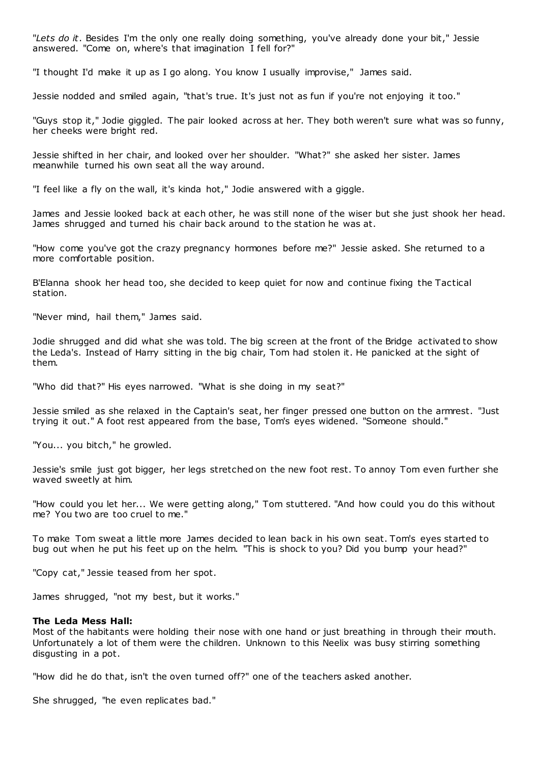"*Lets do it*. Besides I'm the only one really doing something, you've already done your bit," Jessie answered. "Come on, where's that imagination I fell for?"

"I thought I'd make it up as I go along. You know I usually improvise," James said.

Jessie nodded and smiled again, "that's true. It's just not as fun if you're not enjoying it too."

"Guys stop it," Jodie giggled. The pair looked across at her. They both weren't sure what was so funny, her cheeks were bright red.

Jessie shifted in her chair, and looked over her shoulder. "What?" she asked her sister. James meanwhile turned his own seat all the way around.

"I feel like a fly on the wall, it's kinda hot," Jodie answered with a giggle.

James and Jessie looked back at each other, he was still none of the wiser but she just shook her head. James shrugged and turned his chair back around to the station he was at.

"How come you've got the crazy pregnancy hormones before me?" Jessie asked. She returned to a more comfortable position.

B'Elanna shook her head too, she decided to keep quiet for now and continue fixing the Tactical station.

"Never mind, hail them," James said.

Jodie shrugged and did what she was told. The big screen at the front of the Bridge activated to show the Leda's. Instead of Harry sitting in the big chair, Tom had stolen it. He panicked at the sight of them.

"Who did that?" His eyes narrowed. "What is she doing in my seat?"

Jessie smiled as she relaxed in the Captain's seat, her finger pressed one button on the armrest. "Just trying it out." A foot rest appeared from the base, Tom's eyes widened. "Someone should."

"You... you bitch," he growled.

Jessie's smile just got bigger, her legs stretched on the new foot rest. To annoy Tom even further she waved sweetly at him.

"How could you let her... We were getting along," Tom stuttered. "And how could you do this without me? You two are too cruel to me."

To make Tom sweat a little more James decided to lean back in his own seat. Tom's eyes started to bug out when he put his feet up on the helm. "This is shock to you? Did you bump your head?"

"Copy cat," Jessie teased from her spot.

James shrugged, "not my best, but it works."

**The Leda Mess Hall:**
Most of the habitants were holding their nose with one hand or just breathing in through their mouth. Unfortunately a lot of them were the children. Unknown to this Neelix was busy stirring something disgusting in a pot.

"How did he do that, isn't the oven turned off?" one of the teachers asked another.

She shrugged, "he even replicates bad."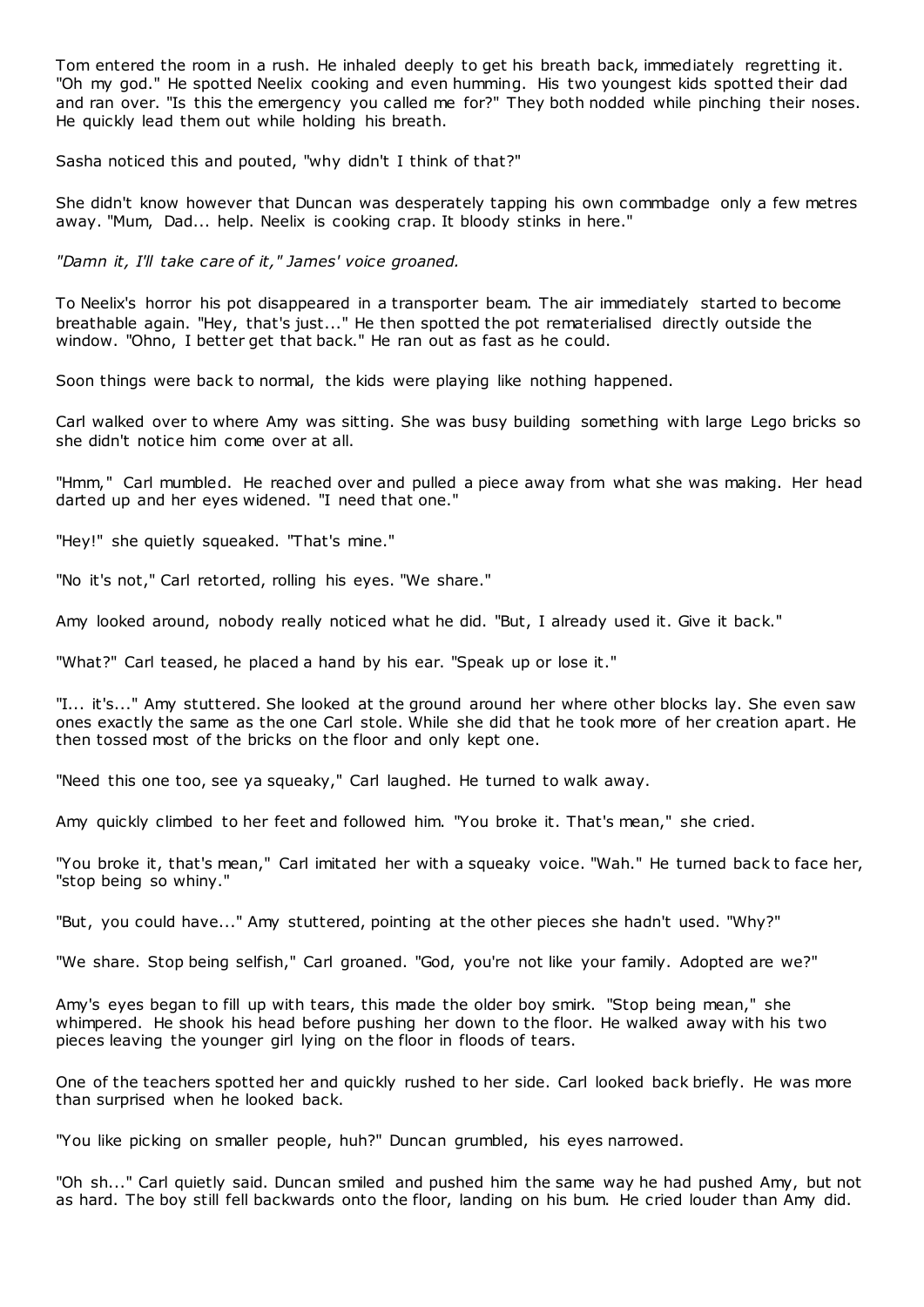Tom entered the room in a rush. He inhaled deeply to get his breath back, immediately regretting it. "Oh my god." He spotted Neelix cooking and even humming. His two youngest kids spotted their dad and ran over. "Is this the emergency you called me for?" They both nodded while pinching their noses. He quickly lead them out while holding his breath.

Sasha noticed this and pouted, "why didn't I think of that?"

She didn't know however that Duncan was desperately tapping his own commbadge only a few metres away. "Mum, Dad... help. Neelix is cooking crap. It bloody stinks in here."

*"Damn it, I'll take care of it," James' voice groaned.*

To Neelix's horror his pot disappeared in a transporter beam. The air immediately started to become breathable again. "Hey, that's just..." He then spotted the pot rematerialised directly outside the window. "Ohno, I better get that back." He ran out as fast as he could.

Soon things were back to normal, the kids were playing like nothing happened.

Carl walked over to where Amy was sitting. She was busy building something with large Lego bricks so she didn't notice him come over at all.

"Hmm," Carl mumbled. He reached over and pulled a piece away from what she was making. Her head darted up and her eyes widened. "I need that one."

"Hey!" she quietly squeaked. "That's mine."

"No it's not," Carl retorted, rolling his eyes. "We share."

Amy looked around, nobody really noticed what he did. "But, I already used it. Give it back."

"What?" Carl teased, he placed a hand by his ear. "Speak up or lose it."

"I... it's..." Amy stuttered. She looked at the ground around her where other blocks lay. She even saw ones exactly the same as the one Carl stole. While she did that he took more of her creation apart. He then tossed most of the bricks on the floor and only kept one.

"Need this one too, see ya squeaky," Carl laughed. He turned to walk away.

Amy quickly climbed to her feet and followed him. "You broke it. That's mean," she cried.

"You broke it, that's mean," Carl imitated her with a squeaky voice. "Wah." He turned back to face her, "stop being so whiny."

"But, you could have..." Amy stuttered, pointing at the other pieces she hadn't used. "Why?"

"We share. Stop being selfish," Carl groaned. "God, you're not like your family. Adopted are we?"

Amy's eyes began to fill up with tears, this made the older boy smirk. "Stop being mean," she whimpered. He shook his head before pushing her down to the floor. He walked away with his two pieces leaving the younger girl lying on the floor in floods of tears.

One of the teachers spotted her and quickly rushed to her side. Carl looked back briefly. He was more than surprised when he looked back.

"You like picking on smaller people, huh?" Duncan grumbled, his eyes narrowed.

"Oh sh..." Carl quietly said. Duncan smiled and pushed him the same way he had pushed Amy, but not as hard. The boy still fell backwards onto the floor, landing on his bum. He cried louder than Amy did.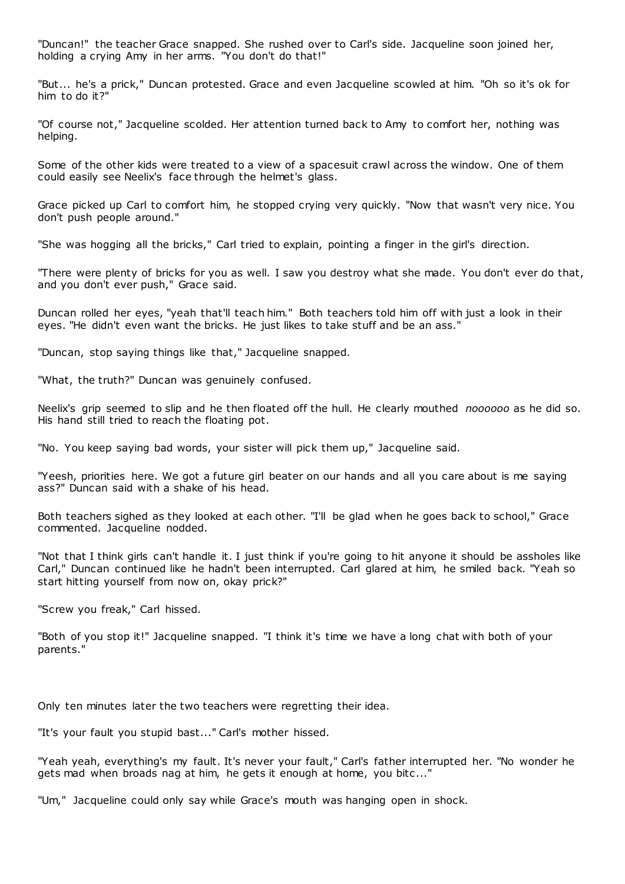"Duncan!" the teacher Grace snapped. She rushed over to Carl's side. Jacqueline soon joined her, holding a crying Amy in her arms. "You don't do that!"

"But... he's a prick," Duncan protested. Grace and even Jacqueline scowled at him. "Oh so it's ok for him to do it?"

"Of course not," Jacqueline scolded. Her attention turned back to Amy to comfort her, nothing was helping.

Some of the other kids were treated to a view of a spacesuit crawl across the window. One of them could easily see Neelix's face through the helmet's glass.

Grace picked up Carl to comfort him, he stopped crying very quickly. "Now that wasn't very nice. You don't push people around."

"She was hogging all the bricks," Carl tried to explain, pointing a finger in the girl's direction.

"There were plenty of bricks for you as well. I saw you destroy what she made. You don't ever do that, and you don't ever push," Grace said.

Duncan rolled her eyes, "yeah that'll teach him." Both teachers told him off with just a look in their eyes. "He didn't even want the bricks. He just likes to take stuff and be an ass."

"Duncan, stop saying things like that," Jacqueline snapped.

"What, the truth?" Duncan was genuinely confused.

Neelix's grip seemed to slip and he then floated off the hull. He clearly mouthed *noooooo* as he did so. His hand still tried to reach the floating pot.

"No. You keep saying bad words, your sister will pick them up," Jacqueline said.

"Yeesh, priorities here. We got a future girl beater on our hands and all you care about is me saying ass?" Duncan said with a shake of his head.

Both teachers sighed as they looked at each other. "I'll be glad when he goes back to school," Grace commented. Jacqueline nodded.

"Not that I think girls can't handle it. I just think if you're going to hit anyone it should be assholes like Carl," Duncan continued like he hadn't been interrupted. Carl glared at him, he smiled back. "Yeah so start hitting yourself from now on, okay prick?"

"Screw you freak," Carl hissed.

"Both of you stop it!" Jacqueline snapped. "I think it's time we have a long chat with both of your parents."

Only ten minutes later the two teachers were regretting their idea.

"It's your fault you stupid bast..." Carl's mother hissed.

"Yeah yeah, everything's my fault. It's never your fault," Carl's father interrupted her. "No wonder he gets mad when broads nag at him, he gets it enough at home, you bitc..."

"Um," Jacqueline could only say while Grace's mouth was hanging open in shock.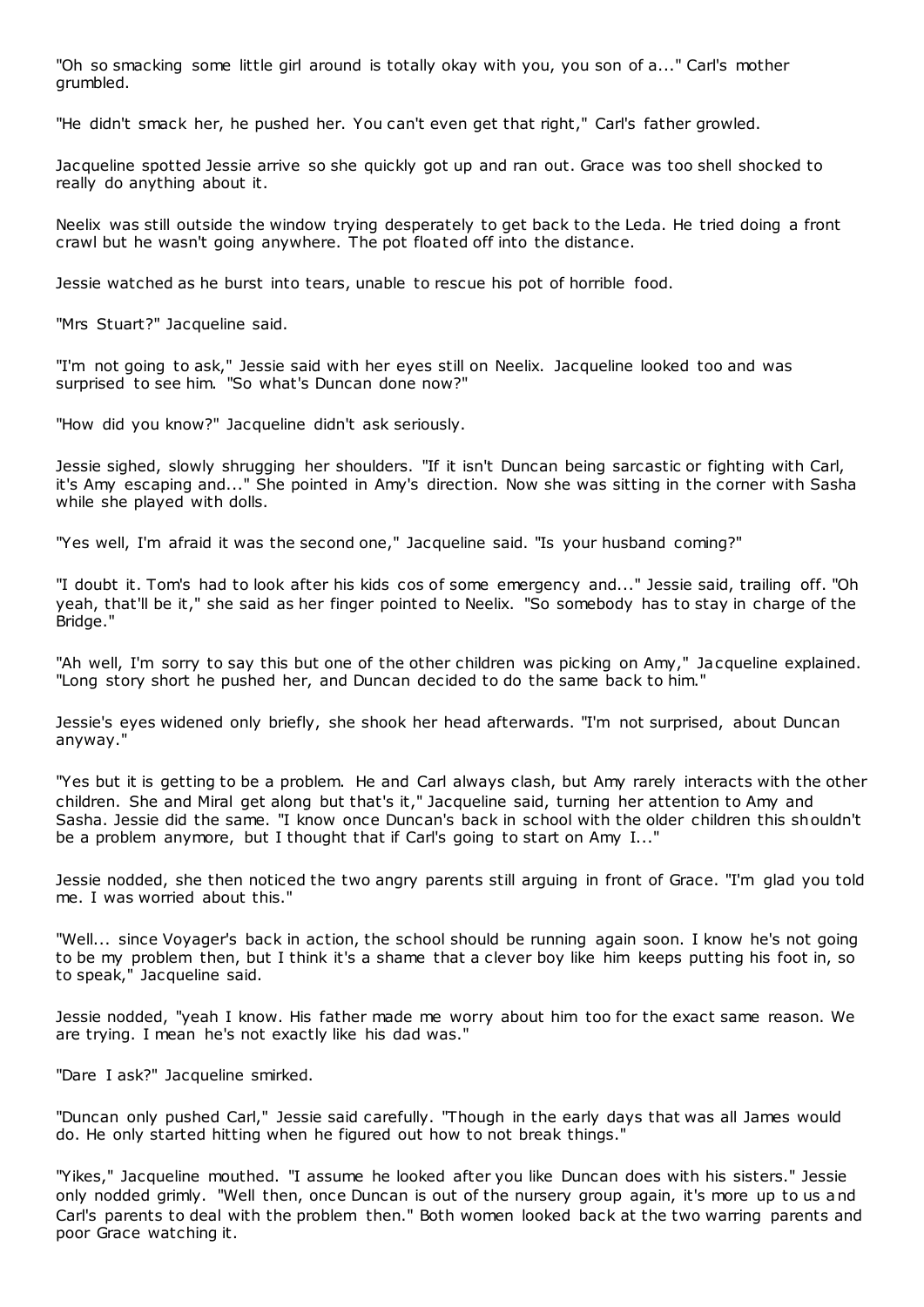"Oh so smacking some little girl around is totally okay with you, you son of a..." Carl's mother grumbled.

"He didn't smack her, he pushed her. You can't even get that right," Carl's father growled.

Jacqueline spotted Jessie arrive so she quickly got up and ran out. Grace was too shell shocked to really do anything about it.

Neelix was still outside the window trying desperately to get back to the Leda. He tried doing a front crawl but he wasn't going anywhere. The pot floated off into the distance.

Jessie watched as he burst into tears, unable to rescue his pot of horrible food.

"Mrs Stuart?" Jacqueline said.

"I'm not going to ask," Jessie said with her eyes still on Neelix. Jacqueline looked too and was surprised to see him. "So what's Duncan done now?"

"How did you know?" Jacqueline didn't ask seriously.

Jessie sighed, slowly shrugging her shoulders. "If it isn't Duncan being sarcastic or fighting with Carl, it's Amy escaping and..." She pointed in Amy's direction. Now she was sitting in the corner with Sasha while she played with dolls.

"Yes well, I'm afraid it was the second one," Jacqueline said. "Is your husband coming?"

"I doubt it. Tom's had to look after his kids cos of some emergency and..." Jessie said, trailing off. "Oh yeah, that'll be it," she said as her finger pointed to Neelix. "So somebody has to stay in charge of the Bridge."

"Ah well, I'm sorry to say this but one of the other children was picking on Amy," Jacqueline explained. "Long story short he pushed her, and Duncan decided to do the same back to him."

Jessie's eyes widened only briefly, she shook her head afterwards. "I'm not surprised, about Duncan anyway."

"Yes but it is getting to be a problem. He and Carl always clash, but Amy rarely interacts with the other children. She and Miral get along but that's it," Jacqueline said, turning her attention to Amy and Sasha. Jessie did the same. "I know once Duncan's back in school with the older children this shouldn't be a problem anymore, but I thought that if Carl's going to start on Amy I..."

Jessie nodded, she then noticed the two angry parents still arguing in front of Grace. "I'm glad you told me. I was worried about this."

"Well... since Voyager's back in action, the school should be running again soon. I know he's not going to be my problem then, but I think it's a shame that a clever boy like him keeps putting his foot in, so to speak," Jacqueline said.

Jessie nodded, "yeah I know. His father made me worry about him too for the exact same reason. We are trying. I mean he's not exactly like his dad was."

"Dare I ask?" Jacqueline smirked.

"Duncan only pushed Carl," Jessie said carefully. "Though in the early days that was all James would do. He only started hitting when he figured out how to not break things."

"Yikes," Jacqueline mouthed. "I assume he looked after you like Duncan does with his sisters." Jessie only nodded grimly. "Well then, once Duncan is out of the nursery group again, it's more up to us and Carl's parents to deal with the problem then." Both women looked back at the two warring parents and poor Grace watching it.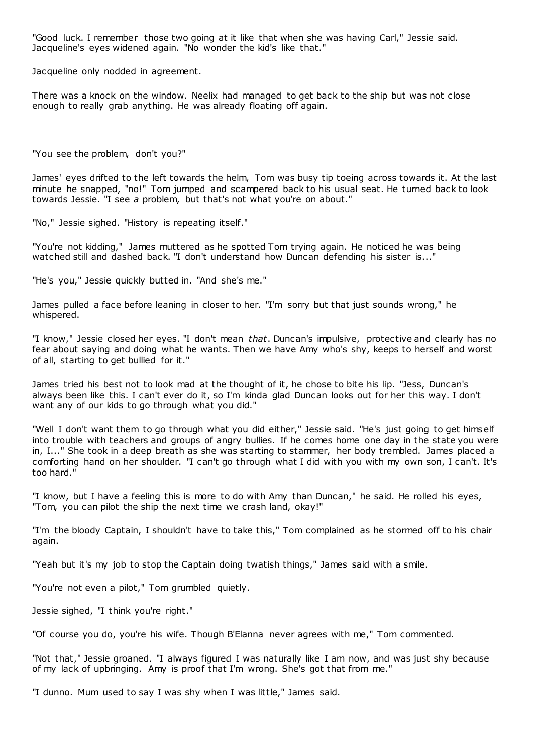"Good luck. I remember those two going at it like that when she was having Carl," Jessie said. Jacqueline's eyes widened again. "No wonder the kid's like that."

Jacqueline only nodded in agreement.

There was a knock on the window. Neelix had managed to get back to the ship but was not close enough to really grab anything. He was already floating off again.

"You see the problem, don't you?"

James' eyes drifted to the left towards the helm, Tom was busy tip toeing across towards it. At the last minute he snapped, "no!" Tom jumped and scampered back to his usual seat. He turned back to look towards Jessie. "I see *a* problem, but that's not what you're on about."

"No," Jessie sighed. "History is repeating itself."

"You're not kidding," James muttered as he spotted Tom trying again. He noticed he was being watched still and dashed back. "I don't understand how Duncan defending his sister is..."

"He's you," Jessie quickly butted in. "And she's me."

James pulled a face before leaning in closer to her. "I'm sorry but that just sounds wrong," he whispered.

"I know," Jessie closed her eyes. "I don't mean *that*. Duncan's impulsive, protective and clearly has no fear about saying and doing what he wants. Then we have Amy who's shy, keeps to herself and worst of all, starting to get bullied for it."

James tried his best not to look mad at the thought of it, he chose to bite his lip. "Jess, Duncan's always been like this. I can't ever do it, so I'm kinda glad Duncan looks out for her this way. I don't want any of our kids to go through what you did."

"Well I don't want them to go through what you did either," Jessie said. "He's just going to get himself into trouble with teachers and groups of angry bullies. If he comes home one day in the state you were in, I..." She took in a deep breath as she was starting to stammer, her body trembled. James placed a comforting hand on her shoulder. "I can't go through what I did with you with my own son, I can't. It's too hard."

"I know, but I have a feeling this is more to do with Amy than Duncan," he said. He rolled his eyes, "Tom, you can pilot the ship the next time we crash land, okay!"

"I'm the bloody Captain, I shouldn't have to take this," Tom complained as he stormed off to his chair again.

"Yeah but it's my job to stop the Captain doing twatish things," James said with a smile.

"You're not even a pilot," Tom grumbled quietly.

Jessie sighed, "I think you're right."

"Of course you do, you're his wife. Though B'Elanna never agrees with me," Tom commented.

"Not that," Jessie groaned. "I always figured I was naturally like I am now, and was just shy because of my lack of upbringing. Amy is proof that I'm wrong. She's got that from me."

"I dunno. Mum used to say I was shy when I was little," James said.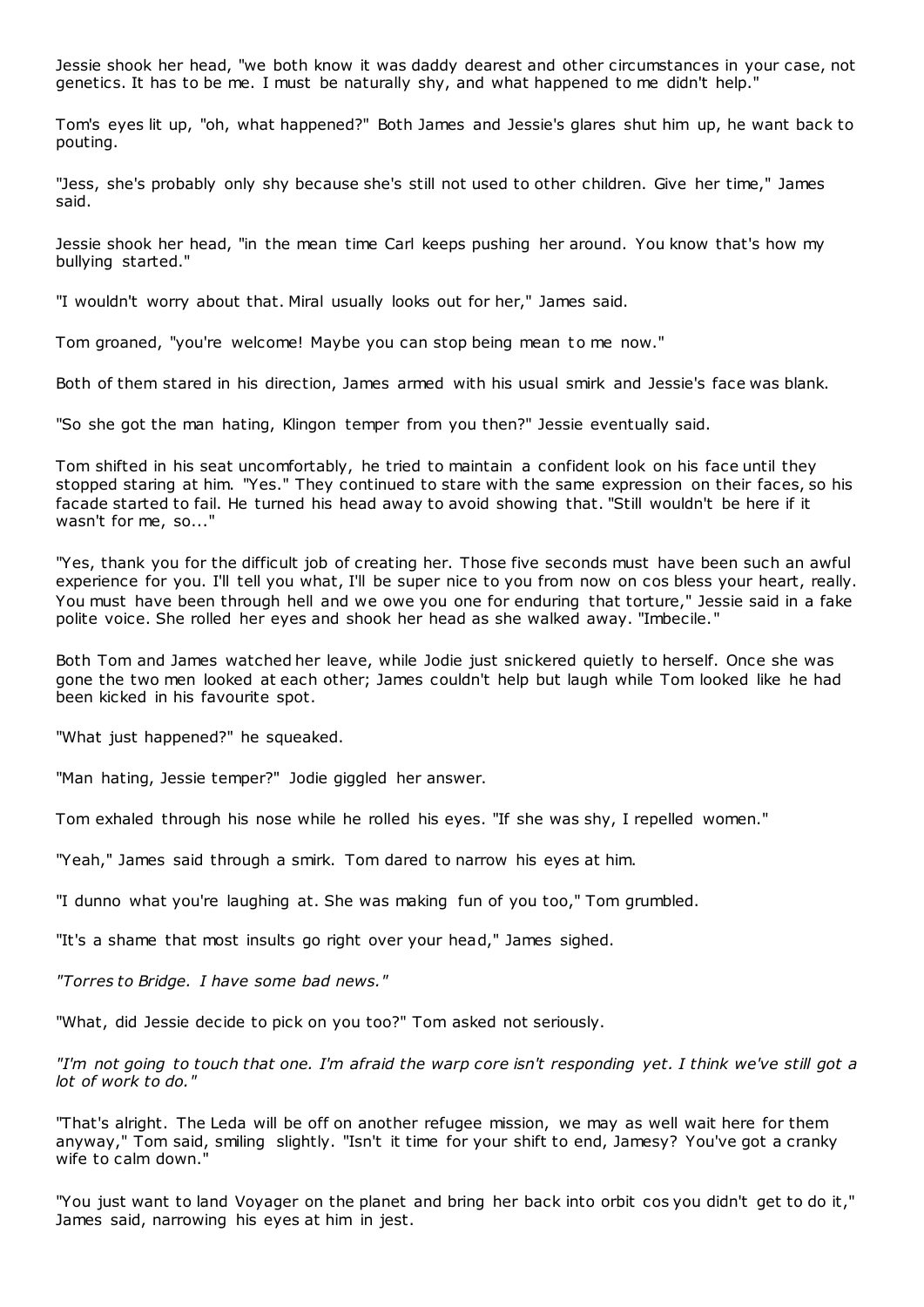Jessie shook her head, "we both know it was daddy dearest and other circumstances in your case, not genetics. It has to be me. I must be naturally shy, and what happened to me didn't help."

Tom's eyes lit up, "oh, what happened?" Both James and Jessie's glares shut him up, he want back to pouting.

"Jess, she's probably only shy because she's still not used to other children. Give her time," James said.

Jessie shook her head, "in the mean time Carl keeps pushing her around. You know that's how my bullying started."

"I wouldn't worry about that. Miral usually looks out for her," James said.

Tom groaned, "you're welcome! Maybe you can stop being mean to me now."

Both of them stared in his direction, James armed with his usual smirk and Jessie's face was blank.

"So she got the man hating, Klingon temper from you then?" Jessie eventually said.

Tom shifted in his seat uncomfortably, he tried to maintain a confident look on his face until they stopped staring at him. "Yes." They continued to stare with the same expression on their faces, so his facade started to fail. He turned his head away to avoid showing that. "Still wouldn't be here if it wasn't for me, so..."

"Yes, thank you for the difficult job of creating her. Those five seconds must have been such an awful experience for you. I'll tell you what, I'll be super nice to you from now on cos bless your heart, really. You must have been through hell and we owe you one for enduring that torture," Jessie said in a fake polite voice. She rolled her eyes and shook her head as she walked away. "Imbecile."

Both Tom and James watched her leave, while Jodie just snickered quietly to herself. Once she was gone the two men looked at each other; James couldn't help but laugh while Tom looked like he had been kicked in his favourite spot.

"What just happened?" he squeaked.

"Man hating, Jessie temper?" Jodie giggled her answer.

Tom exhaled through his nose while he rolled his eyes. "If she was shy, I repelled women."

"Yeah," James said through a smirk. Tom dared to narrow his eyes at him.

"I dunno what you're laughing at. She was making fun of you too," Tom grumbled.

"It's a shame that most insults go right over your head," James sighed.

*"Torres to Bridge. I have some bad news."*

"What, did Jessie decide to pick on you too?" Tom asked not seriously.

*"I'm not going to touch that one. I'm afraid the warp core isn't responding yet. I think we've still got a lot of work to do."*

"That's alright. The Leda will be off on another refugee mission, we may as well wait here for them anyway," Tom said, smiling slightly. "Isn't it time for your shift to end, Jamesy? You've got a cranky wife to calm down."

"You just want to land Voyager on the planet and bring her back into orbit cos you didn't get to do it," James said, narrowing his eyes at him in jest.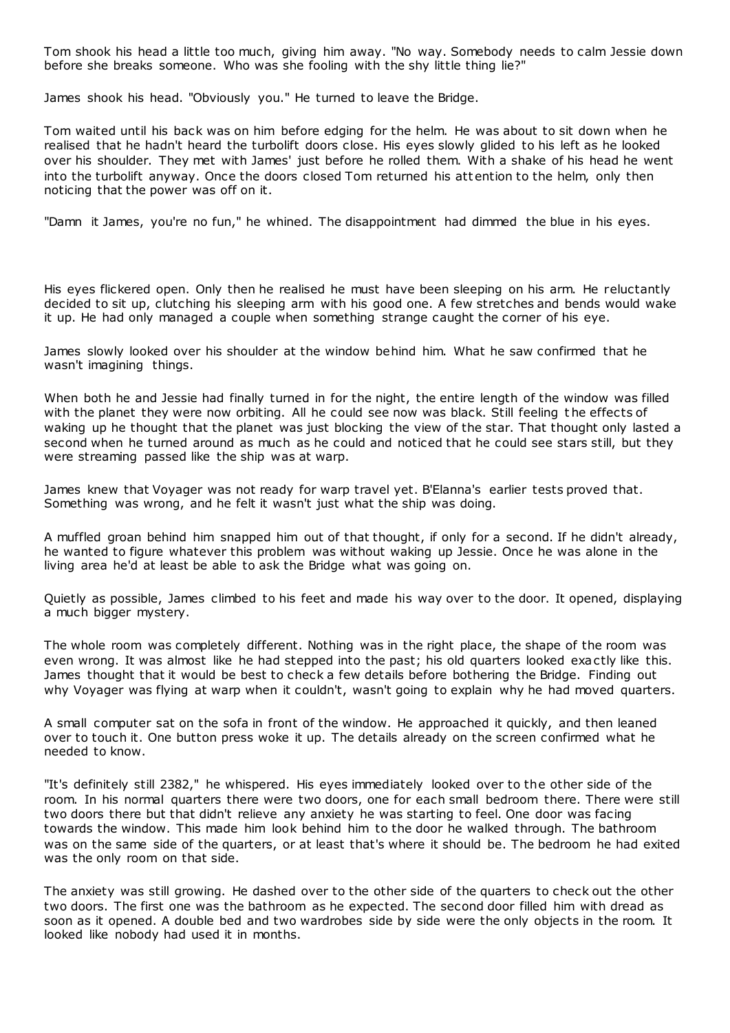Tom shook his head a little too much, giving him away. "No way. Somebody needs to calm Jessie down before she breaks someone. Who was she fooling with the shy little thing lie?"

James shook his head. "Obviously you." He turned to leave the Bridge.

Tom waited until his back was on him before edging for the helm. He was about to sit down when he realised that he hadn't heard the turbolift doors close. His eyes slowly glided to his left as he looked over his shoulder. They met with James' just before he rolled them. With a shake of his head he went into the turbolift anyway. Once the doors closed Tom returned his attention to the helm, only then noticing that the power was off on it.

"Damn it James, you're no fun," he whined. The disappointment had dimmed the blue in his eyes.

His eyes flickered open. Only then he realised he must have been sleeping on his arm. He reluctantly decided to sit up, clutching his sleeping arm with his good one. A few stretches and bends would wake it up. He had only managed a couple when something strange caught the corner of his eye.

James slowly looked over his shoulder at the window behind him. What he saw confirmed that he wasn't imagining things.

When both he and Jessie had finally turned in for the night, the entire length of the window was filled with the planet they were now orbiting. All he could see now was black. Still feeling the effects of waking up he thought that the planet was just blocking the view of the star. That thought only lasted a second when he turned around as much as he could and noticed that he could see stars still, but they were streaming passed like the ship was at warp.

James knew that Voyager was not ready for warp travel yet. B'Elanna's earlier tests proved that. Something was wrong, and he felt it wasn't just what the ship was doing.

A muffled groan behind him snapped him out of that thought, if only for a second. If he didn't already, he wanted to figure whatever this problem was without waking up Jessie. Once he was alone in the living area he'd at least be able to ask the Bridge what was going on.

Quietly as possible, James climbed to his feet and made his way over to the door. It opened, displaying a much bigger mystery.

The whole room was completely different. Nothing was in the right place, the shape of the room was even wrong. It was almost like he had stepped into the past; his old quarters looked exactly like this. James thought that it would be best to check a few details before bothering the Bridge. Finding out why Voyager was flying at warp when it couldn't, wasn't going to explain why he had moved quarters.

A small computer sat on the sofa in front of the window. He approached it quickly, and then leaned over to touch it. One button press woke it up. The details already on the screen confirmed what he needed to know.

"It's definitely still 2382," he whispered. His eyes immediately looked over to the other side of the room. In his normal quarters there were two doors, one for each small bedroom there. There were still two doors there but that didn't relieve any anxiety he was starting to feel. One door was facing towards the window. This made him look behind him to the door he walked through. The bathroom was on the same side of the quarters, or at least that's where it should be. The bedroom he had exited was the only room on that side.

The anxiety was still growing. He dashed over to the other side of the quarters to check out the other two doors. The first one was the bathroom as he expected. The second door filled him with dread as soon as it opened. A double bed and two wardrobes side by side were the only objects in the room. It looked like nobody had used it in months.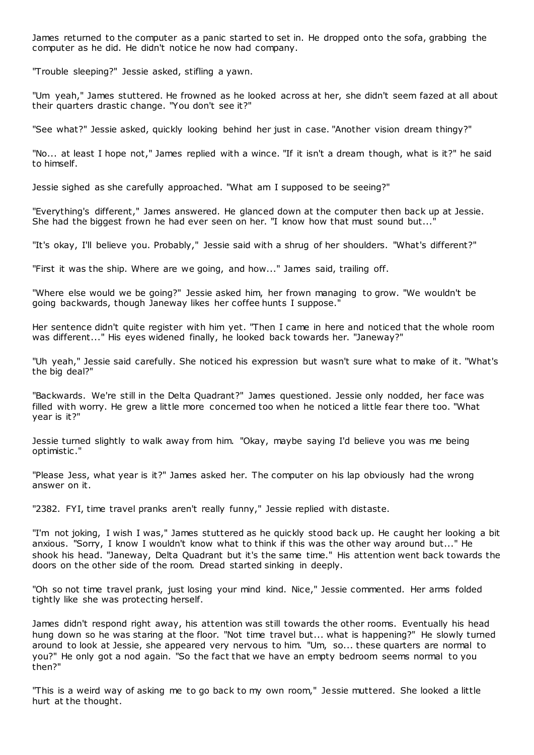James returned to the computer as a panic started to set in. He dropped onto the sofa, grabbing the computer as he did. He didn't notice he now had company.

"Trouble sleeping?" Jessie asked, stifling a yawn.

"Um yeah," James stuttered. He frowned as he looked across at her, she didn't seem fazed at all about their quarters drastic change. "You don't see it?"

"See what?" Jessie asked, quickly looking behind her just in case. "Another vision dream thingy?"

"No... at least I hope not," James replied with a wince. "If it isn't a dream though, what is it?" he said to himself.

Jessie sighed as she carefully approached. "What am I supposed to be seeing?"

"Everything's different," James answered. He glanced down at the computer then back up at Jessie. She had the biggest frown he had ever seen on her. "I know how that must sound but..."

"It's okay, I'll believe you. Probably," Jessie said with a shrug of her shoulders. "What's different?"

"First it was the ship. Where are we going, and how..." James said, trailing off.

"Where else would we be going?" Jessie asked him, her frown managing to grow. "We wouldn't be going backwards, though Janeway likes her coffee hunts I suppose."

Her sentence didn't quite register with him yet. "Then I came in here and noticed that the whole room was different..." His eyes widened finally, he looked back towards her. "Janeway?"

"Uh yeah," Jessie said carefully. She noticed his expression but wasn't sure what to make of it. "What's the big deal?"

"Backwards. We're still in the Delta Quadrant?" James questioned. Jessie only nodded, her face was filled with worry. He grew a little more concerned too when he noticed a little fear there too. "What year is it?"

Jessie turned slightly to walk away from him. "Okay, maybe saying I'd believe you was me being optimistic."

"Please Jess, what year is it?" James asked her. The computer on his lap obviously had the wrong answer on it.

"2382. FYI, time travel pranks aren't really funny," Jessie replied with distaste.

"I'm not joking, I wish I was," James stuttered as he quickly stood back up. He caught her looking a bit anxious. "Sorry, I know I wouldn't know what to think if this was the other way around but..." He shook his head. "Janeway, Delta Quadrant but it's the same time." His attention went back towards the doors on the other side of the room. Dread started sinking in deeply.

"Oh so not time travel prank, just losing your mind kind. Nice," Jessie commented. Her arms folded tightly like she was protecting herself.

James didn't respond right away, his attention was still towards the other rooms. Eventually his head hung down so he was staring at the floor. "Not time travel but... what is happening?" He slowly turned around to look at Jessie, she appeared very nervous to him. "Um, so... these quarters are normal to you?" He only got a nod again. "So the fact that we have an empty bedroom seems normal to you then?"

"This is a weird way of asking me to go back to my own room," Jessie muttered. She looked a little hurt at the thought.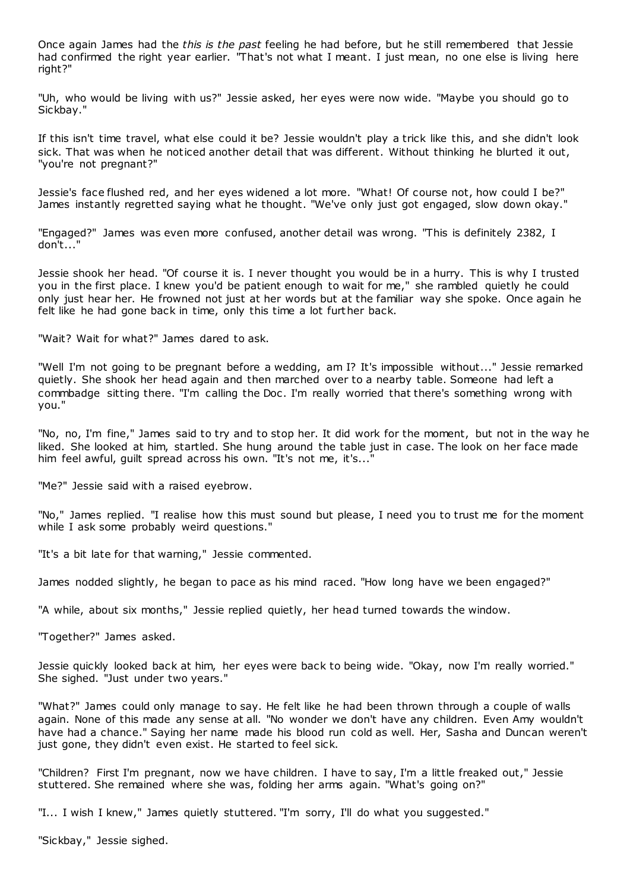Once again James had the *this is the past* feeling he had before, but he still remembered that Jessie had confirmed the right year earlier. "That's not what I meant. I just mean, no one else is living here right?"

"Uh, who would be living with us?" Jessie asked, her eyes were now wide. "Maybe you should go to Sickbay."

If this isn't time travel, what else could it be? Jessie wouldn't play a trick like this, and she didn't look sick. That was when he noticed another detail that was different. Without thinking he blurted it out, "you're not pregnant?"

Jessie's face flushed red, and her eyes widened a lot more. "What! Of course not, how could I be?" James instantly regretted saying what he thought. "We've only just got engaged, slow down okay."

"Engaged?" James was even more confused, another detail was wrong. "This is definitely 2382, I don't..."

Jessie shook her head. "Of course it is. I never thought you would be in a hurry. This is why I trusted you in the first place. I knew you'd be patient enough to wait for me," she rambled quietly he could only just hear her. He frowned not just at her words but at the familiar way she spoke. Once again he felt like he had gone back in time, only this time a lot further back.

"Wait? Wait for what?" James dared to ask.

"Well I'm not going to be pregnant before a wedding, am I? It's impossible without..." Jessie remarked quietly. She shook her head again and then marched over to a nearby table. Someone had left a commbadge sitting there. "I'm calling the Doc. I'm really worried that there's something wrong with you."

"No, no, I'm fine," James said to try and to stop her. It did work for the moment, but not in the way he liked. She looked at him, startled. She hung around the table just in case. The look on her face made him feel awful, guilt spread across his own. "It's not me, it's..."

"Me?" Jessie said with a raised eyebrow.

"No," James replied. "I realise how this must sound but please, I need you to trust me for the moment while I ask some probably weird questions."

"It's a bit late for that warning," Jessie commented.

James nodded slightly, he began to pace as his mind raced. "How long have we been engaged?"

"A while, about six months," Jessie replied quietly, her head turned towards the window.

"Together?" James asked.

Jessie quickly looked back at him, her eyes were back to being wide. "Okay, now I'm really worried." She sighed. "Just under two years."

"What?" James could only manage to say. He felt like he had been thrown through a couple of walls again. None of this made any sense at all. "No wonder we don't have any children. Even Amy wouldn't have had a chance." Saying her name made his blood run cold as well. Her, Sasha and Duncan weren't just gone, they didn't even exist. He started to feel sick.

"Children? First I'm pregnant, now we have children. I have to say, I'm a little freaked out," Jessie stuttered. She remained where she was, folding her arms again. "What's going on?"

"I... I wish I knew," James quietly stuttered. "I'm sorry, I'll do what you suggested."

"Sickbay," Jessie sighed.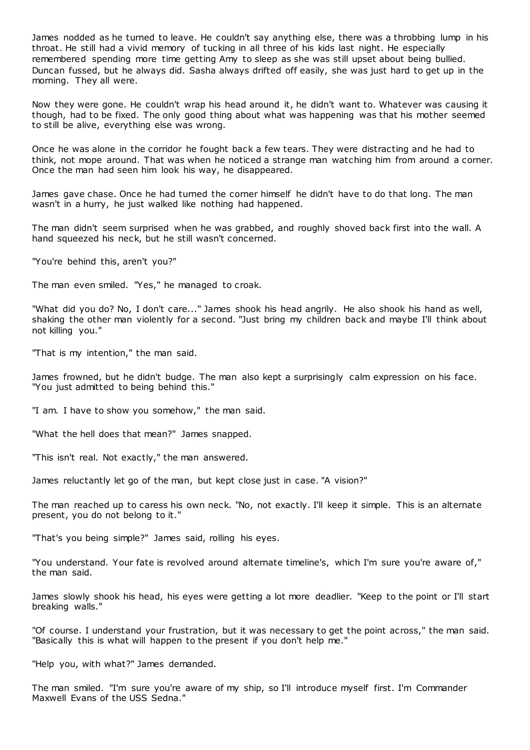James nodded as he turned to leave. He couldn't say anything else, there was a throbbing lump in his throat. He still had a vivid memory of tucking in all three of his kids last night. He especially remembered spending more time getting Amy to sleep as she was still upset about being bullied. Duncan fussed, but he always did. Sasha always drifted off easily, she was just hard to get up in the morning. They all were.

Now they were gone. He couldn't wrap his head around it, he didn't want to. Whatever was causing it though, had to be fixed. The only good thing about what was happening was that his mother seemed to still be alive, everything else was wrong.

Once he was alone in the corridor he fought back a few tears. They were distracting and he had to think, not mope around. That was when he noticed a strange man watching him from around a corner. Once the man had seen him look his way, he disappeared.

James gave chase. Once he had turned the corner himself he didn't have to do that long. The man wasn't in a hurry, he just walked like nothing had happened.

The man didn't seem surprised when he was grabbed, and roughly shoved back first into the wall. A hand squeezed his neck, but he still wasn't concerned.

"You're behind this, aren't you?"

The man even smiled. "Yes," he managed to croak.

"What did you do? No, I don't care..." James shook his head angrily. He also shook his hand as well, shaking the other man violently for a second. "Just bring my children back and maybe I'll think about not killing you."

"That is my intention," the man said.

James frowned, but he didn't budge. The man also kept a surprisingly calm expression on his face. "You just admitted to being behind this."

"I am. I have to show you somehow," the man said.

"What the hell does that mean?" James snapped.

"This isn't real. Not exactly," the man answered.

James reluctantly let go of the man, but kept close just in case. "A vision?"

The man reached up to caress his own neck. "No, not exactly. I'll keep it simple. This is an alternate present, you do not belong to it."

"That's you being simple?" James said, rolling his eyes.

"You understand. Your fate is revolved around alternate timeline's, which I'm sure you're aware of," the man said.

James slowly shook his head, his eyes were getting a lot more deadlier. "Keep to the point or I'll start breaking walls."

"Of course. I understand your frustration, but it was necessary to get the point across," the man said. "Basically this is what will happen to the present if you don't help me."

"Help you, with what?" James demanded.

The man smiled. "I'm sure you're aware of my ship, so I'll introduce myself first. I'm Commander Maxwell Evans of the USS Sedna."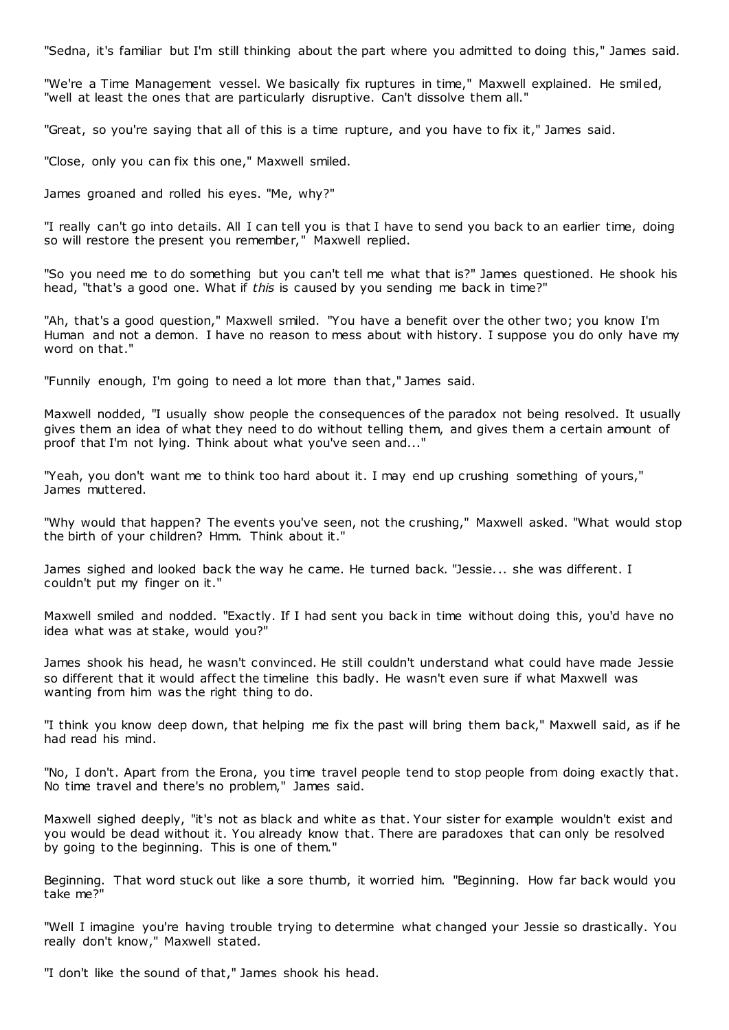"Sedna, it's familiar but I'm still thinking about the part where you admitted to doing this," James said.

"We're a Time Management vessel. We basically fix ruptures in time," Maxwell explained. He smiled, "well at least the ones that are particularly disruptive. Can't dissolve them all."

"Great, so you're saying that all of this is a time rupture, and you have to fix it," James said.

"Close, only you can fix this one," Maxwell smiled.

James groaned and rolled his eyes. "Me, why?"

"I really can't go into details. All I can tell you is that I have to send you back to an earlier time, doing so will restore the present you remember," Maxwell replied.

"So you need me to do something but you can't tell me what that is?" James questioned. He shook his head, "that's a good one. What if *this* is caused by you sending me back in time?"

"Ah, that's a good question," Maxwell smiled. "You have a benefit over the other two; you know I'm Human and not a demon. I have no reason to mess about with history. I suppose you do only have my word on that."

"Funnily enough, I'm going to need a lot more than that," James said.

Maxwell nodded, "I usually show people the consequences of the paradox not being resolved. It usually gives them an idea of what they need to do without telling them, and gives them a certain amount of proof that I'm not lying. Think about what you've seen and..."

"Yeah, you don't want me to think too hard about it. I may end up crushing something of yours," James muttered.

"Why would that happen? The events you've seen, not the crushing," Maxwell asked. "What would stop the birth of your children? Hmm. Think about it."

James sighed and looked back the way he came. He turned back. "Jessie... she was different. I couldn't put my finger on it."

Maxwell smiled and nodded. "Exactly. If I had sent you back in time without doing this, you'd have no idea what was at stake, would you?"

James shook his head, he wasn't convinced. He still couldn't understand what could have made Jessie so different that it would affect the timeline this badly. He wasn't even sure if what Maxwell was wanting from him was the right thing to do.

"I think you know deep down, that helping me fix the past will bring them back," Maxwell said, as if he had read his mind.

"No, I don't. Apart from the Erona, you time travel people tend to stop people from doing exactly that. No time travel and there's no problem," James said.

Maxwell sighed deeply, "it's not as black and white as that. Your sister for example wouldn't exist and you would be dead without it. You already know that. There are paradoxes that can only be resolved by going to the beginning. This is one of them."

Beginning. That word stuck out like a sore thumb, it worried him. "Beginning. How far back would you take me?"

"Well I imagine you're having trouble trying to determine what changed your Jessie so drastically. You really don't know," Maxwell stated.

"I don't like the sound of that," James shook his head.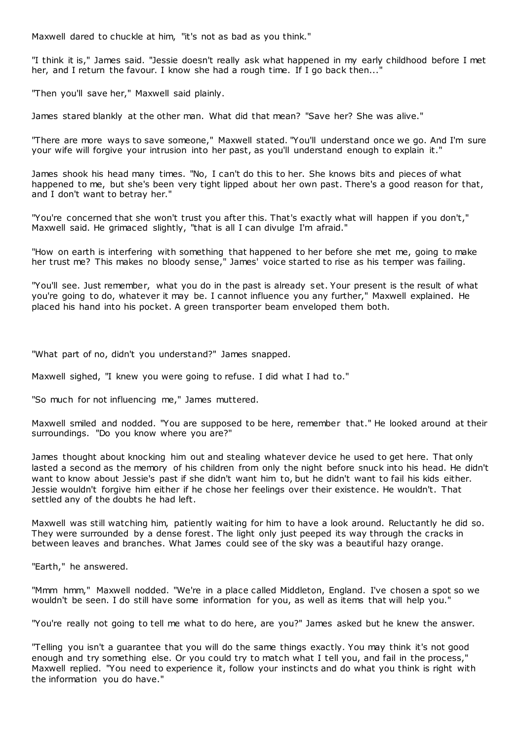Maxwell dared to chuckle at him, "it's not as bad as you think."

"I think it is," James said. "Jessie doesn't really ask what happened in my early childhood before I met her, and I return the favour. I know she had a rough time. If I go back then..."

"Then you'll save her," Maxwell said plainly.

James stared blankly at the other man. What did that mean? "Save her? She was alive."

"There are more ways to save someone," Maxwell stated. "You'll understand once we go. And I'm sure your wife will forgive your intrusion into her past, as you'll understand enough to explain it."

James shook his head many times. "No, I can't do this to her. She knows bits and pieces of what happened to me, but she's been very tight lipped about her own past. There's a good reason for that, and I don't want to betray her."

"You're concerned that she won't trust you after this. That's exactly what will happen if you don't," Maxwell said. He grimaced slightly, "that is all I can divulge I'm afraid."

"How on earth is interfering with something that happened to her before she met me, going to make her trust me? This makes no bloody sense," James' voice started to rise as his temper was failing.

"You'll see. Just remember, what you do in the past is already set. Your present is the result of what you're going to do, whatever it may be. I cannot influence you any further," Maxwell explained. He placed his hand into his pocket. A green transporter beam enveloped them both.

"What part of no, didn't you understand?" James snapped.

Maxwell sighed, "I knew you were going to refuse. I did what I had to."

"So much for not influencing me," James muttered.

Maxwell smiled and nodded. "You are supposed to be here, remember that." He looked around at their surroundings. "Do you know where you are?"

James thought about knocking him out and stealing whatever device he used to get here. That only lasted a second as the memory of his children from only the night before snuck into his head. He didn't want to know about Jessie's past if she didn't want him to, but he didn't want to fail his kids either. Jessie wouldn't forgive him either if he chose her feelings over their existence. He wouldn't. That settled any of the doubts he had left.

Maxwell was still watching him, patiently waiting for him to have a look around. Reluctantly he did so. They were surrounded by a dense forest. The light only just peeped its way through the cracks in between leaves and branches. What James could see of the sky was a beautiful hazy orange.

"Earth," he answered.

"Mmm hmm," Maxwell nodded. "We're in a place called Middleton, England. I've chosen a spot so we wouldn't be seen. I do still have some information for you, as well as items that will help you."

"You're really not going to tell me what to do here, are you?" James asked but he knew the answer.

"Telling you isn't a guarantee that you will do the same things exactly. You may think it's not good enough and try something else. Or you could try to match what I tell you, and fail in the process," Maxwell replied. "You need to experience it, follow your instincts and do what you think is right with the information you do have."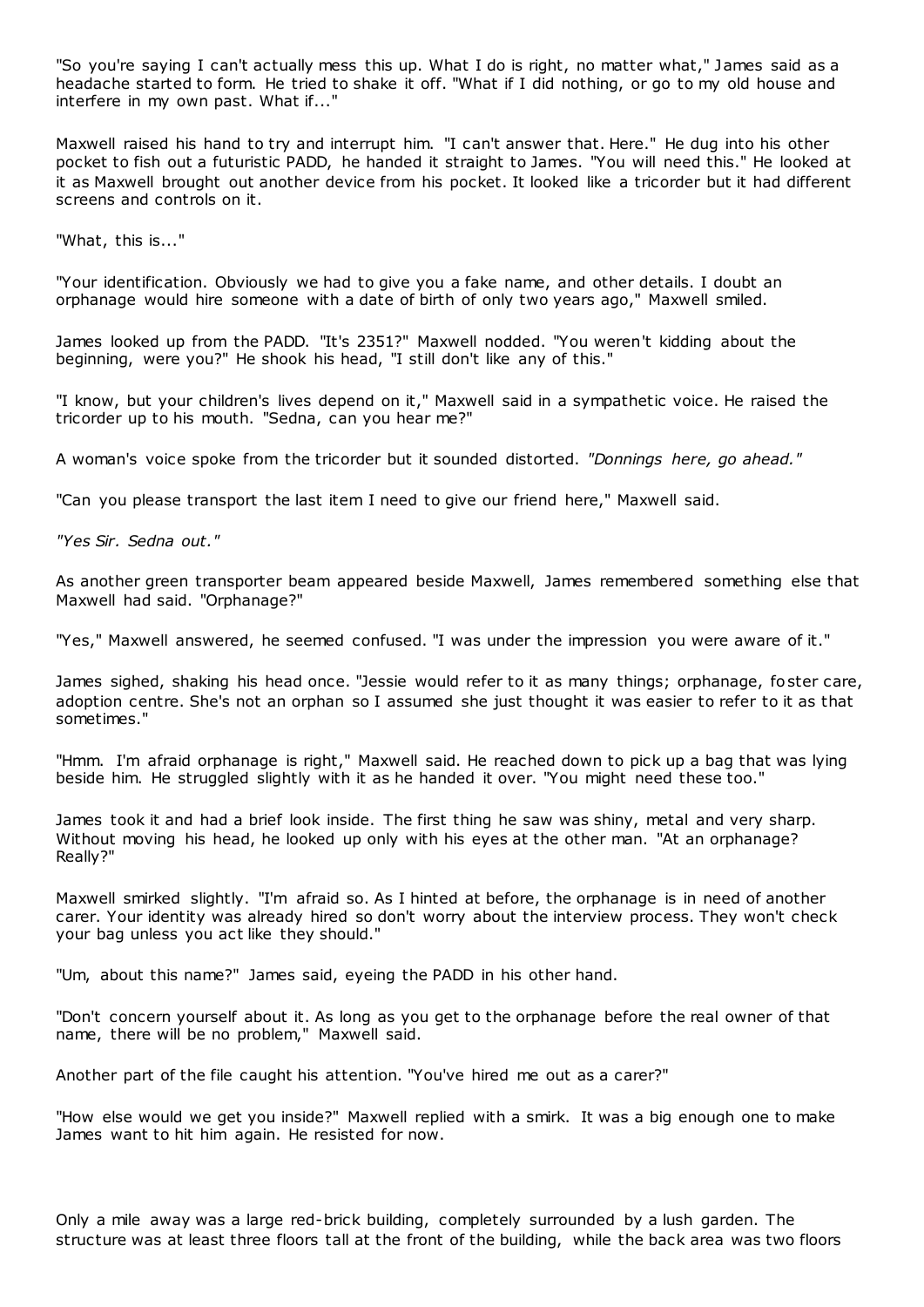"So you're saying I can't actually mess this up. What I do is right, no matter what," James said as a headache started to form. He tried to shake it off. "What if I did nothing, or go to my old house and interfere in my own past. What if..."

Maxwell raised his hand to try and interrupt him. "I can't answer that. Here." He dug into his other pocket to fish out a futuristic PADD, he handed it straight to James. "You will need this." He looked at it as Maxwell brought out another device from his pocket. It looked like a tricorder but it had different screens and controls on it.

"What, this is..."

"Your identification. Obviously we had to give you a fake name, and other details. I doubt an orphanage would hire someone with a date of birth of only two years ago," Maxwell smiled.

James looked up from the PADD. "It's 2351?" Maxwell nodded. "You weren't kidding about the beginning, were you?" He shook his head, "I still don't like any of this."

"I know, but your children's lives depend on it," Maxwell said in a sympathetic voice. He raised the tricorder up to his mouth. "Sedna, can you hear me?"

A woman's voice spoke from the tricorder but it sounded distorted. *"Donnings here, go ahead."*

"Can you please transport the last item I need to give our friend here," Maxwell said.

*"Yes Sir. Sedna out."*

As another green transporter beam appeared beside Maxwell, James remembered something else that Maxwell had said. "Orphanage?"

"Yes," Maxwell answered, he seemed confused. "I was under the impression you were aware of it."

James sighed, shaking his head once. "Jessie would refer to it as many things; orphanage, foster care, adoption centre. She's not an orphan so I assumed she just thought it was easier to refer to it as that sometimes."

"Hmm. I'm afraid orphanage is right," Maxwell said. He reached down to pick up a bag that was lying beside him. He struggled slightly with it as he handed it over. "You might need these too."

James took it and had a brief look inside. The first thing he saw was shiny, metal and very sharp. Without moving his head, he looked up only with his eyes at the other man. "At an orphanage? Really?"

Maxwell smirked slightly. "I'm afraid so. As I hinted at before, the orphanage is in need of another carer. Your identity was already hired so don't worry about the interview process. They won't check your bag unless you act like they should."

"Um, about this name?" James said, eyeing the PADD in his other hand.

"Don't concern yourself about it. As long as you get to the orphanage before the real owner of that name, there will be no problem," Maxwell said.

Another part of the file caught his attention. "You've hired me out as a carer?"

"How else would we get you inside?" Maxwell replied with a smirk. It was a big enough one to make James want to hit him again. He resisted for now.

Only a mile away was a large red-brick building, completely surrounded by a lush garden. The structure was at least three floors tall at the front of the building, while the back area was two floors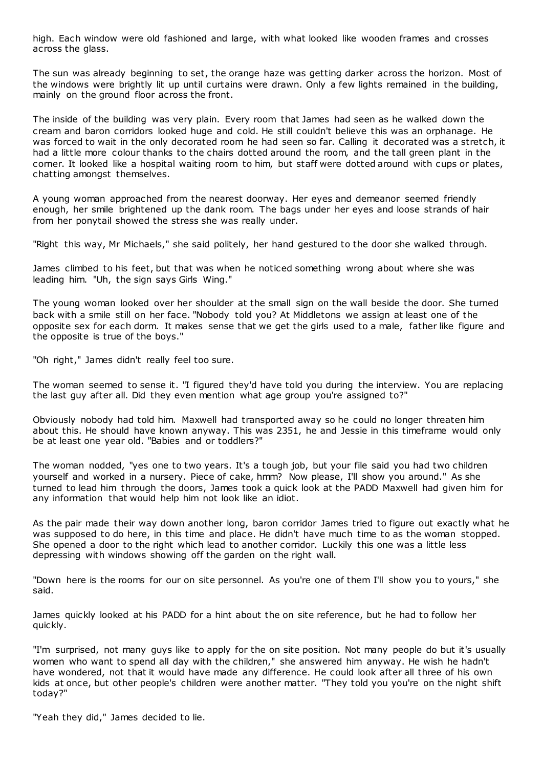high. Each window were old fashioned and large, with what looked like wooden frames and crosses across the glass.

The sun was already beginning to set, the orange haze was getting darker across the horizon. Most of the windows were brightly lit up until curtains were drawn. Only a few lights remained in the building, mainly on the ground floor across the front.

The inside of the building was very plain. Every room that James had seen as he walked down the cream and baron corridors looked huge and cold. He still couldn't believe this was an orphanage. He was forced to wait in the only decorated room he had seen so far. Calling it decorated was a stretch, it had a little more colour thanks to the chairs dotted around the room, and the tall green plant in the corner. It looked like a hospital waiting room to him, but staff were dotted around with cups or plates, chatting amongst themselves.

A young woman approached from the nearest doorway. Her eyes and demeanor seemed friendly enough, her smile brightened up the dank room. The bags under her eyes and loose strands of hair from her ponytail showed the stress she was really under.

"Right this way, Mr Michaels," she said politely, her hand gestured to the door she walked through.

James climbed to his feet, but that was when he noticed something wrong about where she was leading him. "Uh, the sign says Girls Wing."

The young woman looked over her shoulder at the small sign on the wall beside the door. She turned back with a smile still on her face. "Nobody told you? At Middletons we assign at least one of the opposite sex for each dorm. It makes sense that we get the girls used to a male, father like figure and the opposite is true of the boys."

"Oh right," James didn't really feel too sure.

The woman seemed to sense it. "I figured they'd have told you during the interview. You are replacing the last guy after all. Did they even mention what age group you're assigned to?"

Obviously nobody had told him. Maxwell had transported away so he could no longer threaten him about this. He should have known anyway. This was 2351, he and Jessie in this timeframe would only be at least one year old. "Babies and or toddlers?"

The woman nodded, "yes one to two years. It's a tough job, but your file said you had two children yourself and worked in a nursery. Piece of cake, hmm? Now please, I'll show you around." As she turned to lead him through the doors, James took a quick look at the PADD Maxwell had given him for any information that would help him not look like an idiot.

As the pair made their way down another long, baron corridor James tried to figure out exactly what he was supposed to do here, in this time and place. He didn't have much time to as the woman stopped. She opened a door to the right which lead to another corridor. Luckily this one was a little less depressing with windows showing off the garden on the right wall.

"Down here is the rooms for our on site personnel. As you're one of them I'll show you to yours," she said.

James quickly looked at his PADD for a hint about the on site reference, but he had to follow her quickly.

"I'm surprised, not many guys like to apply for the on site position. Not many people do but it's usually women who want to spend all day with the children," she answered him anyway. He wish he hadn't have wondered, not that it would have made any difference. He could look after all three of his own kids at once, but other people's children were another matter. "They told you you're on the night shift today?"

"Yeah they did," James decided to lie.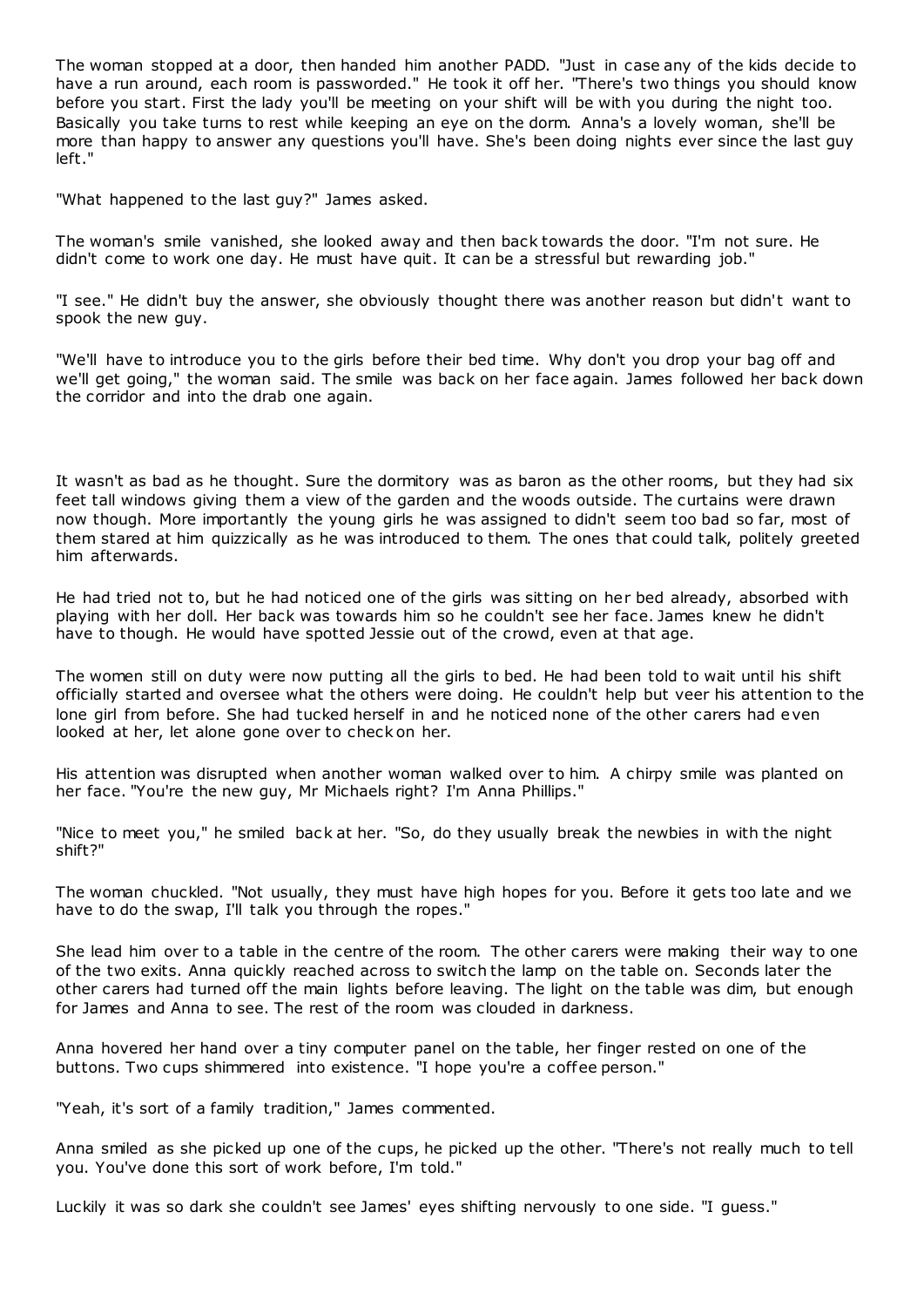The woman stopped at a door, then handed him another PADD. "Just in case any of the kids decide to have a run around, each room is passworded." He took it off her. "There's two things you should know before you start. First the lady you'll be meeting on your shift will be with you during the night too. Basically you take turns to rest while keeping an eye on the dorm. Anna's a lovely woman, she'll be more than happy to answer any questions you'll have. She's been doing nights ever since the last guy left."

"What happened to the last guy?" James asked.

The woman's smile vanished, she looked away and then back towards the door. "I'm not sure. He didn't come to work one day. He must have quit. It can be a stressful but rewarding job."

"I see." He didn't buy the answer, she obviously thought there was another reason but didn't want to spook the new guy.

"We'll have to introduce you to the girls before their bed time. Why don't you drop your bag off and we'll get going," the woman said. The smile was back on her face again. James followed her back down the corridor and into the drab one again.

It wasn't as bad as he thought. Sure the dormitory was as baron as the other rooms, but they had six feet tall windows giving them a view of the garden and the woods outside. The curtains were drawn now though. More importantly the young girls he was assigned to didn't seem too bad so far, most of them stared at him quizzically as he was introduced to them. The ones that could talk, politely greeted him afterwards.

He had tried not to, but he had noticed one of the girls was sitting on her bed already, absorbed with playing with her doll. Her back was towards him so he couldn't see her face. James knew he didn't have to though. He would have spotted Jessie out of the crowd, even at that age.

The women still on duty were now putting all the girls to bed. He had been told to wait until his shift officially started and oversee what the others were doing. He couldn't help but veer his attention to the lone girl from before. She had tucked herself in and he noticed none of the other carers had even looked at her, let alone gone over to check on her.

His attention was disrupted when another woman walked over to him. A chirpy smile was planted on her face. "You're the new guy, Mr Michaels right? I'm Anna Phillips."

"Nice to meet you," he smiled back at her. "So, do they usually break the newbies in with the night shift?"

The woman chuckled. "Not usually, they must have high hopes for you. Before it gets too late and we have to do the swap, I'll talk you through the ropes."

She lead him over to a table in the centre of the room. The other carers were making their way to one of the two exits. Anna quickly reached across to switch the lamp on the table on. Seconds later the other carers had turned off the main lights before leaving. The light on the table was dim, but enough for James and Anna to see. The rest of the room was clouded in darkness.

Anna hovered her hand over a tiny computer panel on the table, her finger rested on one of the buttons. Two cups shimmered into existence. "I hope you're a coffee person."

"Yeah, it's sort of a family tradition," James commented.

Anna smiled as she picked up one of the cups, he picked up the other. "There's not really much to tell you. You've done this sort of work before, I'm told."

Luckily it was so dark she couldn't see James' eyes shifting nervously to one side. "I guess."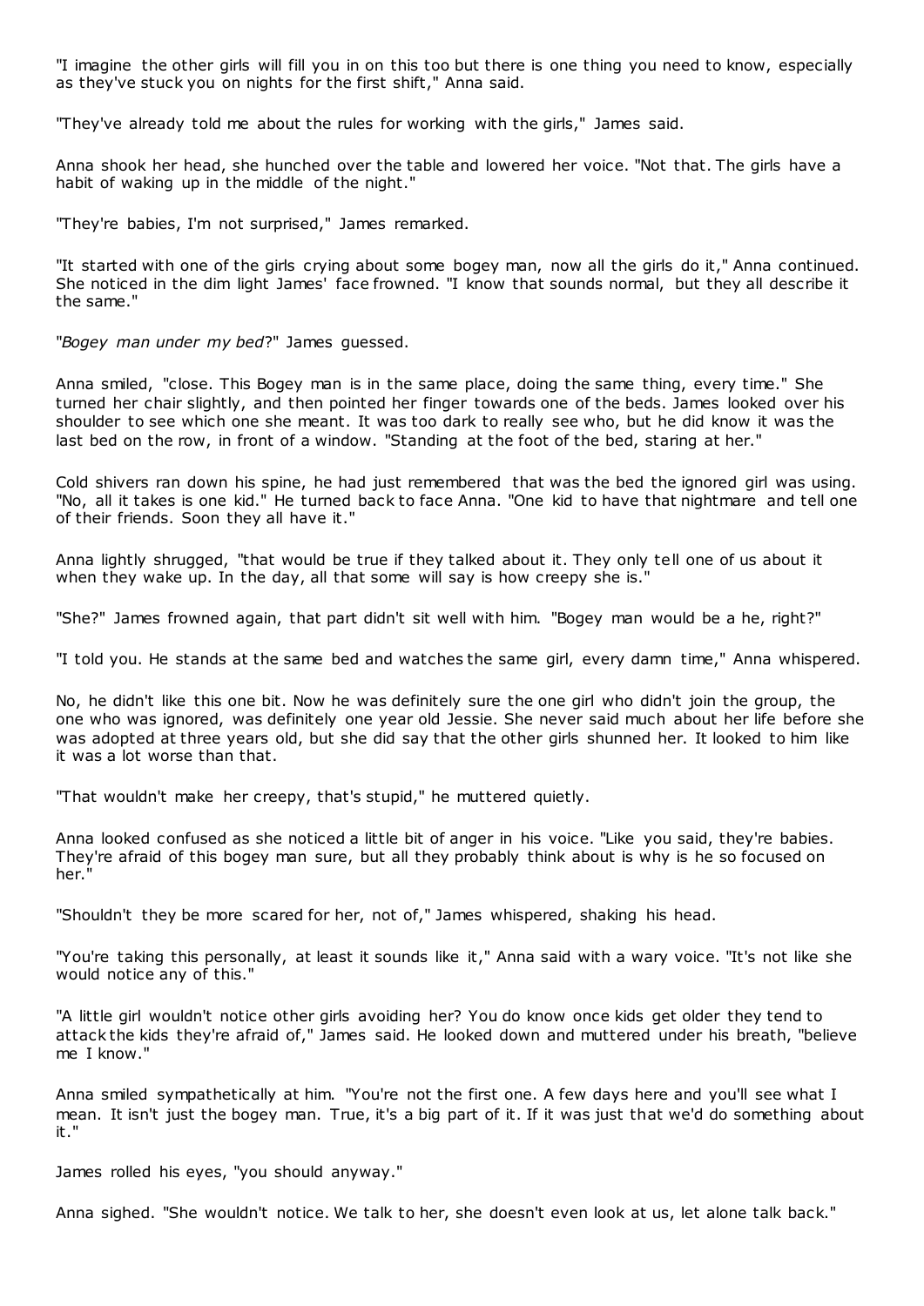"I imagine the other girls will fill you in on this too but there is one thing you need to know, especially as they've stuck you on nights for the first shift," Anna said.

"They've already told me about the rules for working with the girls," James said.

Anna shook her head, she hunched over the table and lowered her voice. "Not that. The girls have a habit of waking up in the middle of the night."

"They're babies, I'm not surprised," James remarked.

"It started with one of the girls crying about some bogey man, now all the girls do it," Anna continued. She noticed in the dim light James' face frowned. "I know that sounds normal, but they all describe it the same."

"*Bogey man under my bed*?" James guessed.

Anna smiled, "close. This Bogey man is in the same place, doing the same thing, every time." She turned her chair slightly, and then pointed her finger towards one of the beds. James looked over his shoulder to see which one she meant. It was too dark to really see who, but he did know it was the last bed on the row, in front of a window. "Standing at the foot of the bed, staring at her."

Cold shivers ran down his spine, he had just remembered that was the bed the ignored girl was using. "No, all it takes is one kid." He turned back to face Anna. "One kid to have that nightmare and tell one of their friends. Soon they all have it."

Anna lightly shrugged, "that would be true if they talked about it. They only tell one of us about it when they wake up. In the day, all that some will say is how creepy she is."

"She?" James frowned again, that part didn't sit well with him. "Bogey man would be a he, right?"

"I told you. He stands at the same bed and watches the same girl, every damn time," Anna whispered.

No, he didn't like this one bit. Now he was definitely sure the one girl who didn't join the group, the one who was ignored, was definitely one year old Jessie. She never said much about her life before she was adopted at three years old, but she did say that the other girls shunned her. It looked to him like it was a lot worse than that.

"That wouldn't make her creepy, that's stupid," he muttered quietly.

Anna looked confused as she noticed a little bit of anger in his voice. "Like you said, they're babies. They're afraid of this bogey man sure, but all they probably think about is why is he so focused on her."

"Shouldn't they be more scared for her, not of," James whispered, shaking his head.

"You're taking this personally, at least it sounds like it," Anna said with a wary voice. "It's not like she would notice any of this."

"A little girl wouldn't notice other girls avoiding her? You do know once kids get older they tend to attack the kids they're afraid of," James said. He looked down and muttered under his breath, "believe me I know."

Anna smiled sympathetically at him. "You're not the first one. A few days here and you'll see what I mean. It isn't just the bogey man. True, it's a big part of it. If it was just that we'd do something about it."

James rolled his eyes, "you should anyway."

Anna sighed. "She wouldn't notice. We talk to her, she doesn't even look at us, let alone talk back."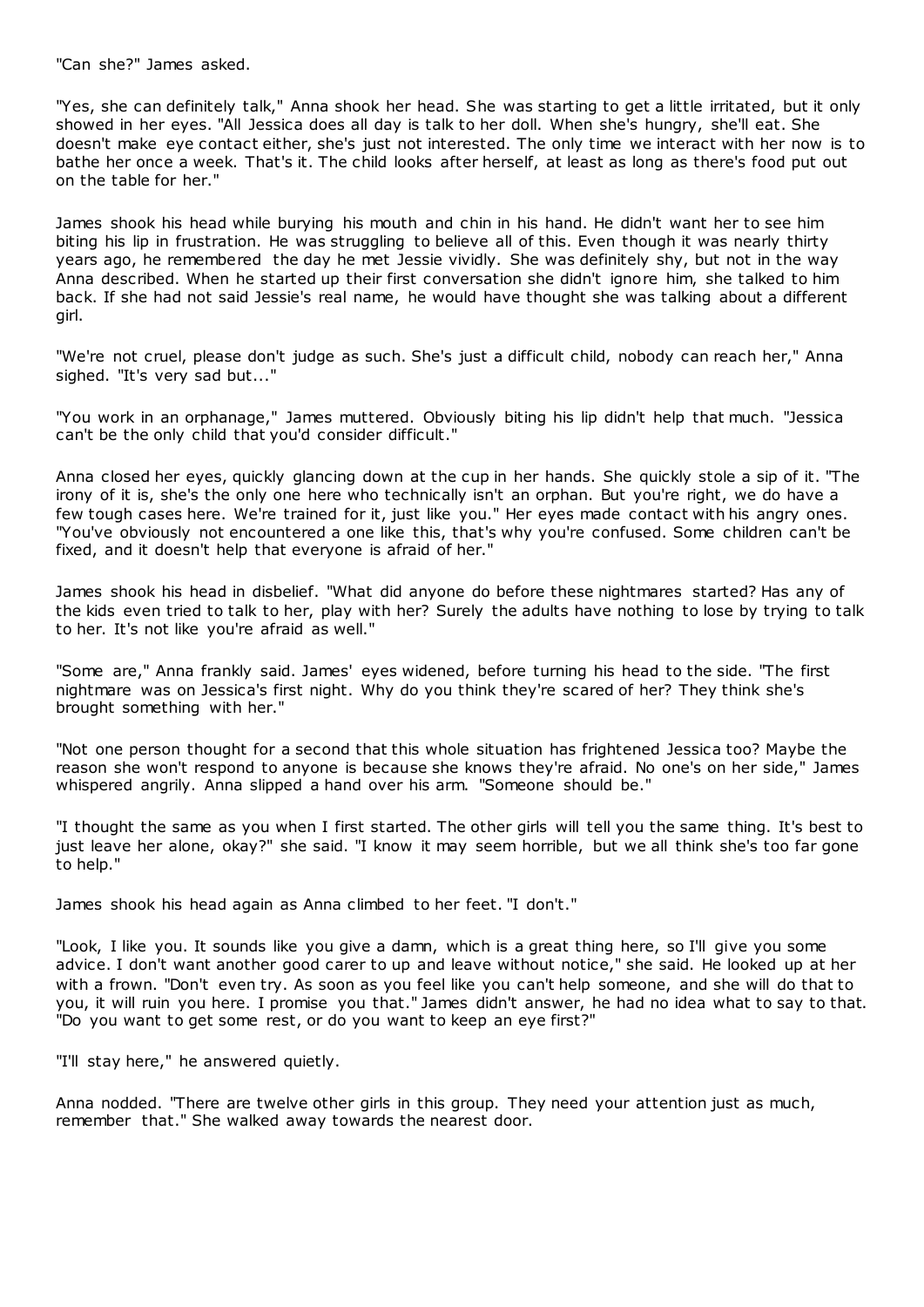"Can she?" James asked.

"Yes, she can definitely talk," Anna shook her head. She was starting to get a little irritated, but it only showed in her eyes. "All Jessica does all day is talk to her doll. When she's hungry, she'll eat. She doesn't make eye contact either, she's just not interested. The only time we interact with her now is to bathe her once a week. That's it. The child looks after herself, at least as long as there's food put out on the table for her."

James shook his head while burying his mouth and chin in his hand. He didn't want her to see him biting his lip in frustration. He was struggling to believe all of this. Even though it was nearly thirty years ago, he remembered the day he met Jessie vividly. She was definitely shy, but not in the way Anna described. When he started up their first conversation she didn't ignore him, she talked to him back. If she had not said Jessie's real name, he would have thought she was talking about a different girl.

"We're not cruel, please don't judge as such. She's just a difficult child, nobody can reach her," Anna sighed. "It's very sad but..."

"You work in an orphanage," James muttered. Obviously biting his lip didn't help that much. "Jessica can't be the only child that you'd consider difficult."

Anna closed her eyes, quickly glancing down at the cup in her hands. She quickly stole a sip of it. "The irony of it is, she's the only one here who technically isn't an orphan. But you're right, we do have a few tough cases here. We're trained for it, just like you." Her eyes made contact with his angry ones. "You've obviously not encountered a one like this, that's why you're confused. Some children can't be fixed, and it doesn't help that everyone is afraid of her."

James shook his head in disbelief. "What did anyone do before these nightmares started? Has any of the kids even tried to talk to her, play with her? Surely the adults have nothing to lose by trying to talk to her. It's not like you're afraid as well."

"Some are," Anna frankly said. James' eyes widened, before turning his head to the side. "The first nightmare was on Jessica's first night. Why do you think they're scared of her? They think she's brought something with her."

"Not one person thought for a second that this whole situation has frightened Jessica too? Maybe the reason she won't respond to anyone is because she knows they're afraid. No one's on her side," James whispered angrily. Anna slipped a hand over his arm. "Someone should be."

"I thought the same as you when I first started. The other girls will tell you the same thing. It's best to just leave her alone, okay?" she said. "I know it may seem horrible, but we all think she's too far gone to help."

James shook his head again as Anna climbed to her feet. "I don't."

"Look, I like you. It sounds like you give a damn, which is a great thing here, so I'll give you some advice. I don't want another good carer to up and leave without notice," she said. He looked up at her with a frown. "Don't even try. As soon as you feel like you can't help someone, and she will do that to you, it will ruin you here. I promise you that." James didn't answer, he had no idea what to say to that. "Do you want to get some rest, or do you want to keep an eye first?"

"I'll stay here," he answered quietly.

Anna nodded. "There are twelve other girls in this group. They need your attention just as much, remember that." She walked away towards the nearest door.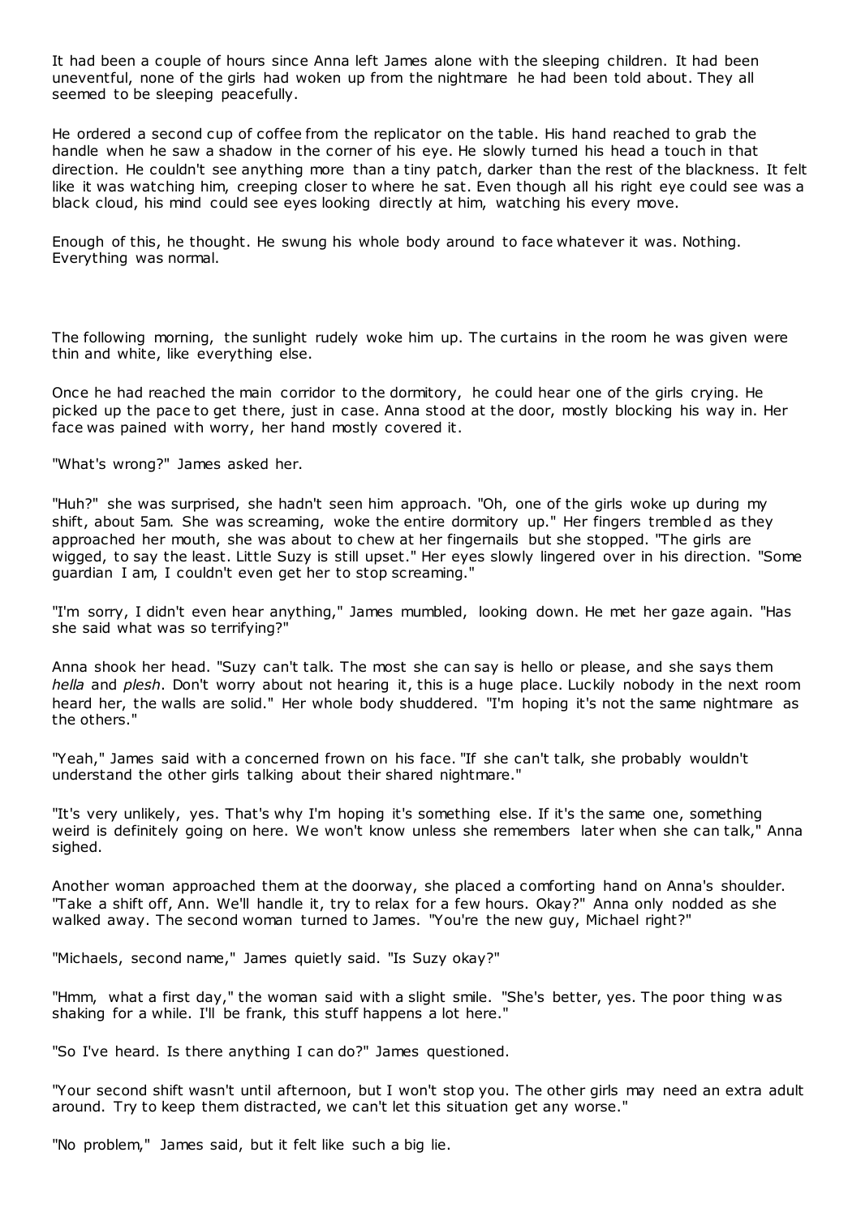It had been a couple of hours since Anna left James alone with the sleeping children. It had been uneventful, none of the girls had woken up from the nightmare he had been told about. They all seemed to be sleeping peacefully.

He ordered a second cup of coffee from the replicator on the table. His hand reached to grab the handle when he saw a shadow in the corner of his eye. He slowly turned his head a touch in that direction. He couldn't see anything more than a tiny patch, darker than the rest of the blackness. It felt like it was watching him, creeping closer to where he sat. Even though all his right eye could see was a black cloud, his mind could see eyes looking directly at him, watching his every move.

Enough of this, he thought. He swung his whole body around to face whatever it was. Nothing. Everything was normal.

The following morning, the sunlight rudely woke him up. The curtains in the room he was given were thin and white, like everything else.

Once he had reached the main corridor to the dormitory, he could hear one of the girls crying. He picked up the pace to get there, just in case. Anna stood at the door, mostly blocking his way in. Her face was pained with worry, her hand mostly covered it.

"What's wrong?" James asked her.

"Huh?" she was surprised, she hadn't seen him approach. "Oh, one of the girls woke up during my shift, about 5am. She was screaming, woke the entire dormitory up." Her fingers trembled as they approached her mouth, she was about to chew at her fingernails but she stopped. "The girls are wigged, to say the least. Little Suzy is still upset." Her eyes slowly lingered over in his direction. "Some guardian I am, I couldn't even get her to stop screaming."

"I'm sorry, I didn't even hear anything," James mumbled, looking down. He met her gaze again. "Has she said what was so terrifying?"

Anna shook her head. "Suzy can't talk. The most she can say is hello or please, and she says them *hella* and *plesh*. Don't worry about not hearing it, this is a huge place. Luckily nobody in the next room heard her, the walls are solid." Her whole body shuddered. "I'm hoping it's not the same nightmare as the others."

"Yeah," James said with a concerned frown on his face. "If she can't talk, she probably wouldn't understand the other girls talking about their shared nightmare."

"It's very unlikely, yes. That's why I'm hoping it's something else. If it's the same one, something weird is definitely going on here. We won't know unless she remembers later when she can talk," Anna sighed.

Another woman approached them at the doorway, she placed a comforting hand on Anna's shoulder. "Take a shift off, Ann. We'll handle it, try to relax for a few hours. Okay?" Anna only nodded as she walked away. The second woman turned to James. "You're the new guy, Michael right?"

"Michaels, second name," James quietly said. "Is Suzy okay?"

"Hmm, what a first day," the woman said with a slight smile. "She's better, yes. The poor thing was shaking for a while. I'll be frank, this stuff happens a lot here."

"So I've heard. Is there anything I can do?" James questioned.

"Your second shift wasn't until afternoon, but I won't stop you. The other girls may need an extra adult around. Try to keep them distracted, we can't let this situation get any worse."

"No problem," James said, but it felt like such a big lie.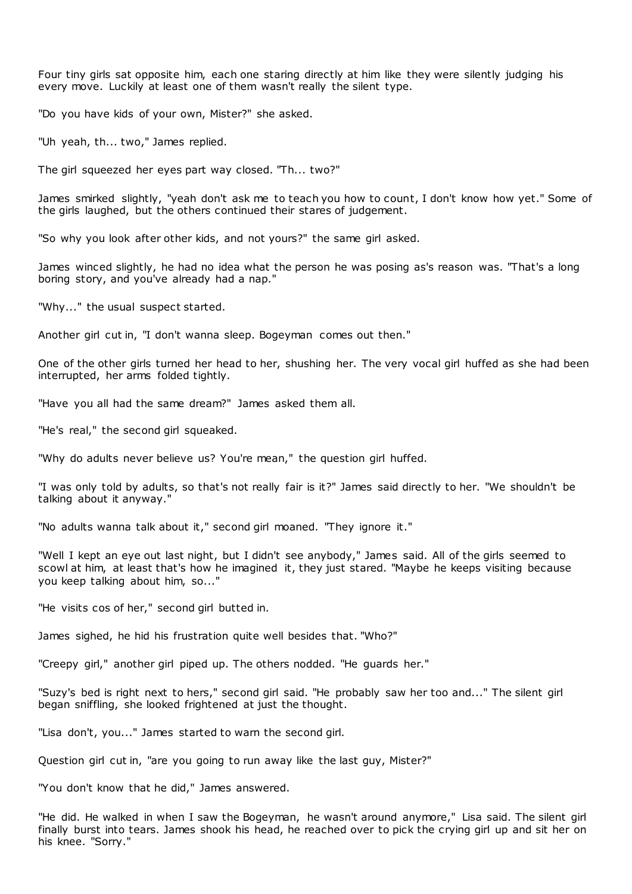Four tiny girls sat opposite him, each one staring directly at him like they were silently judging his every move. Luckily at least one of them wasn't really the silent type.

"Do you have kids of your own, Mister?" she asked.

"Uh yeah, th... two," James replied.

The girl squeezed her eyes part way closed. "Th... two?"

James smirked slightly, "yeah don't ask me to teach you how to count, I don't know how yet." Some of the girls laughed, but the others continued their stares of judgement.

"So why you look after other kids, and not yours?" the same girl asked.

James winced slightly, he had no idea what the person he was posing as's reason was. "That's a long boring story, and you've already had a nap."

"Why..." the usual suspect started.

Another girl cut in, "I don't wanna sleep. Bogeyman comes out then."

One of the other girls turned her head to her, shushing her. The very vocal girl huffed as she had been interrupted, her arms folded tightly.

"Have you all had the same dream?" James asked them all.

"He's real," the second girl squeaked.

"Why do adults never believe us? You're mean," the question girl huffed.

"I was only told by adults, so that's not really fair is it?" James said directly to her. "We shouldn't be talking about it anyway."

"No adults wanna talk about it," second girl moaned. "They ignore it."

"Well I kept an eye out last night, but I didn't see anybody," James said. All of the girls seemed to scowl at him, at least that's how he imagined it, they just stared. "Maybe he keeps visiting because you keep talking about him, so..."

"He visits cos of her," second girl butted in.

James sighed, he hid his frustration quite well besides that. "Who?"

"Creepy girl," another girl piped up. The others nodded. "He guards her."

"Suzy's bed is right next to hers," second girl said. "He probably saw her too and..." The silent girl began sniffling, she looked frightened at just the thought.

"Lisa don't, you..." James started to warn the second girl.

Question girl cut in, "are you going to run away like the last guy, Mister?"

"You don't know that he did," James answered.

"He did. He walked in when I saw the Bogeyman, he wasn't around anymore," Lisa said. The silent girl finally burst into tears. James shook his head, he reached over to pick the crying girl up and sit her on his knee. "Sorry."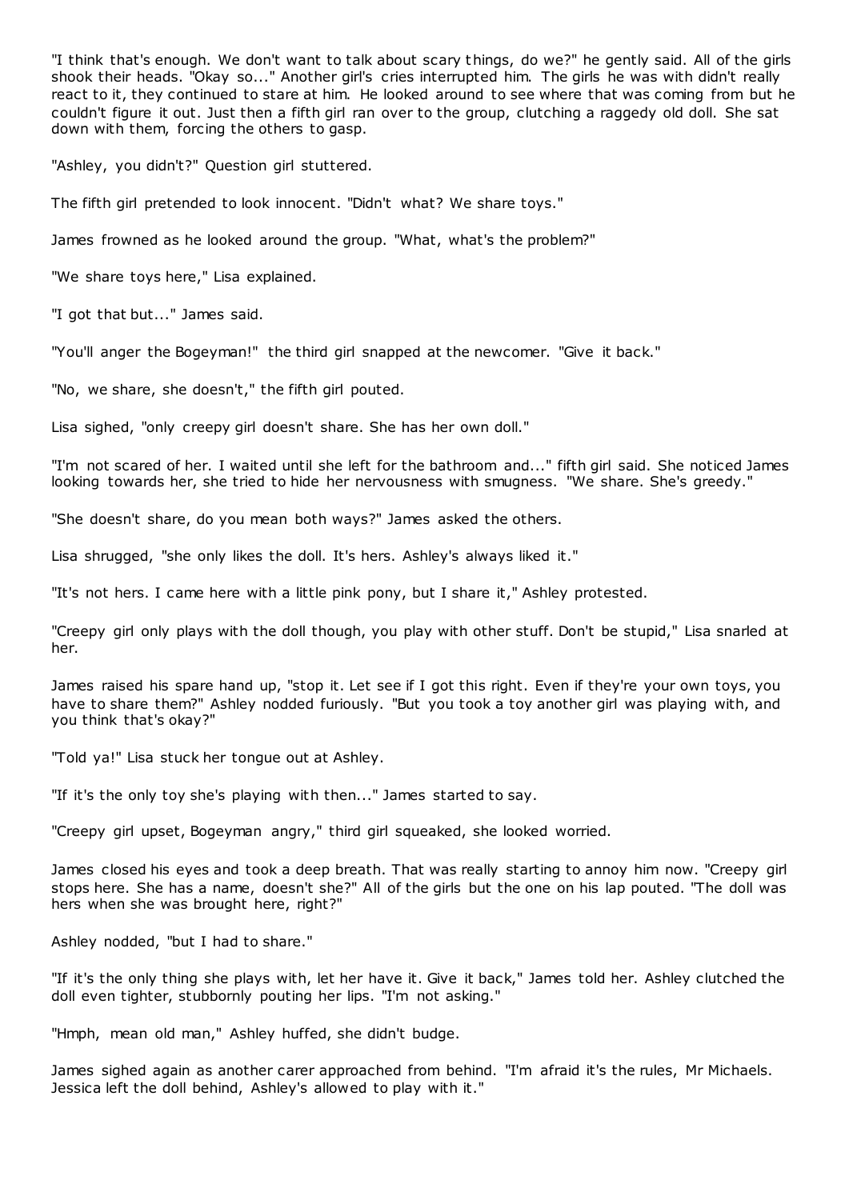"I think that's enough. We don't want to talk about scary things, do we?" he gently said. All of the girls shook their heads. "Okay so..." Another girl's cries interrupted him. The girls he was with didn't really react to it, they continued to stare at him. He looked around to see where that was coming from but he couldn't figure it out. Just then a fifth girl ran over to the group, clutching a raggedy old doll. She sat down with them, forcing the others to gasp.

"Ashley, you didn't?" Question girl stuttered.

The fifth girl pretended to look innocent. "Didn't what? We share toys."

James frowned as he looked around the group. "What, what's the problem?"

"We share toys here," Lisa explained.

"I got that but..." James said.

"You'll anger the Bogeyman!" the third girl snapped at the newcomer. "Give it back."

"No, we share, she doesn't," the fifth girl pouted.

Lisa sighed, "only creepy girl doesn't share. She has her own doll."

"I'm not scared of her. I waited until she left for the bathroom and..." fifth girl said. She noticed James looking towards her, she tried to hide her nervousness with smugness. "We share. She's greedy."

"She doesn't share, do you mean both ways?" James asked the others.

Lisa shrugged, "she only likes the doll. It's hers. Ashley's always liked it."

"It's not hers. I came here with a little pink pony, but I share it," Ashley protested.

"Creepy girl only plays with the doll though, you play with other stuff. Don't be stupid," Lisa snarled at her.

James raised his spare hand up, "stop it. Let see if I got this right. Even if they're your own toys, you have to share them?" Ashley nodded furiously. "But you took a toy another girl was playing with, and you think that's okay?"

"Told ya!" Lisa stuck her tongue out at Ashley.

"If it's the only toy she's playing with then..." James started to say.

"Creepy girl upset, Bogeyman angry," third girl squeaked, she looked worried.

James closed his eyes and took a deep breath. That was really starting to annoy him now. "Creepy girl stops here. She has a name, doesn't she?" All of the girls but the one on his lap pouted. "The doll was hers when she was brought here, right?"

Ashley nodded, "but I had to share."

"If it's the only thing she plays with, let her have it. Give it back," James told her. Ashley clutched the doll even tighter, stubbornly pouting her lips. "I'm not asking."

"Hmph, mean old man," Ashley huffed, she didn't budge.

James sighed again as another carer approached from behind. "I'm afraid it's the rules, Mr Michaels. Jessica left the doll behind, Ashley's allowed to play with it."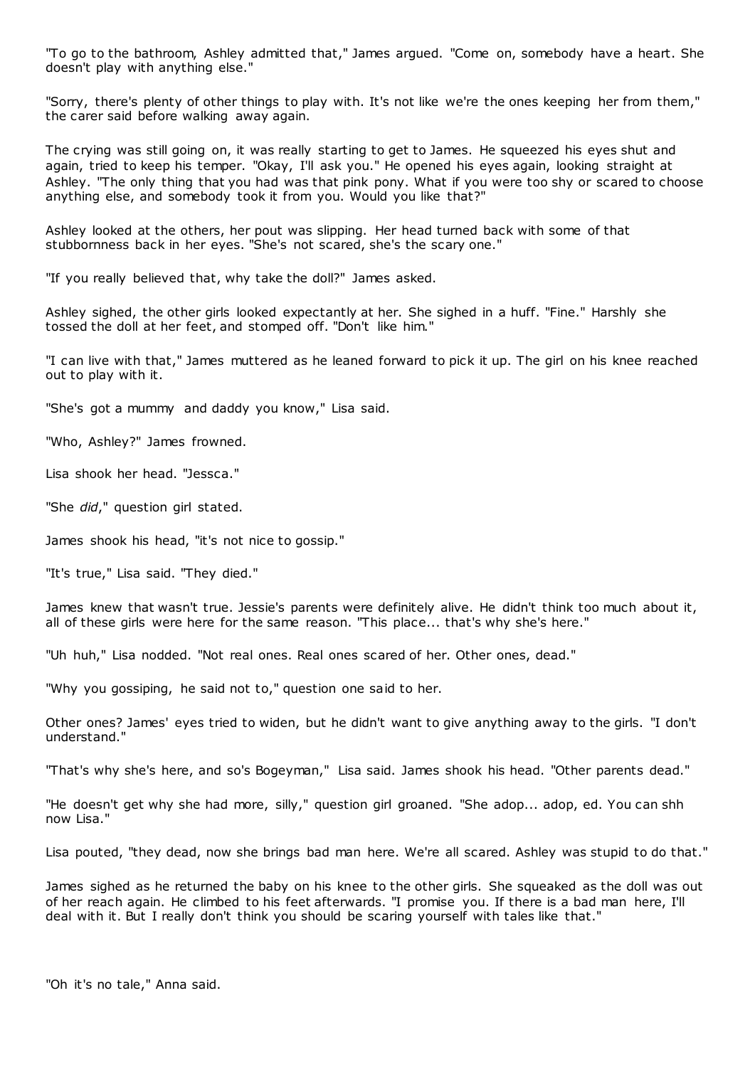"To go to the bathroom, Ashley admitted that," James argued. "Come on, somebody have a heart. She doesn't play with anything else."

"Sorry, there's plenty of other things to play with. It's not like we're the ones keeping her from them," the carer said before walking away again.

The crying was still going on, it was really starting to get to James. He squeezed his eyes shut and again, tried to keep his temper. "Okay, I'll ask you." He opened his eyes again, looking straight at Ashley. "The only thing that you had was that pink pony. What if you were too shy or scared to choose anything else, and somebody took it from you. Would you like that?"

Ashley looked at the others, her pout was slipping. Her head turned back with some of that stubbornness back in her eyes. "She's not scared, she's the scary one."

"If you really believed that, why take the doll?" James asked.

Ashley sighed, the other girls looked expectantly at her. She sighed in a huff. "Fine." Harshly she tossed the doll at her feet, and stomped off. "Don't like him."

"I can live with that," James muttered as he leaned forward to pick it up. The girl on his knee reached out to play with it.

"She's got a mummy and daddy you know," Lisa said.

"Who, Ashley?" James frowned.

Lisa shook her head. "Jessca."

"She *did*," question girl stated.

James shook his head, "it's not nice to gossip."

"It's true," Lisa said. "They died."

James knew that wasn't true. Jessie's parents were definitely alive. He didn't think too much about it, all of these girls were here for the same reason. "This place... that's why she's here."

"Uh huh," Lisa nodded. "Not real ones. Real ones scared of her. Other ones, dead."

"Why you gossiping, he said not to," question one said to her.

Other ones? James' eyes tried to widen, but he didn't want to give anything away to the girls. "I don't understand."

"That's why she's here, and so's Bogeyman," Lisa said. James shook his head. "Other parents dead."

"He doesn't get why she had more, silly," question girl groaned. "She adop... adop, ed. You can shh now Lisa."

Lisa pouted, "they dead, now she brings bad man here. We're all scared. Ashley was stupid to do that."

James sighed as he returned the baby on his knee to the other girls. She squeaked as the doll was out of her reach again. He climbed to his feet afterwards. "I promise you. If there is a bad man here, I'll deal with it. But I really don't think you should be scaring yourself with tales like that."

"Oh it's no tale," Anna said.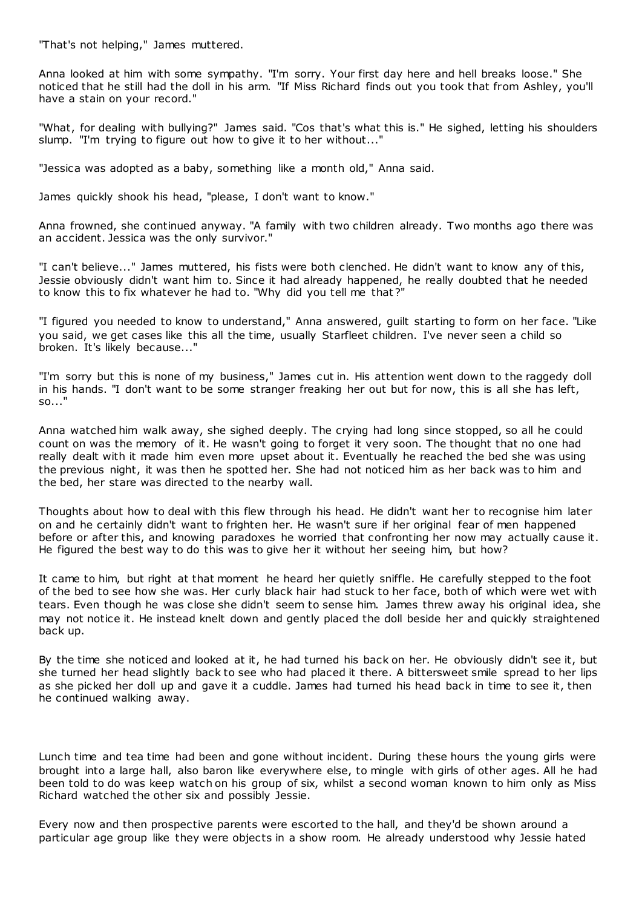"That's not helping," James muttered.

Anna looked at him with some sympathy. "I'm sorry. Your first day here and hell breaks loose." She noticed that he still had the doll in his arm. "If Miss Richard finds out you took that from Ashley, you'll have a stain on your record."

"What, for dealing with bullying?" James said. "Cos that's what this is." He sighed, letting his shoulders slump. "I'm trying to figure out how to give it to her without..."

"Jessica was adopted as a baby, something like a month old," Anna said.

James quickly shook his head, "please, I don't want to know."

Anna frowned, she continued anyway. "A family with two children already. Two months ago there was an accident. Jessica was the only survivor."

"I can't believe..." James muttered, his fists were both clenched. He didn't want to know any of this, Jessie obviously didn't want him to. Since it had already happened, he really doubted that he needed to know this to fix whatever he had to. "Why did you tell me that?"

"I figured you needed to know to understand," Anna answered, guilt starting to form on her face. "Like you said, we get cases like this all the time, usually Starfleet children. I've never seen a child so broken. It's likely because..."

"I'm sorry but this is none of my business," James cut in. His attention went down to the raggedy doll in his hands. "I don't want to be some stranger freaking her out but for now, this is all she has left, so..."

Anna watched him walk away, she sighed deeply. The crying had long since stopped, so all he could count on was the memory of it. He wasn't going to forget it very soon. The thought that no one had really dealt with it made him even more upset about it. Eventually he reached the bed she was using the previous night, it was then he spotted her. She had not noticed him as her back was to him and the bed, her stare was directed to the nearby wall.

Thoughts about how to deal with this flew through his head. He didn't want her to recognise him later on and he certainly didn't want to frighten her. He wasn't sure if her original fear of men happened before or after this, and knowing paradoxes he worried that confronting her now may actually cause it. He figured the best way to do this was to give her it without her seeing him, but how?

It came to him, but right at that moment he heard her quietly sniffle. He carefully stepped to the foot of the bed to see how she was. Her curly black hair had stuck to her face, both of which were wet with tears. Even though he was close she didn't seem to sense him. James threw away his original idea, she may not notice it. He instead knelt down and gently placed the doll beside her and quickly straightened back up.

By the time she noticed and looked at it, he had turned his back on her. He obviously didn't see it, but she turned her head slightly back to see who had placed it there. A bittersweet smile spread to her lips as she picked her doll up and gave it a cuddle. James had turned his head back in time to see it, then he continued walking away.

Lunch time and tea time had been and gone without incident. During these hours the young girls were brought into a large hall, also baron like everywhere else, to mingle with girls of other ages. All he had been told to do was keep watch on his group of six, whilst a second woman known to him only as Miss Richard watched the other six and possibly Jessie.

Every now and then prospective parents were escorted to the hall, and they'd be shown around a particular age group like they were objects in a show room. He already understood why Jessie hated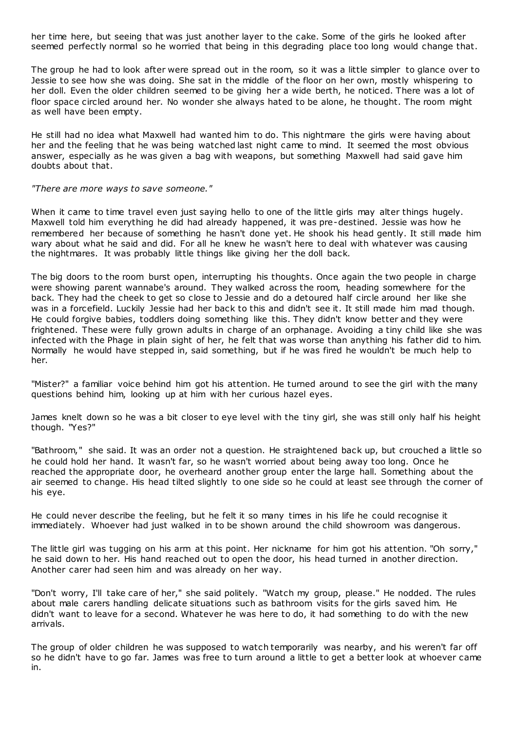her time here, but seeing that was just another layer to the cake. Some of the girls he looked after seemed perfectly normal so he worried that being in this degrading place too long would change that.

The group he had to look after were spread out in the room, so it was a little simpler to glance over to Jessie to see how she was doing. She sat in the middle of the floor on her own, mostly whispering to her doll. Even the older children seemed to be giving her a wide berth, he noticed. There was a lot of floor space circled around her. No wonder she always hated to be alone, he thought. The room might as well have been empty.

He still had no idea what Maxwell had wanted him to do. This nightmare the girls were having about her and the feeling that he was being watched last night came to mind. It seemed the most obvious answer, especially as he was given a bag with weapons, but something Maxwell had said gave him doubts about that.

*"There are more ways to save someone."*

When it came to time travel even just saying hello to one of the little girls may alter things hugely. Maxwell told him everything he did had already happened, it was pre-destined. Jessie was how he remembered her because of something he hasn't done yet. He shook his head gently. It still made him wary about what he said and did. For all he knew he wasn't here to deal with whatever was causing the nightmares. It was probably little things like giving her the doll back.

The big doors to the room burst open, interrupting his thoughts. Once again the two people in charge were showing parent wannabe's around. They walked across the room, heading somewhere for the back. They had the cheek to get so close to Jessie and do a detoured half circle around her like she was in a forcefield. Luckily Jessie had her back to this and didn't see it. It still made him mad though. He could forgive babies, toddlers doing something like this. They didn't know better and they were frightened. These were fully grown adults in charge of an orphanage. Avoiding a tiny child like she was infected with the Phage in plain sight of her, he felt that was worse than anything his father did to him. Normally he would have stepped in, said something, but if he was fired he wouldn't be much help to her.

"Mister?" a familiar voice behind him got his attention. He turned around to see the girl with the many questions behind him, looking up at him with her curious hazel eyes.

James knelt down so he was a bit closer to eye level with the tiny girl, she was still only half his height though. "Yes?"

"Bathroom," she said. It was an order not a question. He straightened back up, but crouched a little so he could hold her hand. It wasn't far, so he wasn't worried about being away too long. Once he reached the appropriate door, he overheard another group enter the large hall. Something about the air seemed to change. His head tilted slightly to one side so he could at least see through the corner of his eye.

He could never describe the feeling, but he felt it so many times in his life he could recognise it immediately. Whoever had just walked in to be shown around the child showroom was dangerous.

The little girl was tugging on his arm at this point. Her nickname for him got his attention. "Oh sorry," he said down to her. His hand reached out to open the door, his head turned in another direction. Another carer had seen him and was already on her way.

"Don't worry, I'll take care of her," she said politely. "Watch my group, please." He nodded. The rules about male carers handling delicate situations such as bathroom visits for the girls saved him. He didn't want to leave for a second. Whatever he was here to do, it had something to do with the new arrivals.

The group of older children he was supposed to watch temporarily was nearby, and his weren't far off so he didn't have to go far. James was free to turn around a little to get a better look at whoever came in.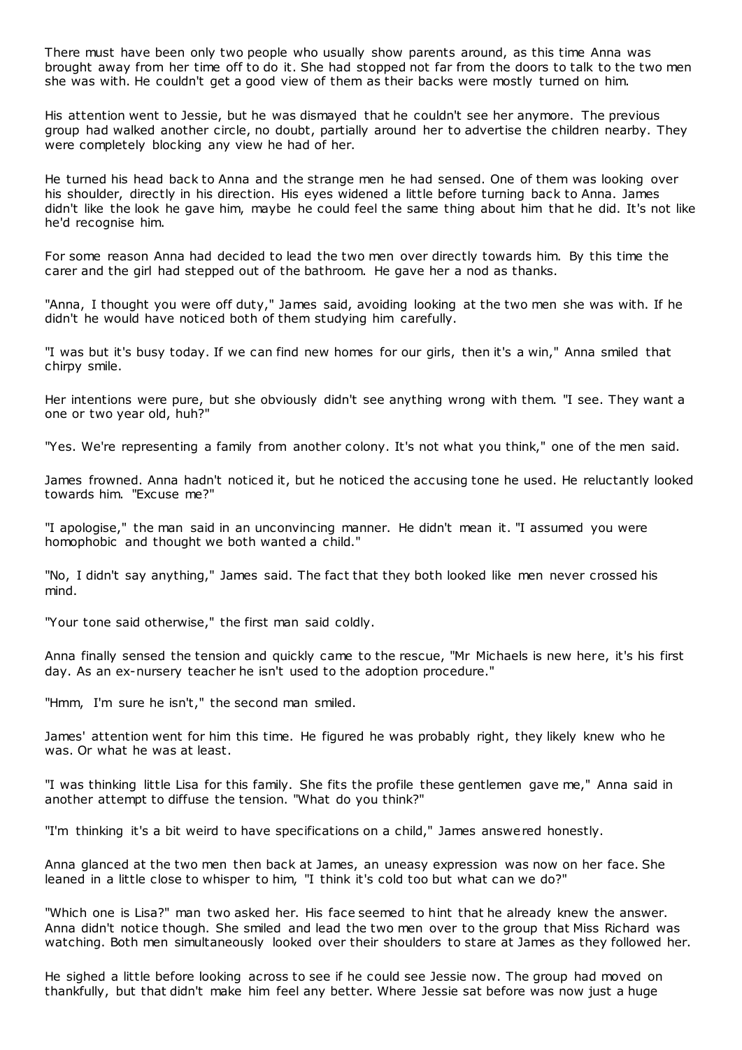There must have been only two people who usually show parents around, as this time Anna was brought away from her time off to do it. She had stopped not far from the doors to talk to the two men she was with. He couldn't get a good view of them as their backs were mostly turned on him.

His attention went to Jessie, but he was dismayed that he couldn't see her anymore. The previous group had walked another circle, no doubt, partially around her to advertise the children nearby. They were completely blocking any view he had of her.

He turned his head back to Anna and the strange men he had sensed. One of them was looking over his shoulder, directly in his direction. His eyes widened a little before turning back to Anna. James didn't like the look he gave him, maybe he could feel the same thing about him that he did. It's not like he'd recognise him.

For some reason Anna had decided to lead the two men over directly towards him. By this time the carer and the girl had stepped out of the bathroom. He gave her a nod as thanks.

"Anna, I thought you were off duty," James said, avoiding looking at the two men she was with. If he didn't he would have noticed both of them studying him carefully.

"I was but it's busy today. If we can find new homes for our girls, then it's a win," Anna smiled that chirpy smile.

Her intentions were pure, but she obviously didn't see anything wrong with them. "I see. They want a one or two year old, huh?"

"Yes. We're representing a family from another colony. It's not what you think," one of the men said.

James frowned. Anna hadn't noticed it, but he noticed the accusing tone he used. He reluctantly looked towards him. "Excuse me?"

"I apologise," the man said in an unconvincing manner. He didn't mean it. "I assumed you were homophobic and thought we both wanted a child."

"No, I didn't say anything," James said. The fact that they both looked like men never crossed his mind.

"Your tone said otherwise," the first man said coldly.

Anna finally sensed the tension and quickly came to the rescue, "Mr Michaels is new here, it's his first day. As an ex-nursery teacher he isn't used to the adoption procedure."

"Hmm, I'm sure he isn't," the second man smiled.

James' attention went for him this time. He figured he was probably right, they likely knew who he was. Or what he was at least.

"I was thinking little Lisa for this family. She fits the profile these gentlemen gave me," Anna said in another attempt to diffuse the tension. "What do you think?"

"I'm thinking it's a bit weird to have specifications on a child," James answered honestly.

Anna glanced at the two men then back at James, an uneasy expression was now on her face. She leaned in a little close to whisper to him, "I think it's cold too but what can we do?"

"Which one is Lisa?" man two asked her. His face seemed to hint that he already knew the answer. Anna didn't notice though. She smiled and lead the two men over to the group that Miss Richard was watching. Both men simultaneously looked over their shoulders to stare at James as they followed her.

He sighed a little before looking across to see if he could see Jessie now. The group had moved on thankfully, but that didn't make him feel any better. Where Jessie sat before was now just a huge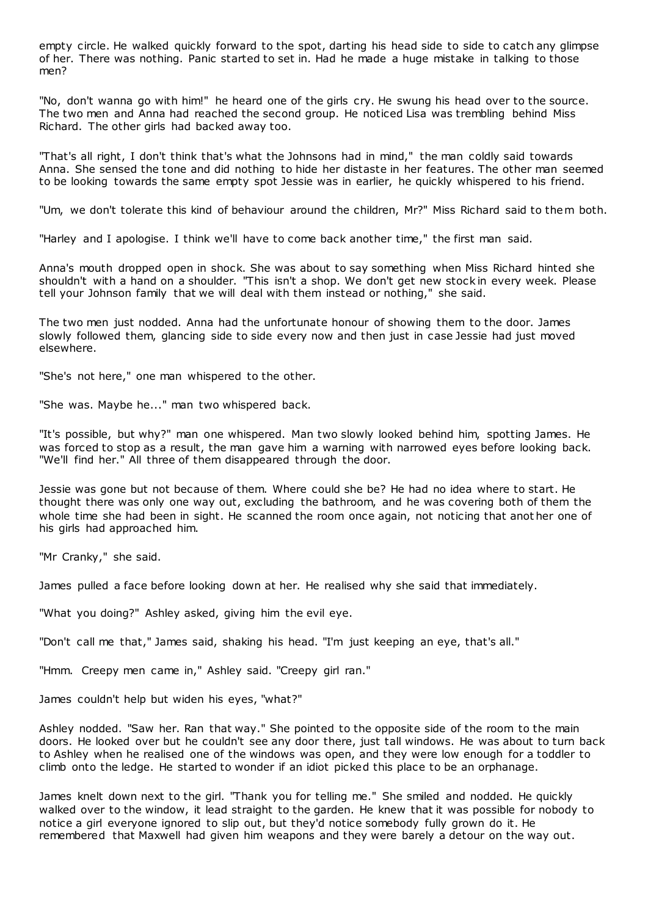empty circle. He walked quickly forward to the spot, darting his head side to side to catch any glimpse of her. There was nothing. Panic started to set in. Had he made a huge mistake in talking to those men?

"No, don't wanna go with him!" he heard one of the girls cry. He swung his head over to the source. The two men and Anna had reached the second group. He noticed Lisa was trembling behind Miss Richard. The other girls had backed away too.

"That's all right, I don't think that's what the Johnsons had in mind," the man coldly said towards Anna. She sensed the tone and did nothing to hide her distaste in her features. The other man seemed to be looking towards the same empty spot Jessie was in earlier, he quickly whispered to his friend.

"Um, we don't tolerate this kind of behaviour around the children, Mr?" Miss Richard said to them both.

"Harley and I apologise. I think we'll have to come back another time," the first man said.

Anna's mouth dropped open in shock. She was about to say something when Miss Richard hinted she shouldn't with a hand on a shoulder. "This isn't a shop. We don't get new stock in every week. Please tell your Johnson family that we will deal with them instead or nothing," she said.

The two men just nodded. Anna had the unfortunate honour of showing them to the door. James slowly followed them, glancing side to side every now and then just in case Jessie had just moved elsewhere.

"She's not here," one man whispered to the other.

"She was. Maybe he..." man two whispered back.

"It's possible, but why?" man one whispered. Man two slowly looked behind him, spotting James. He was forced to stop as a result, the man gave him a warning with narrowed eyes before looking back. "We'll find her." All three of them disappeared through the door.

Jessie was gone but not because of them. Where could she be? He had no idea where to start. He thought there was only one way out, excluding the bathroom, and he was covering both of them the whole time she had been in sight. He scanned the room once again, not noticing that another one of his girls had approached him.

"Mr Cranky," she said.

James pulled a face before looking down at her. He realised why she said that immediately.

"What you doing?" Ashley asked, giving him the evil eye.

"Don't call me that," James said, shaking his head. "I'm just keeping an eye, that's all."

"Hmm. Creepy men came in," Ashley said. "Creepy girl ran."

James couldn't help but widen his eyes, "what?"

Ashley nodded. "Saw her. Ran that way." She pointed to the opposite side of the room to the main doors. He looked over but he couldn't see any door there, just tall windows. He was about to turn back to Ashley when he realised one of the windows was open, and they were low enough for a toddler to climb onto the ledge. He started to wonder if an idiot picked this place to be an orphanage.

James knelt down next to the girl. "Thank you for telling me." She smiled and nodded. He quickly walked over to the window, it lead straight to the garden. He knew that it was possible for nobody to notice a girl everyone ignored to slip out, but they'd notice somebody fully grown do it. He remembered that Maxwell had given him weapons and they were barely a detour on the way out.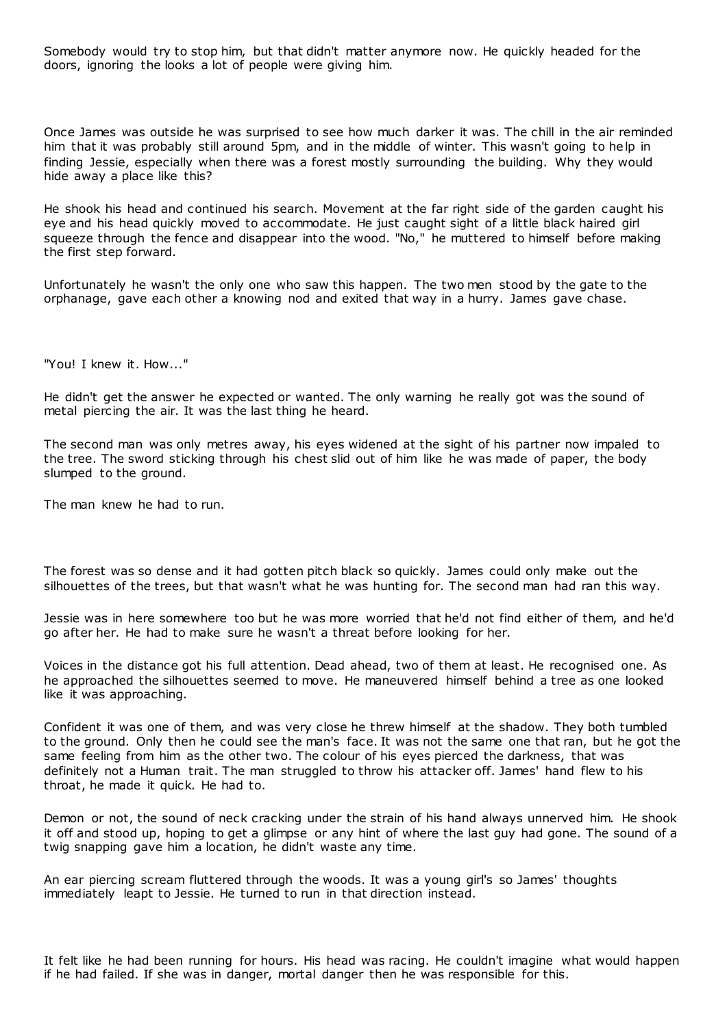Somebody would try to stop him, but that didn't matter anymore now. He quickly headed for the doors, ignoring the looks a lot of people were giving him.

Once James was outside he was surprised to see how much darker it was. The chill in the air reminded him that it was probably still around 5pm, and in the middle of winter. This wasn't going to help in finding Jessie, especially when there was a forest mostly surrounding the building. Why they would hide away a place like this?

He shook his head and continued his search. Movement at the far right side of the garden caught his eye and his head quickly moved to accommodate. He just caught sight of a little black haired girl squeeze through the fence and disappear into the wood. "No," he muttered to himself before making the first step forward.

Unfortunately he wasn't the only one who saw this happen. The two men stood by the gate to the orphanage, gave each other a knowing nod and exited that way in a hurry. James gave chase.

"You! I knew it. How..."

He didn't get the answer he expected or wanted. The only warning he really got was the sound of metal piercing the air. It was the last thing he heard.

The second man was only metres away, his eyes widened at the sight of his partner now impaled to the tree. The sword sticking through his chest slid out of him like he was made of paper, the body slumped to the ground.

The man knew he had to run.

The forest was so dense and it had gotten pitch black so quickly. James could only make out the silhouettes of the trees, but that wasn't what he was hunting for. The second man had ran this way.

Jessie was in here somewhere too but he was more worried that he'd not find either of them, and he'd go after her. He had to make sure he wasn't a threat before looking for her.

Voices in the distance got his full attention. Dead ahead, two of them at least. He recognised one. As he approached the silhouettes seemed to move. He maneuvered himself behind a tree as one looked like it was approaching.

Confident it was one of them, and was very close he threw himself at the shadow. They both tumbled to the ground. Only then he could see the man's face. It was not the same one that ran, but he got the same feeling from him as the other two. The colour of his eyes pierced the darkness, that was definitely not a Human trait. The man struggled to throw his attacker off. James' hand flew to his throat, he made it quick. He had to.

Demon or not, the sound of neck cracking under the strain of his hand always unnerved him. He shook it off and stood up, hoping to get a glimpse or any hint of where the last guy had gone. The sound of a twig snapping gave him a location, he didn't waste any time.

An ear piercing scream fluttered through the woods. It was a young girl's so James' thoughts immediately leapt to Jessie. He turned to run in that direction instead.

It felt like he had been running for hours. His head was racing. He couldn't imagine what would happen if he had failed. If she was in danger, mortal danger then he was responsible for this.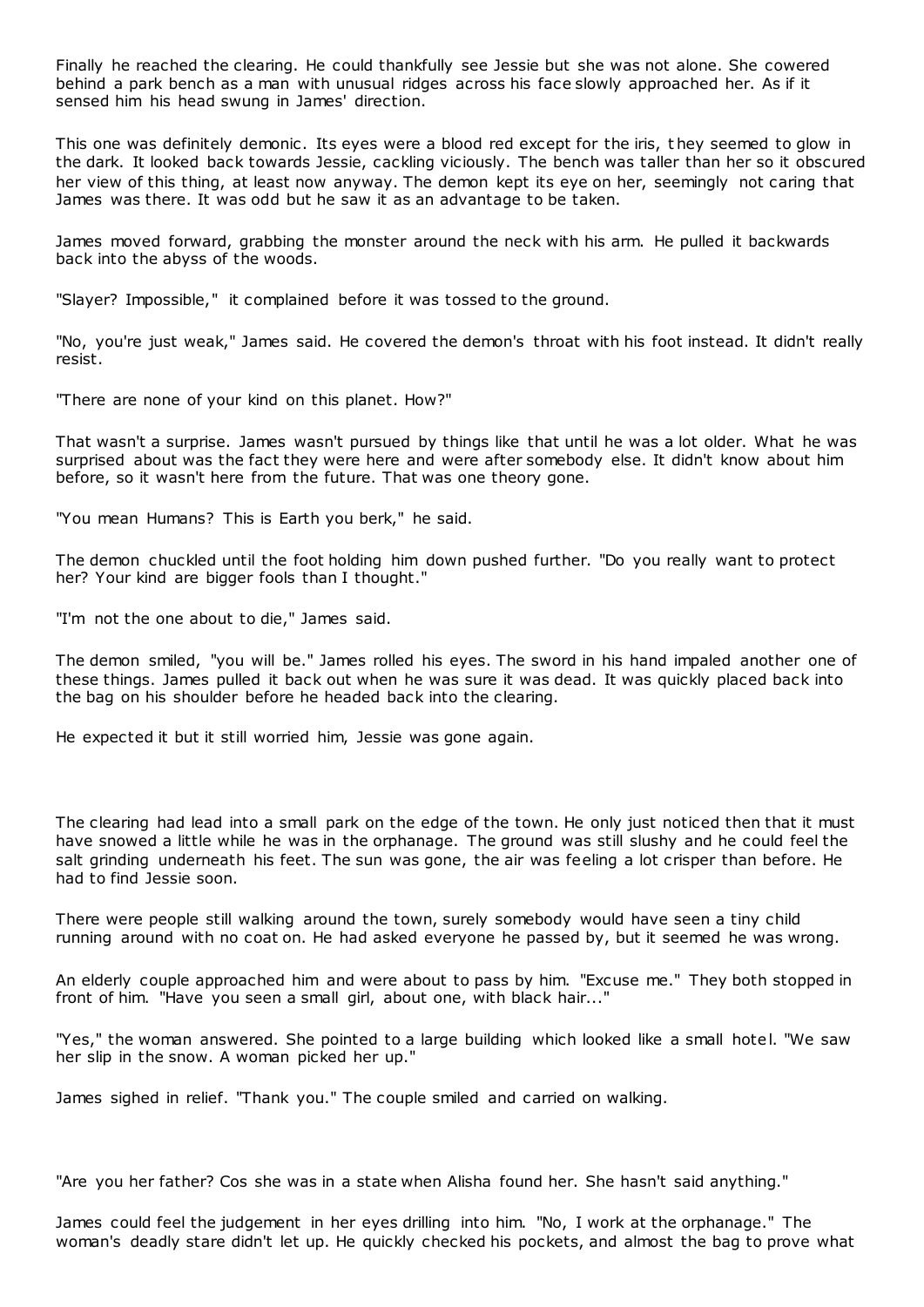Finally he reached the clearing. He could thankfully see Jessie but she was not alone. She cowered behind a park bench as a man with unusual ridges across his face slowly approached her. As if it sensed him his head swung in James' direction.

This one was definitely demonic. Its eyes were a blood red except for the iris, they seemed to glow in the dark. It looked back towards Jessie, cackling viciously. The bench was taller than her so it obscured her view of this thing, at least now anyway. The demon kept its eye on her, seemingly not caring that James was there. It was odd but he saw it as an advantage to be taken.

James moved forward, grabbing the monster around the neck with his arm. He pulled it backwards back into the abyss of the woods.

"Slayer? Impossible," it complained before it was tossed to the ground.

"No, you're just weak," James said. He covered the demon's throat with his foot instead. It didn't really resist.

"There are none of your kind on this planet. How?"

That wasn't a surprise. James wasn't pursued by things like that until he was a lot older. What he was surprised about was the fact they were here and were after somebody else. It didn't know about him before, so it wasn't here from the future. That was one theory gone.

"You mean Humans? This is Earth you berk," he said.

The demon chuckled until the foot holding him down pushed further. "Do you really want to protect her? Your kind are bigger fools than I thought."

"I'm not the one about to die," James said.

The demon smiled, "you will be." James rolled his eyes. The sword in his hand impaled another one of these things. James pulled it back out when he was sure it was dead. It was quickly placed back into the bag on his shoulder before he headed back into the clearing.

He expected it but it still worried him, Jessie was gone again.

The clearing had lead into a small park on the edge of the town. He only just noticed then that it must have snowed a little while he was in the orphanage. The ground was still slushy and he could feel the salt grinding underneath his feet. The sun was gone, the air was feeling a lot crisper than before. He had to find Jessie soon.

There were people still walking around the town, surely somebody would have seen a tiny child running around with no coat on. He had asked everyone he passed by, but it seemed he was wrong.

An elderly couple approached him and were about to pass by him. "Excuse me." They both stopped in front of him. "Have you seen a small girl, about one, with black hair..."

"Yes," the woman answered. She pointed to a large building which looked like a small hotel. "We saw her slip in the snow. A woman picked her up."

James sighed in relief. "Thank you." The couple smiled and carried on walking.

"Are you her father? Cos she was in a state when Alisha found her. She hasn't said anything."

James could feel the judgement in her eyes drilling into him. "No, I work at the orphanage." The woman's deadly stare didn't let up. He quickly checked his pockets, and almost the bag to prove what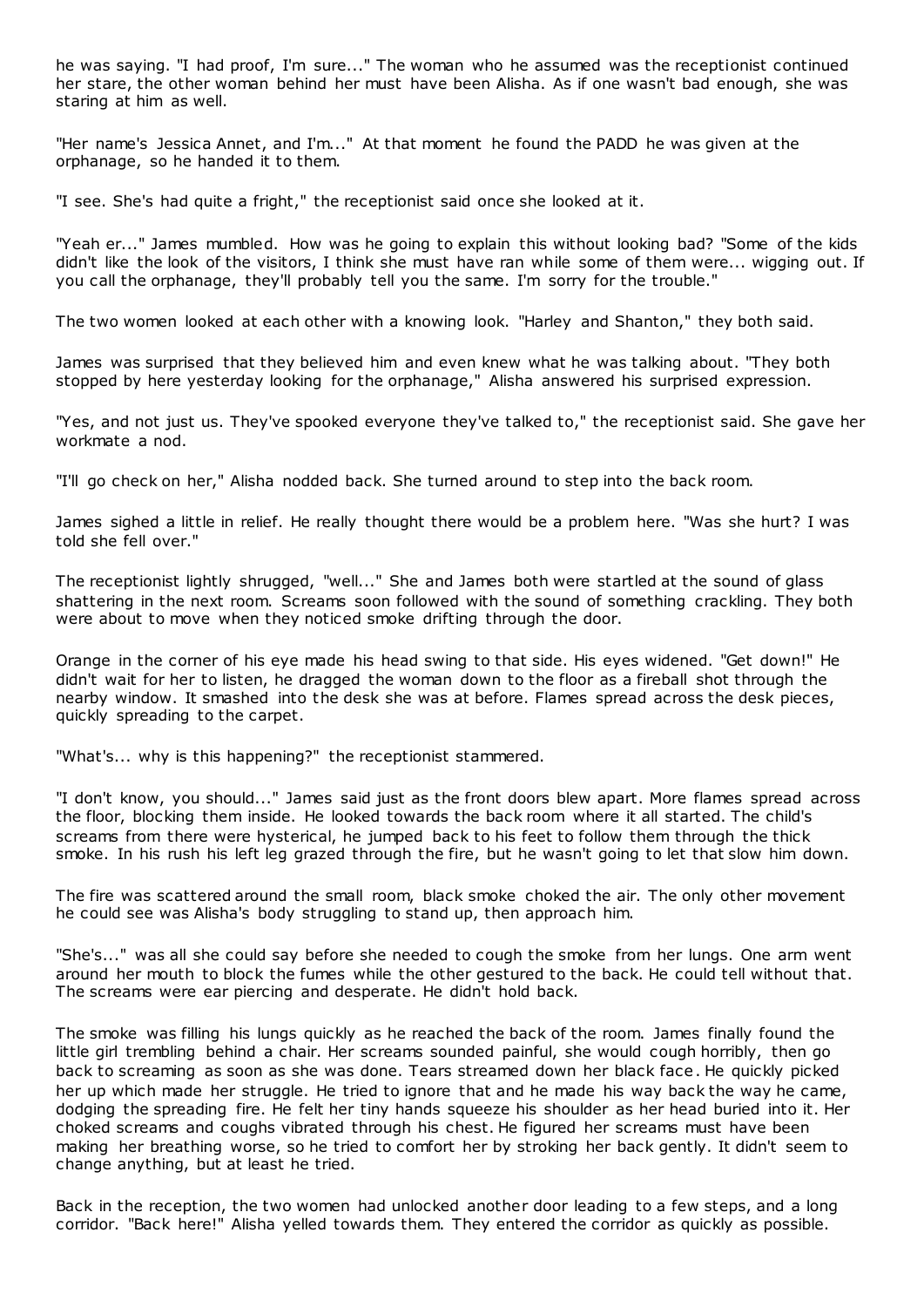he was saying. "I had proof, I'm sure..." The woman who he assumed was the receptionist continued her stare, the other woman behind her must have been Alisha. As if one wasn't bad enough, she was staring at him as well.

"Her name's Jessica Annet, and I'm..." At that moment he found the PADD he was given at the orphanage, so he handed it to them.

"I see. She's had quite a fright," the receptionist said once she looked at it.

"Yeah er..." James mumbled. How was he going to explain this without looking bad? "Some of the kids didn't like the look of the visitors, I think she must have ran while some of them were... wigging out. If you call the orphanage, they'll probably tell you the same. I'm sorry for the trouble."

The two women looked at each other with a knowing look. "Harley and Shanton," they both said.

James was surprised that they believed him and even knew what he was talking about. "They both stopped by here yesterday looking for the orphanage," Alisha answered his surprised expression.

"Yes, and not just us. They've spooked everyone they've talked to," the receptionist said. She gave her workmate a nod.

"I'll go check on her," Alisha nodded back. She turned around to step into the back room.

James sighed a little in relief. He really thought there would be a problem here. "Was she hurt? I was told she fell over."

The receptionist lightly shrugged, "well..." She and James both were startled at the sound of glass shattering in the next room. Screams soon followed with the sound of something crackling. They both were about to move when they noticed smoke drifting through the door.

Orange in the corner of his eye made his head swing to that side. His eyes widened. "Get down!" He didn't wait for her to listen, he dragged the woman down to the floor as a fireball shot through the nearby window. It smashed into the desk she was at before. Flames spread across the desk pieces, quickly spreading to the carpet.

"What's... why is this happening?" the receptionist stammered.

"I don't know, you should..." James said just as the front doors blew apart. More flames spread across the floor, blocking them inside. He looked towards the back room where it all started. The child's screams from there were hysterical, he jumped back to his feet to follow them through the thick smoke. In his rush his left leg grazed through the fire, but he wasn't going to let that slow him down.

The fire was scattered around the small room, black smoke choked the air. The only other movement he could see was Alisha's body struggling to stand up, then approach him.

"She's..." was all she could say before she needed to cough the smoke from her lungs. One arm went around her mouth to block the fumes while the other gestured to the back. He could tell without that. The screams were ear piercing and desperate. He didn't hold back.

The smoke was filling his lungs quickly as he reached the back of the room. James finally found the little girl trembling behind a chair. Her screams sounded painful, she would cough horribly, then go back to screaming as soon as she was done. Tears streamed down her black face. He quickly picked her up which made her struggle. He tried to ignore that and he made his way back the way he came, dodging the spreading fire. He felt her tiny hands squeeze his shoulder as her head buried into it. Her choked screams and coughs vibrated through his chest. He figured her screams must have been making her breathing worse, so he tried to comfort her by stroking her back gently. It didn't seem to change anything, but at least he tried.

Back in the reception, the two women had unlocked another door leading to a few steps, and a long corridor. "Back here!" Alisha yelled towards them. They entered the corridor as quickly as possible.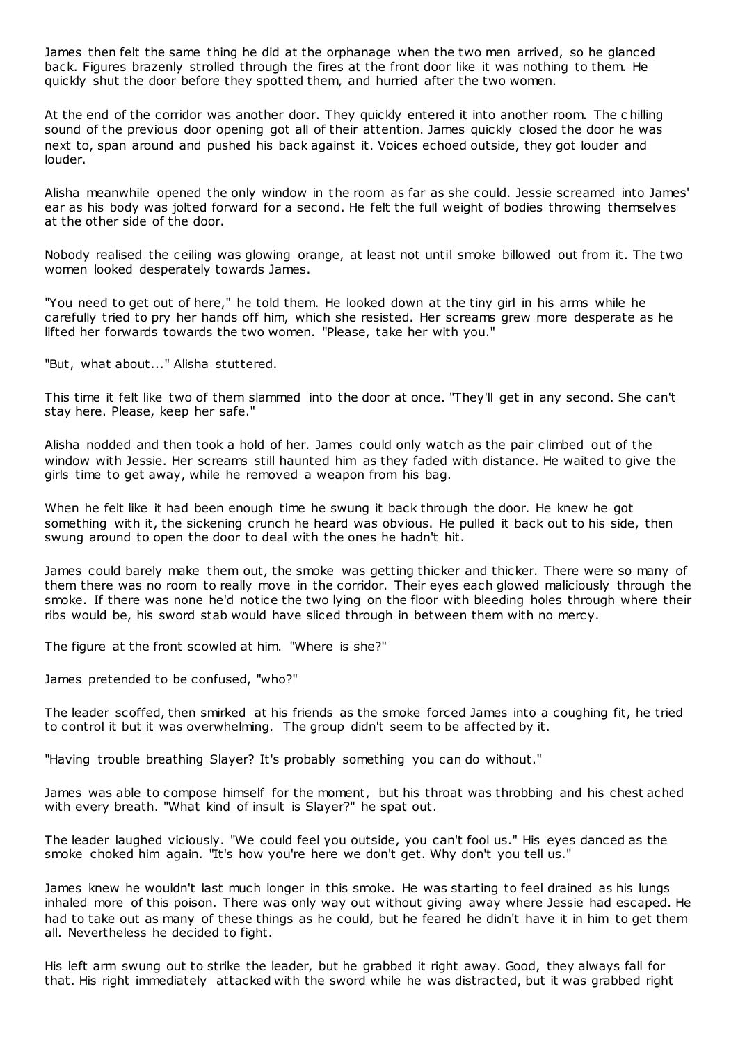James then felt the same thing he did at the orphanage when the two men arrived, so he glanced back. Figures brazenly strolled through the fires at the front door like it was nothing to them. He quickly shut the door before they spotted them, and hurried after the two women.

At the end of the corridor was another door. They quickly entered it into another room. The chilling sound of the previous door opening got all of their attention. James quickly closed the door he was next to, span around and pushed his back against it. Voices echoed outside, they got louder and louder.

Alisha meanwhile opened the only window in the room as far as she could. Jessie screamed into James' ear as his body was jolted forward for a second. He felt the full weight of bodies throwing themselves at the other side of the door.

Nobody realised the ceiling was glowing orange, at least not until smoke billowed out from it. The two women looked desperately towards James.

"You need to get out of here," he told them. He looked down at the tiny girl in his arms while he carefully tried to pry her hands off him, which she resisted. Her screams grew more desperate as he lifted her forwards towards the two women. "Please, take her with you."

"But, what about..." Alisha stuttered.

This time it felt like two of them slammed into the door at once. "They'll get in any second. She can't stay here. Please, keep her safe."

Alisha nodded and then took a hold of her. James could only watch as the pair climbed out of the window with Jessie. Her screams still haunted him as they faded with distance. He waited to give the girls time to get away, while he removed a weapon from his bag.

When he felt like it had been enough time he swung it back through the door. He knew he got something with it, the sickening crunch he heard was obvious. He pulled it back out to his side, then swung around to open the door to deal with the ones he hadn't hit.

James could barely make them out, the smoke was getting thicker and thicker. There were so many of them there was no room to really move in the corridor. Their eyes each glowed maliciously through the smoke. If there was none he'd notice the two lying on the floor with bleeding holes through where their ribs would be, his sword stab would have sliced through in between them with no mercy.

The figure at the front scowled at him. "Where is she?"

James pretended to be confused, "who?"

The leader scoffed, then smirked at his friends as the smoke forced James into a coughing fit, he tried to control it but it was overwhelming. The group didn't seem to be affected by it.

"Having trouble breathing Slayer? It's probably something you can do without."

James was able to compose himself for the moment, but his throat was throbbing and his chest ached with every breath. "What kind of insult is Slayer?" he spat out.

The leader laughed viciously. "We could feel you outside, you can't fool us." His eyes danced as the smoke choked him again. "It's how you're here we don't get. Why don't you tell us."

James knew he wouldn't last much longer in this smoke. He was starting to feel drained as his lungs inhaled more of this poison. There was only way out without giving away where Jessie had escaped. He had to take out as many of these things as he could, but he feared he didn't have it in him to get them all. Nevertheless he decided to fight.

His left arm swung out to strike the leader, but he grabbed it right away. Good, they always fall for that. His right immediately attacked with the sword while he was distracted, but it was grabbed right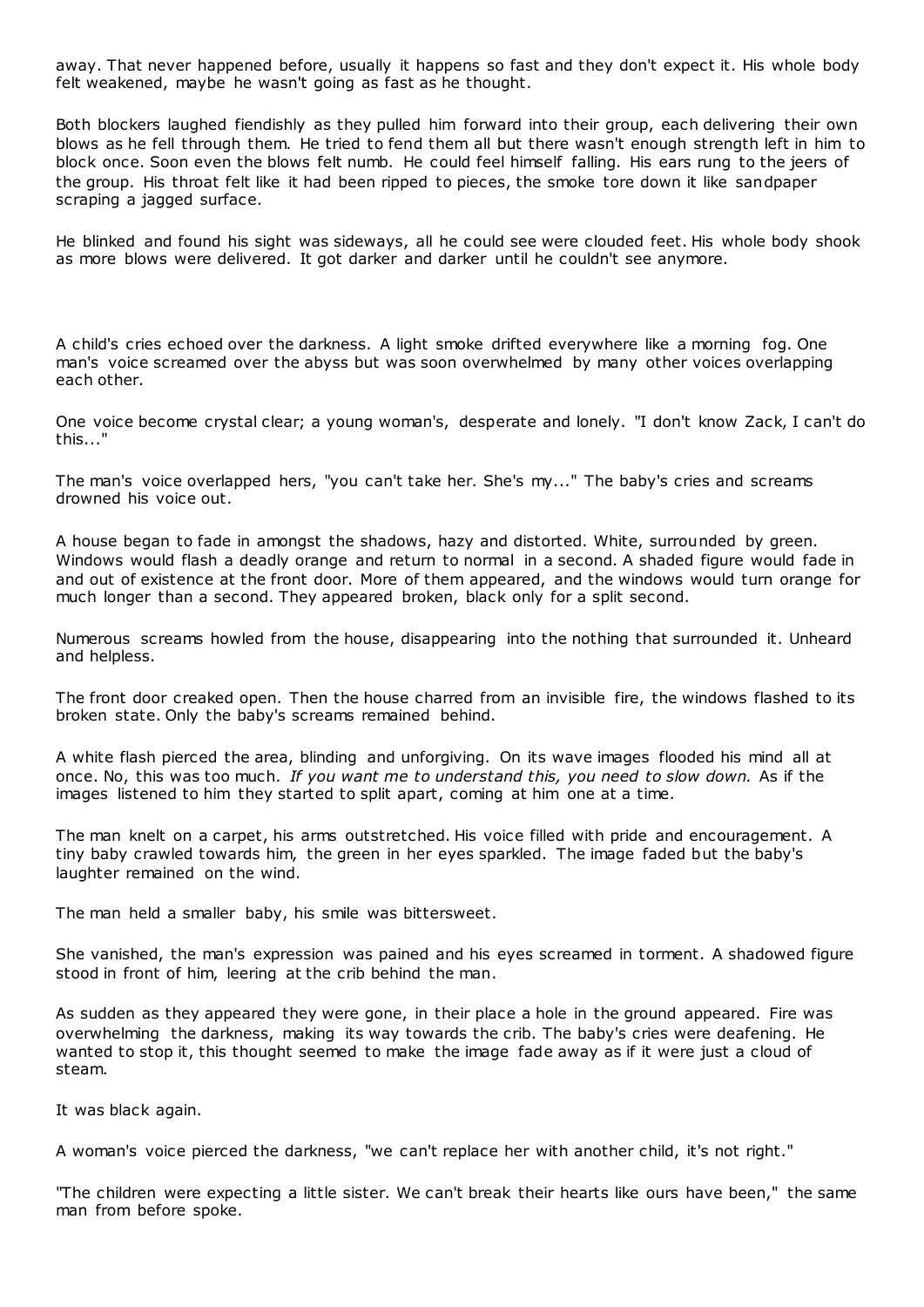away. That never happened before, usually it happens so fast and they don't expect it. His whole body felt weakened, maybe he wasn't going as fast as he thought.

Both blockers laughed fiendishly as they pulled him forward into their group, each delivering their own blows as he fell through them. He tried to fend them all but there wasn't enough strength left in him to block once. Soon even the blows felt numb. He could feel himself falling. His ears rung to the jeers of the group. His throat felt like it had been ripped to pieces, the smoke tore down it like sandpaper scraping a jagged surface.

He blinked and found his sight was sideways, all he could see were clouded feet. His whole body shook as more blows were delivered. It got darker and darker until he couldn't see anymore.

A child's cries echoed over the darkness. A light smoke drifted everywhere like a morning fog. One man's voice screamed over the abyss but was soon overwhelmed by many other voices overlapping each other.

One voice become crystal clear; a young woman's, desperate and lonely. "I don't know Zack, I can't do this..."

The man's voice overlapped hers, "you can't take her. She's my..." The baby's cries and screams drowned his voice out.

A house began to fade in amongst the shadows, hazy and distorted. White, surrounded by green. Windows would flash a deadly orange and return to normal in a second. A shaded figure would fade in and out of existence at the front door. More of them appeared, and the windows would turn orange for much longer than a second. They appeared broken, black only for a split second.

Numerous screams howled from the house, disappearing into the nothing that surrounded it. Unheard and helpless.

The front door creaked open. Then the house charred from an invisible fire, the windows flashed to its broken state. Only the baby's screams remained behind.

A white flash pierced the area, blinding and unforgiving. On its wave images flooded his mind all at once. No, this was too much. *If you want me to understand this, you need to slow down.* As if the images listened to him they started to split apart, coming at him one at a time.

The man knelt on a carpet, his arms outstretched. His voice filled with pride and encouragement. A tiny baby crawled towards him, the green in her eyes sparkled. The image faded but the baby's laughter remained on the wind.

The man held a smaller baby, his smile was bittersweet.

She vanished, the man's expression was pained and his eyes screamed in torment. A shadowed figure stood in front of him, leering at the crib behind the man.

As sudden as they appeared they were gone, in their place a hole in the ground appeared. Fire was overwhelming the darkness, making its way towards the crib. The baby's cries were deafening. He wanted to stop it, this thought seemed to make the image fade away as if it were just a cloud of steam.

It was black again.

A woman's voice pierced the darkness, "we can't replace her with another child, it's not right."

"The children were expecting a little sister. We can't break their hearts like ours have been," the same man from before spoke.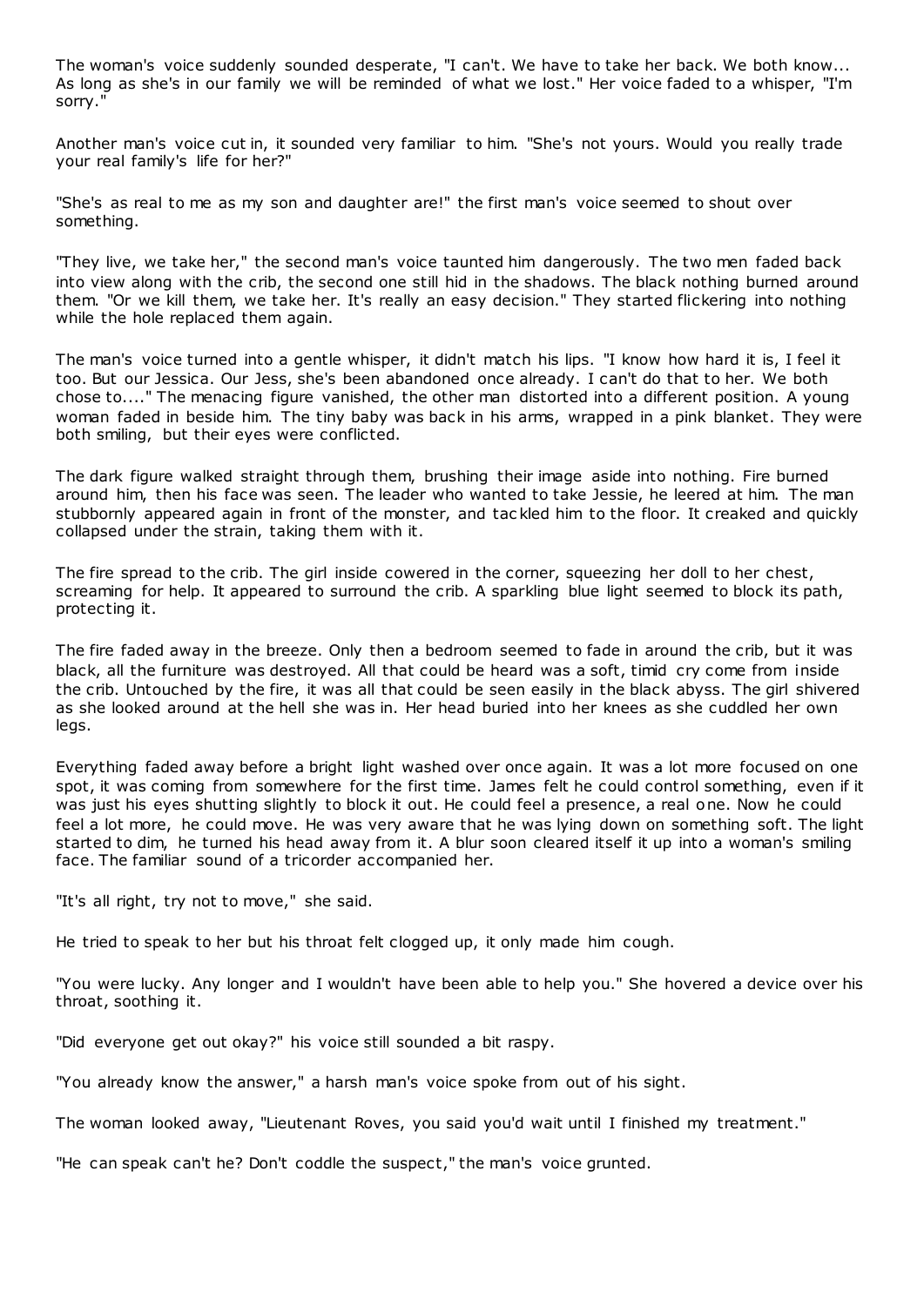The woman's voice suddenly sounded desperate, "I can't. We have to take her back. We both know... As long as she's in our family we will be reminded of what we lost." Her voice faded to a whisper, "I'm sorry."

Another man's voice cut in, it sounded very familiar to him. "She's not yours. Would you really trade your real family's life for her?"

"She's as real to me as my son and daughter are!" the first man's voice seemed to shout over something.

"They live, we take her," the second man's voice taunted him dangerously. The two men faded back into view along with the crib, the second one still hid in the shadows. The black nothing burned around them. "Or we kill them, we take her. It's really an easy decision." They started flickering into nothing while the hole replaced them again.

The man's voice turned into a gentle whisper, it didn't match his lips. "I know how hard it is, I feel it too. But our Jessica. Our Jess, she's been abandoned once already. I can't do that to her. We both chose to...." The menacing figure vanished, the other man distorted into a different position. A young woman faded in beside him. The tiny baby was back in his arms, wrapped in a pink blanket. They were both smiling, but their eyes were conflicted.

The dark figure walked straight through them, brushing their image aside into nothing. Fire burned around him, then his face was seen. The leader who wanted to take Jessie, he leered at him. The man stubbornly appeared again in front of the monster, and tackled him to the floor. It creaked and quickly collapsed under the strain, taking them with it.

The fire spread to the crib. The girl inside cowered in the corner, squeezing her doll to her chest, screaming for help. It appeared to surround the crib. A sparkling blue light seemed to block its path, protecting it.

The fire faded away in the breeze. Only then a bedroom seemed to fade in around the crib, but it was black, all the furniture was destroyed. All that could be heard was a soft, timid cry come from inside the crib. Untouched by the fire, it was all that could be seen easily in the black abyss. The girl shivered as she looked around at the hell she was in. Her head buried into her knees as she cuddled her own legs.

Everything faded away before a bright light washed over once again. It was a lot more focused on one spot, it was coming from somewhere for the first time. James felt he could control something, even if it was just his eyes shutting slightly to block it out. He could feel a presence, a real one. Now he could feel a lot more, he could move. He was very aware that he was lying down on something soft. The light started to dim, he turned his head away from it. A blur soon cleared itself it up into a woman's smiling face. The familiar sound of a tricorder accompanied her.

"It's all right, try not to move," she said.

He tried to speak to her but his throat felt clogged up, it only made him cough.

"You were lucky. Any longer and I wouldn't have been able to help you." She hovered a device over his throat, soothing it.

"Did everyone get out okay?" his voice still sounded a bit raspy.

"You already know the answer," a harsh man's voice spoke from out of his sight.

The woman looked away, "Lieutenant Roves, you said you'd wait until I finished my treatment."

"He can speak can't he? Don't coddle the suspect," the man's voice grunted.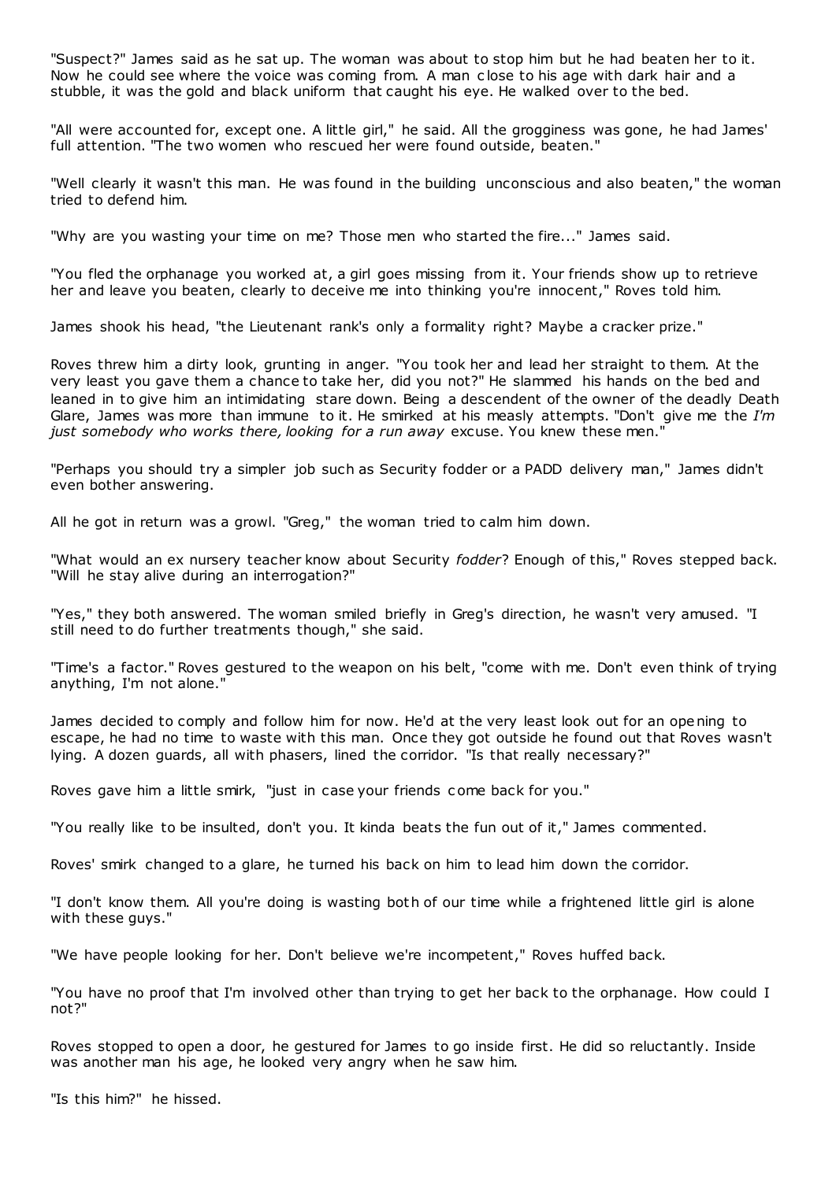"Suspect?" James said as he sat up. The woman was about to stop him but he had beaten her to it. Now he could see where the voice was coming from. A man close to his age with dark hair and a stubble, it was the gold and black uniform that caught his eye. He walked over to the bed.

"All were accounted for, except one. A little girl," he said. All the grogginess was gone, he had James' full attention. "The two women who rescued her were found outside, beaten."

"Well clearly it wasn't this man. He was found in the building unconscious and also beaten," the woman tried to defend him.

"Why are you wasting your time on me? Those men who started the fire..." James said.

"You fled the orphanage you worked at, a girl goes missing from it. Your friends show up to retrieve her and leave you beaten, clearly to deceive me into thinking you're innocent," Roves told him.

James shook his head, "the Lieutenant rank's only a formality right? Maybe a cracker prize."

Roves threw him a dirty look, grunting in anger. "You took her and lead her straight to them. At the very least you gave them a chance to take her, did you not?" He slammed his hands on the bed and leaned in to give him an intimidating stare down. Being a descendent of the owner of the deadly Death Glare, James was more than immune to it. He smirked at his measly attempts. "Don't give me the *I'm just somebody who works there, looking for a run away* excuse. You knew these men."

"Perhaps you should try a simpler job such as Security fodder or a PADD delivery man," James didn't even bother answering.

All he got in return was a growl. "Greg," the woman tried to calm him down.

"What would an ex nursery teacher know about Security *fodder*? Enough of this," Roves stepped back. "Will he stay alive during an interrogation?"

"Yes," they both answered. The woman smiled briefly in Greg's direction, he wasn't very amused. "I still need to do further treatments though," she said.

"Time's a factor." Roves gestured to the weapon on his belt, "come with me. Don't even think of trying anything, I'm not alone."

James decided to comply and follow him for now. He'd at the very least look out for an opening to escape, he had no time to waste with this man. Once they got outside he found out that Roves wasn't lying. A dozen guards, all with phasers, lined the corridor. "Is that really necessary?"

Roves gave him a little smirk, "just in case your friends come back for you."

"You really like to be insulted, don't you. It kinda beats the fun out of it," James commented.

Roves' smirk changed to a glare, he turned his back on him to lead him down the corridor.

"I don't know them. All you're doing is wasting both of our time while a frightened little girl is alone with these guys."

"We have people looking for her. Don't believe we're incompetent," Roves huffed back.

"You have no proof that I'm involved other than trying to get her back to the orphanage. How could I not?"

Roves stopped to open a door, he gestured for James to go inside first. He did so reluctantly. Inside was another man his age, he looked very angry when he saw him.

"Is this him?" he hissed.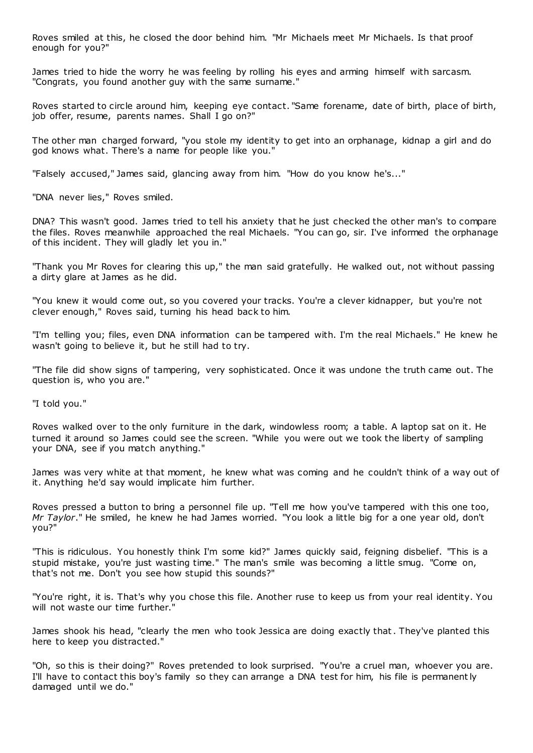Roves smiled at this, he closed the door behind him. "Mr Michaels meet Mr Michaels. Is that proof enough for you?"

James tried to hide the worry he was feeling by rolling his eyes and arming himself with sarcasm. "Congrats, you found another guy with the same surname."

Roves started to circle around him, keeping eye contact. "Same forename, date of birth, place of birth, job offer, resume, parents names. Shall I go on?"

The other man charged forward, "you stole my identity to get into an orphanage, kidnap a girl and do god knows what. There's a name for people like you."

"Falsely accused," James said, glancing away from him. "How do you know he's..."

"DNA never lies," Roves smiled.

DNA? This wasn't good. James tried to tell his anxiety that he just checked the other man's to compare the files. Roves meanwhile approached the real Michaels. "You can go, sir. I've informed the orphanage of this incident. They will gladly let you in."

"Thank you Mr Roves for clearing this up," the man said gratefully. He walked out, not without passing a dirty glare at James as he did.

"You knew it would come out, so you covered your tracks. You're a clever kidnapper, but you're not clever enough," Roves said, turning his head back to him.

"I'm telling you; files, even DNA information can be tampered with. I'm the real Michaels." He knew he wasn't going to believe it, but he still had to try.

"The file did show signs of tampering, very sophisticated. Once it was undone the truth came out. The question is, who you are."

"I told you."

Roves walked over to the only furniture in the dark, windowless room; a table. A laptop sat on it. He turned it around so James could see the screen. "While you were out we took the liberty of sampling your DNA, see if you match anything."

James was very white at that moment, he knew what was coming and he couldn't think of a way out of it. Anything he'd say would implicate him further.

Roves pressed a button to bring a personnel file up. "Tell me how you've tampered with this one too, *Mr Taylor*." He smiled, he knew he had James worried. "You look a little big for a one year old, don't you?"

"This is ridiculous. You honestly think I'm some kid?" James quickly said, feigning disbelief. "This is a stupid mistake, you're just wasting time." The man's smile was becoming a little smug. "Come on, that's not me. Don't you see how stupid this sounds?"

"You're right, it is. That's why you chose this file. Another ruse to keep us from your real identity. You will not waste our time further."

James shook his head, "clearly the men who took Jessica are doing exactly that. They've planted this here to keep you distracted."

"Oh, so this is their doing?" Roves pretended to look surprised. "You're a cruel man, whoever you are. I'll have to contact this boy's family so they can arrange a DNA test for him, his file is permanently damaged until we do."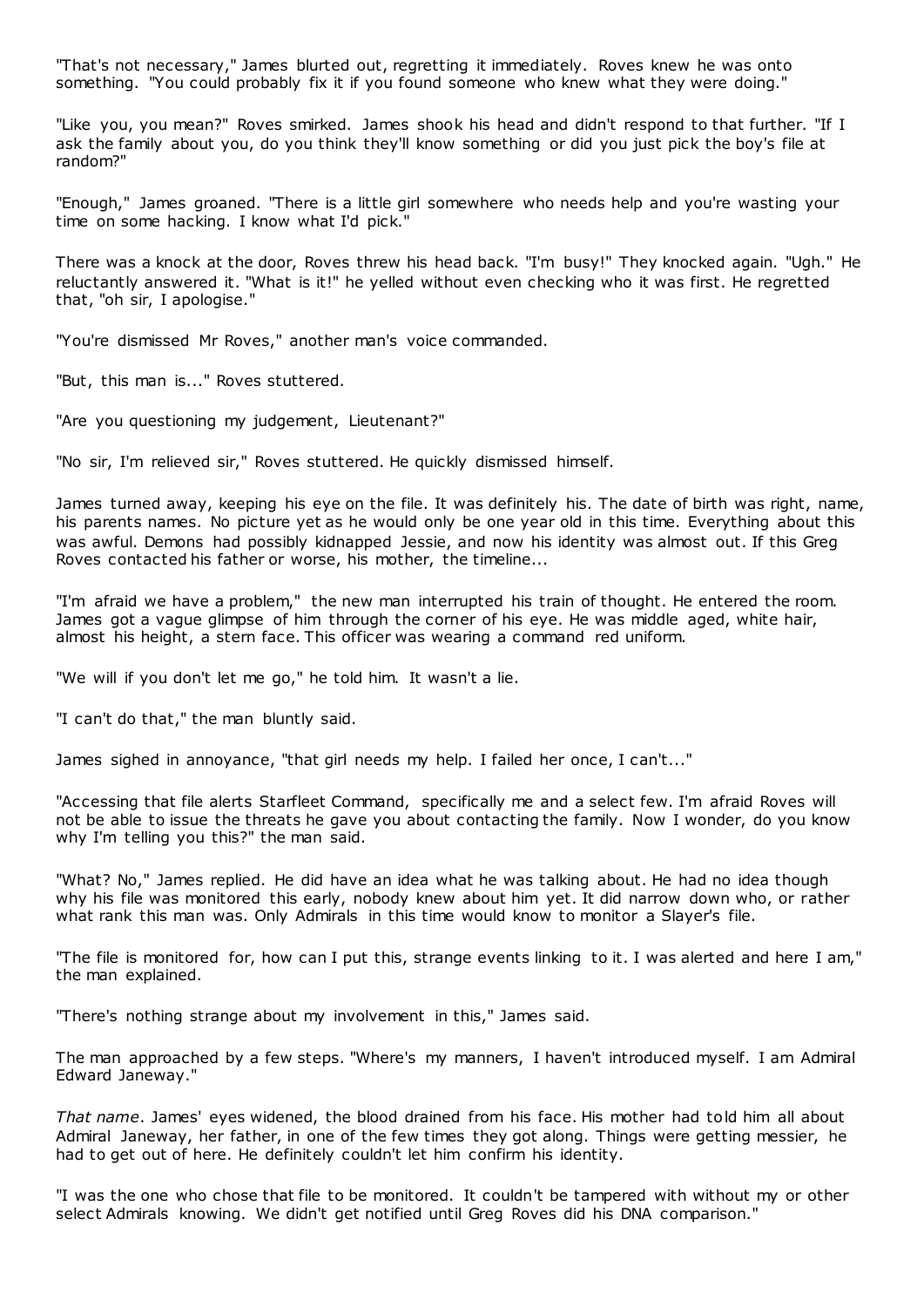"That's not necessary," James blurted out, regretting it immediately. Roves knew he was onto something. "You could probably fix it if you found someone who knew what they were doing."

"Like you, you mean?" Roves smirked. James shook his head and didn't respond to that further. "If I ask the family about you, do you think they'll know something or did you just pick the boy's file at random?"

"Enough," James groaned. "There is a little girl somewhere who needs help and you're wasting your time on some hacking. I know what I'd pick."

There was a knock at the door, Roves threw his head back. "I'm busy!" They knocked again. "Ugh." He reluctantly answered it. "What is it!" he yelled without even checking who it was first. He regretted that, "oh sir, I apologise."

"You're dismissed Mr Roves," another man's voice commanded.

"But, this man is..." Roves stuttered.

"Are you questioning my judgement, Lieutenant?"

"No sir, I'm relieved sir," Roves stuttered. He quickly dismissed himself.

James turned away, keeping his eye on the file. It was definitely his. The date of birth was right, name, his parents names. No picture yet as he would only be one year old in this time. Everything about this was awful. Demons had possibly kidnapped Jessie, and now his identity was almost out. If this Greg Roves contacted his father or worse, his mother, the timeline...

"I'm afraid we have a problem," the new man interrupted his train of thought. He entered the room. James got a vague glimpse of him through the corner of his eye. He was middle aged, white hair, almost his height, a stern face. This officer was wearing a command red uniform.

"We will if you don't let me go," he told him. It wasn't a lie.

"I can't do that," the man bluntly said.

James sighed in annoyance, "that girl needs my help. I failed her once, I can't..."

"Accessing that file alerts Starfleet Command, specifically me and a select few. I'm afraid Roves will not be able to issue the threats he gave you about contacting the family. Now I wonder, do you know why I'm telling you this?" the man said.

"What? No," James replied. He did have an idea what he was talking about. He had no idea though why his file was monitored this early, nobody knew about him yet. It did narrow down who, or rather what rank this man was. Only Admirals in this time would know to monitor a Slayer's file.

"The file is monitored for, how can I put this, strange events linking to it. I was alerted and here I am," the man explained.

"There's nothing strange about my involvement in this," James said.

The man approached by a few steps. "Where's my manners, I haven't introduced myself. I am Admiral Edward Janeway."

*That name*. James' eyes widened, the blood drained from his face. His mother had told him all about Admiral Janeway, her father, in one of the few times they got along. Things were getting messier, he had to get out of here. He definitely couldn't let him confirm his identity.

"I was the one who chose that file to be monitored. It couldn't be tampered with without my or other select Admirals knowing. We didn't get notified until Greg Roves did his DNA comparison."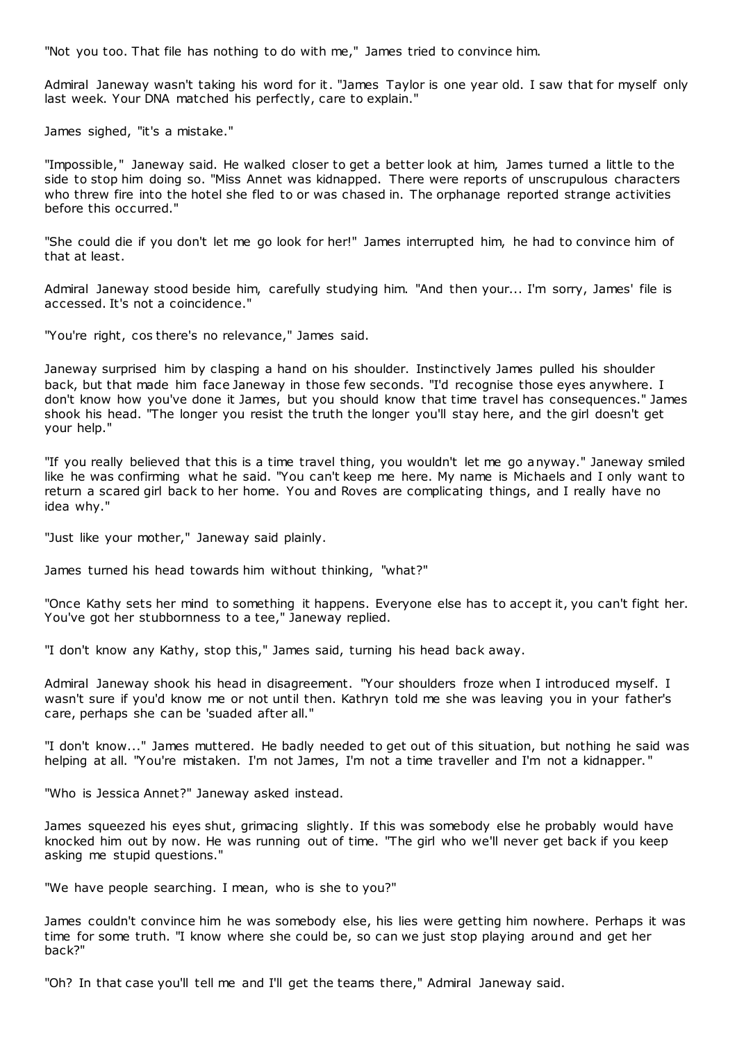"Not you too. That file has nothing to do with me," James tried to convince him.

Admiral Janeway wasn't taking his word for it. "James Taylor is one year old. I saw that for myself only last week. Your DNA matched his perfectly, care to explain."

James sighed, "it's a mistake."

"Impossible," Janeway said. He walked closer to get a better look at him, James turned a little to the side to stop him doing so. "Miss Annet was kidnapped. There were reports of unscrupulous characters who threw fire into the hotel she fled to or was chased in. The orphanage reported strange activities before this occurred."

"She could die if you don't let me go look for her!" James interrupted him, he had to convince him of that at least.

Admiral Janeway stood beside him, carefully studying him. "And then your... I'm sorry, James' file is accessed. It's not a coincidence."

"You're right, cos there's no relevance," James said.

Janeway surprised him by clasping a hand on his shoulder. Instinctively James pulled his shoulder back, but that made him face Janeway in those few seconds. "I'd recognise those eyes anywhere. I don't know how you've done it James, but you should know that time travel has consequences." James shook his head. "The longer you resist the truth the longer you'll stay here, and the girl doesn't get your help."

"If you really believed that this is a time travel thing, you wouldn't let me go anyway." Janeway smiled like he was confirming what he said. "You can't keep me here. My name is Michaels and I only want to return a scared girl back to her home. You and Roves are complicating things, and I really have no idea why."

"Just like your mother," Janeway said plainly.

James turned his head towards him without thinking, "what?"

"Once Kathy sets her mind to something it happens. Everyone else has to accept it, you can't fight her. You've got her stubbornness to a tee," Janeway replied.

"I don't know any Kathy, stop this," James said, turning his head back away.

Admiral Janeway shook his head in disagreement. "Your shoulders froze when I introduced myself. I wasn't sure if you'd know me or not until then. Kathryn told me she was leaving you in your father's care, perhaps she can be 'suaded after all."

"I don't know..." James muttered. He badly needed to get out of this situation, but nothing he said was helping at all. "You're mistaken. I'm not James, I'm not a time traveller and I'm not a kidnapper."

"Who is Jessica Annet?" Janeway asked instead.

James squeezed his eyes shut, grimacing slightly. If this was somebody else he probably would have knocked him out by now. He was running out of time. "The girl who we'll never get back if you keep asking me stupid questions."

"We have people searching. I mean, who is she to you?"

James couldn't convince him he was somebody else, his lies were getting him nowhere. Perhaps it was time for some truth. "I know where she could be, so can we just stop playing around and get her back?"

"Oh? In that case you'll tell me and I'll get the teams there," Admiral Janeway said.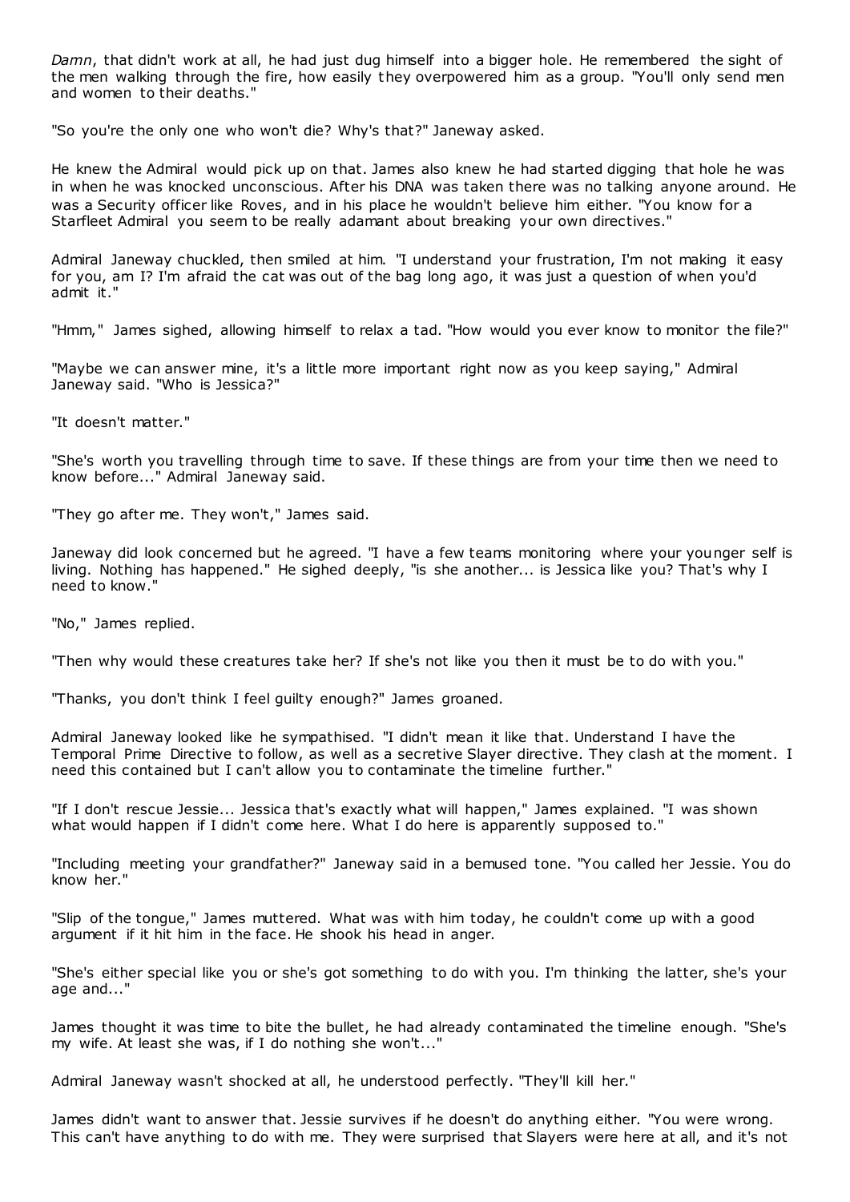*Damn*, that didn't work at all, he had just dug himself into a bigger hole. He remembered the sight of the men walking through the fire, how easily they overpowered him as a group. "You'll only send men and women to their deaths."

"So you're the only one who won't die? Why's that?" Janeway asked.

He knew the Admiral would pick up on that. James also knew he had started digging that hole he was in when he was knocked unconscious. After his DNA was taken there was no talking anyone around. He was a Security officer like Roves, and in his place he wouldn't believe him either. "You know for a Starfleet Admiral you seem to be really adamant about breaking your own directives."

Admiral Janeway chuckled, then smiled at him. "I understand your frustration, I'm not making it easy for you, am I? I'm afraid the cat was out of the bag long ago, it was just a question of when you'd admit it."

"Hmm," James sighed, allowing himself to relax a tad. "How would you ever know to monitor the file?"

"Maybe we can answer mine, it's a little more important right now as you keep saying," Admiral Janeway said. "Who is Jessica?"

"It doesn't matter."

"She's worth you travelling through time to save. If these things are from your time then we need to know before..." Admiral Janeway said.

"They go after me. They won't," James said.

Janeway did look concerned but he agreed. "I have a few teams monitoring where your younger self is living. Nothing has happened." He sighed deeply, "is she another... is Jessica like you? That's why I need to know."

"No," James replied.

"Then why would these creatures take her? If she's not like you then it must be to do with you."

"Thanks, you don't think I feel guilty enough?" James groaned.

Admiral Janeway looked like he sympathised. "I didn't mean it like that. Understand I have the Temporal Prime Directive to follow, as well as a secretive Slayer directive. They clash at the moment. I need this contained but I can't allow you to contaminate the timeline further."

"If I don't rescue Jessie... Jessica that's exactly what will happen," James explained. "I was shown what would happen if I didn't come here. What I do here is apparently supposed to."

"Including meeting your grandfather?" Janeway said in a bemused tone. "You called her Jessie. You do know her."

"Slip of the tongue," James muttered. What was with him today, he couldn't come up with a good argument if it hit him in the face. He shook his head in anger.

"She's either special like you or she's got something to do with you. I'm thinking the latter, she's your age and..."

James thought it was time to bite the bullet, he had already contaminated the timeline enough. "She's my wife. At least she was, if I do nothing she won't..."

Admiral Janeway wasn't shocked at all, he understood perfectly. "They'll kill her."

James didn't want to answer that. Jessie survives if he doesn't do anything either. "You were wrong. This can't have anything to do with me. They were surprised that Slayers were here at all, and it's not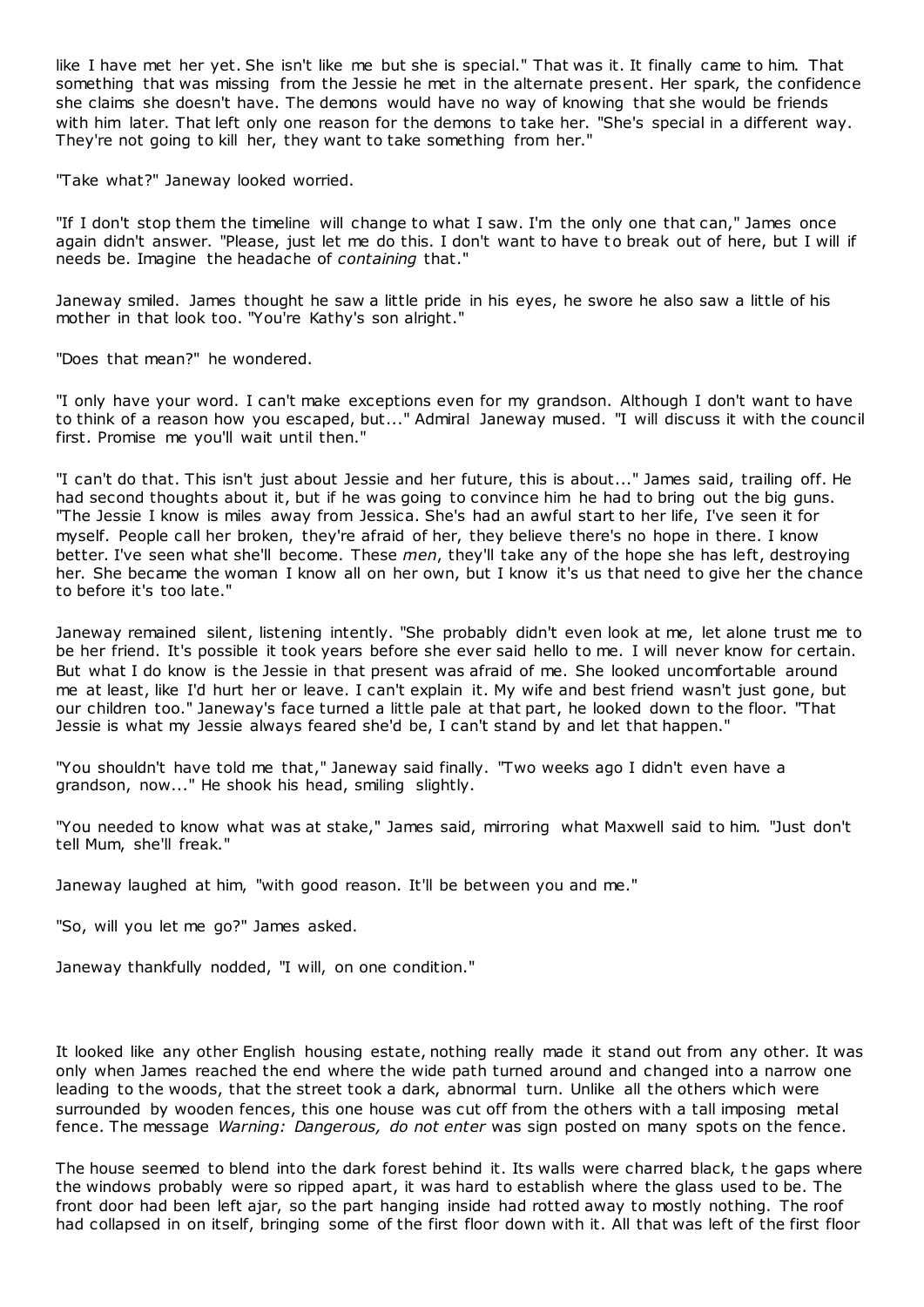like I have met her yet. She isn't like me but she is special." That was it. It finally came to him. That something that was missing from the Jessie he met in the alternate present. Her spark, the confidence she claims she doesn't have. The demons would have no way of knowing that she would be friends with him later. That left only one reason for the demons to take her. "She's special in a different way. They're not going to kill her, they want to take something from her."

"Take what?" Janeway looked worried.

"If I don't stop them the timeline will change to what I saw. I'm the only one that can," James once again didn't answer. "Please, just let me do this. I don't want to have to break out of here, but I will if needs be. Imagine the headache of *containing* that."

Janeway smiled. James thought he saw a little pride in his eyes, he swore he also saw a little of his mother in that look too. "You're Kathy's son alright."

"Does that mean?" he wondered.

"I only have your word. I can't make exceptions even for my grandson. Although I don't want to have to think of a reason how you escaped, but..." Admiral Janeway mused. "I will discuss it with the council first. Promise me you'll wait until then."

"I can't do that. This isn't just about Jessie and her future, this is about..." James said, trailing off. He had second thoughts about it, but if he was going to convince him he had to bring out the big guns. "The Jessie I know is miles away from Jessica. She's had an awful start to her life, I've seen it for myself. People call her broken, they're afraid of her, they believe there's no hope in there. I know better. I've seen what she'll become. These *men*, they'll take any of the hope she has left, destroying her. She became the woman I know all on her own, but I know it's us that need to give her the chance to before it's too late."

Janeway remained silent, listening intently. "She probably didn't even look at me, let alone trust me to be her friend. It's possible it took years before she ever said hello to me. I will never know for certain. But what I do know is the Jessie in that present was afraid of me. She looked uncomfortable around me at least, like I'd hurt her or leave. I can't explain it. My wife and best friend wasn't just gone, but our children too." Janeway's face turned a little pale at that part, he looked down to the floor. "That Jessie is what my Jessie always feared she'd be, I can't stand by and let that happen."

"You shouldn't have told me that," Janeway said finally. "Two weeks ago I didn't even have a grandson, now..." He shook his head, smiling slightly.

"You needed to know what was at stake," James said, mirroring what Maxwell said to him. "Just don't tell Mum, she'll freak."

Janeway laughed at him, "with good reason. It'll be between you and me."

"So, will you let me go?" James asked.

Janeway thankfully nodded, "I will, on one condition."

It looked like any other English housing estate, nothing really made it stand out from any other. It was only when James reached the end where the wide path turned around and changed into a narrow one leading to the woods, that the street took a dark, abnormal turn. Unlike all the others which were surrounded by wooden fences, this one house was cut off from the others with a tall imposing metal fence. The message *Warning: Dangerous, do not enter* was sign posted on many spots on the fence.

The house seemed to blend into the dark forest behind it. Its walls were charred black, the gaps where the windows probably were so ripped apart, it was hard to establish where the glass used to be. The front door had been left ajar, so the part hanging inside had rotted away to mostly nothing. The roof had collapsed in on itself, bringing some of the first floor down with it. All that was left of the first floor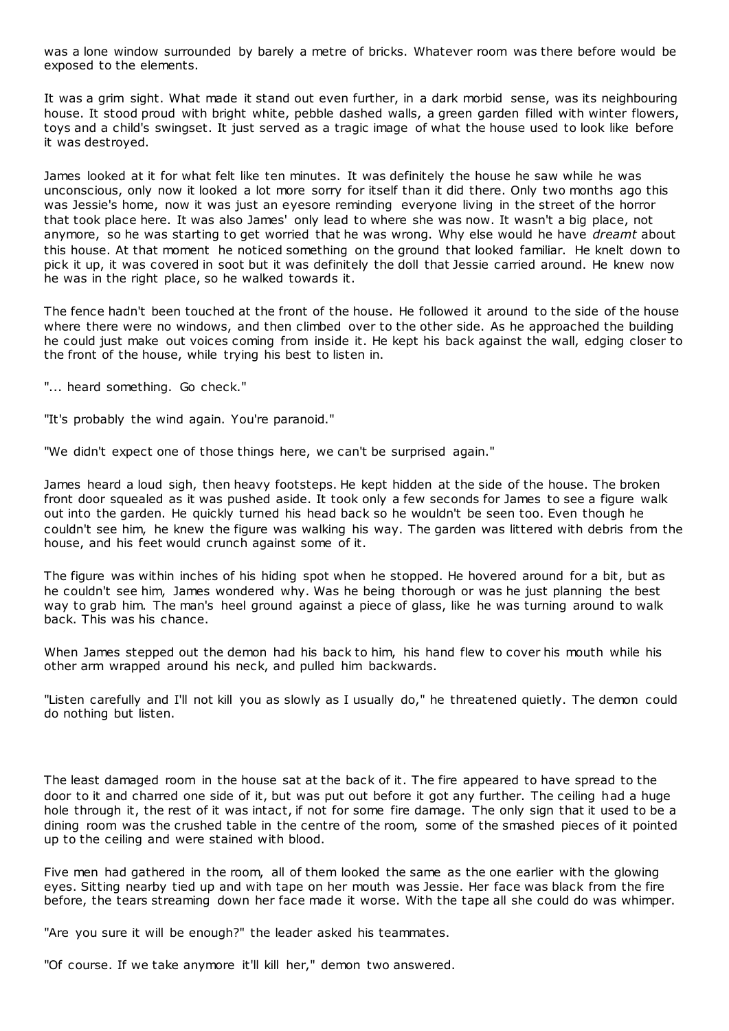was a lone window surrounded by barely a metre of bricks. Whatever room was there before would be exposed to the elements.

It was a grim sight. What made it stand out even further, in a dark morbid sense, was its neighbouring house. It stood proud with bright white, pebble dashed walls, a green garden filled with winter flowers, toys and a child's swingset. It just served as a tragic image of what the house used to look like before it was destroyed.

James looked at it for what felt like ten minutes. It was definitely the house he saw while he was unconscious, only now it looked a lot more sorry for itself than it did there. Only two months ago this was Jessie's home, now it was just an eyesore reminding everyone living in the street of the horror that took place here. It was also James' only lead to where she was now. It wasn't a big place, not anymore, so he was starting to get worried that he was wrong. Why else would he have *dreamt* about this house. At that moment he noticed something on the ground that looked familiar. He knelt down to pick it up, it was covered in soot but it was definitely the doll that Jessie carried around. He knew now he was in the right place, so he walked towards it.

The fence hadn't been touched at the front of the house. He followed it around to the side of the house where there were no windows, and then climbed over to the other side. As he approached the building he could just make out voices coming from inside it. He kept his back against the wall, edging closer to the front of the house, while trying his best to listen in.

"... heard something. Go check."

"It's probably the wind again. You're paranoid."

"We didn't expect one of those things here, we can't be surprised again."

James heard a loud sigh, then heavy footsteps. He kept hidden at the side of the house. The broken front door squealed as it was pushed aside. It took only a few seconds for James to see a figure walk out into the garden. He quickly turned his head back so he wouldn't be seen too. Even though he couldn't see him, he knew the figure was walking his way. The garden was littered with debris from the house, and his feet would crunch against some of it.

The figure was within inches of his hiding spot when he stopped. He hovered around for a bit, but as he couldn't see him, James wondered why. Was he being thorough or was he just planning the best way to grab him. The man's heel ground against a piece of glass, like he was turning around to walk back. This was his chance.

When James stepped out the demon had his back to him, his hand flew to cover his mouth while his other arm wrapped around his neck, and pulled him backwards.

"Listen carefully and I'll not kill you as slowly as I usually do," he threatened quietly. The demon could do nothing but listen.

The least damaged room in the house sat at the back of it. The fire appeared to have spread to the door to it and charred one side of it, but was put out before it got any further. The ceiling had a huge hole through it, the rest of it was intact, if not for some fire damage. The only sign that it used to be a dining room was the crushed table in the centre of the room, some of the smashed pieces of it pointed up to the ceiling and were stained with blood.

Five men had gathered in the room, all of them looked the same as the one earlier with the glowing eyes. Sitting nearby tied up and with tape on her mouth was Jessie. Her face was black from the fire before, the tears streaming down her face made it worse. With the tape all she could do was whimper.

"Are you sure it will be enough?" the leader asked his teammates.

"Of course. If we take anymore it'll kill her," demon two answered.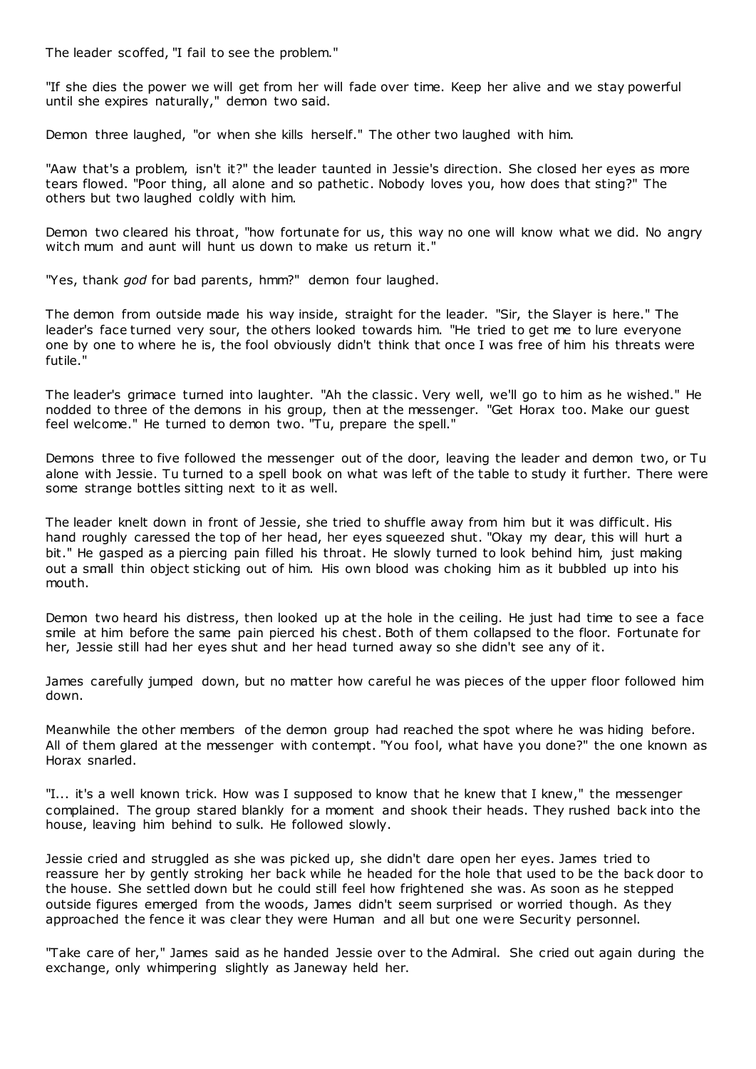The leader scoffed, "I fail to see the problem."

"If she dies the power we will get from her will fade over time. Keep her alive and we stay powerful until she expires naturally," demon two said.

Demon three laughed, "or when she kills herself." The other two laughed with him.

"Aaw that's a problem, isn't it?" the leader taunted in Jessie's direction. She closed her eyes as more tears flowed. "Poor thing, all alone and so pathetic. Nobody loves you, how does that sting?" The others but two laughed coldly with him.

Demon two cleared his throat, "how fortunate for us, this way no one will know what we did. No angry witch mum and aunt will hunt us down to make us return it."

"Yes, thank *god* for bad parents, hmm?" demon four laughed.

The demon from outside made his way inside, straight for the leader. "Sir, the Slayer is here." The leader's face turned very sour, the others looked towards him. "He tried to get me to lure everyone one by one to where he is, the fool obviously didn't think that once I was free of him his threats were futile."

The leader's grimace turned into laughter. "Ah the classic. Very well, we'll go to him as he wished." He nodded to three of the demons in his group, then at the messenger. "Get Horax too. Make our guest feel welcome." He turned to demon two. "Tu, prepare the spell."

Demons three to five followed the messenger out of the door, leaving the leader and demon two, or Tu alone with Jessie. Tu turned to a spell book on what was left of the table to study it further. There were some strange bottles sitting next to it as well.

The leader knelt down in front of Jessie, she tried to shuffle away from him but it was difficult. His hand roughly caressed the top of her head, her eyes squeezed shut. "Okay my dear, this will hurt a bit." He gasped as a piercing pain filled his throat. He slowly turned to look behind him, just making out a small thin object sticking out of him. His own blood was choking him as it bubbled up into his mouth.

Demon two heard his distress, then looked up at the hole in the ceiling. He just had time to see a face smile at him before the same pain pierced his chest. Both of them collapsed to the floor. Fortunate for her, Jessie still had her eyes shut and her head turned away so she didn't see any of it.

James carefully jumped down, but no matter how careful he was pieces of the upper floor followed him down.

Meanwhile the other members of the demon group had reached the spot where he was hiding before. All of them glared at the messenger with contempt. "You fool, what have you done?" the one known as Horax snarled.

"I... it's a well known trick. How was I supposed to know that he knew that I knew," the messenger complained. The group stared blankly for a moment and shook their heads. They rushed back into the house, leaving him behind to sulk. He followed slowly.

Jessie cried and struggled as she was picked up, she didn't dare open her eyes. James tried to reassure her by gently stroking her back while he headed for the hole that used to be the back door to the house. She settled down but he could still feel how frightened she was. As soon as he stepped outside figures emerged from the woods, James didn't seem surprised or worried though. As they approached the fence it was clear they were Human and all but one were Security personnel.

"Take care of her," James said as he handed Jessie over to the Admiral. She cried out again during the exchange, only whimpering slightly as Janeway held her.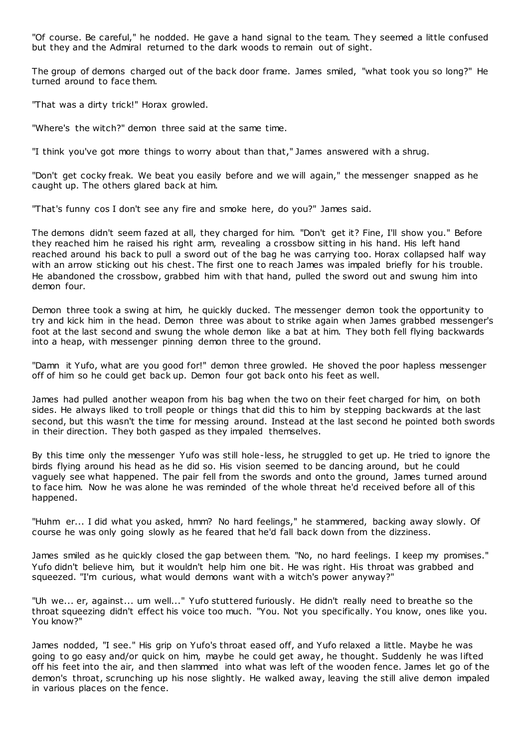"Of course. Be careful," he nodded. He gave a hand signal to the team. They seemed a little confused but they and the Admiral returned to the dark woods to remain out of sight.

The group of demons charged out of the back door frame. James smiled, "what took you so long?" He turned around to face them.

"That was a dirty trick!" Horax growled.

"Where's the witch?" demon three said at the same time.

"I think you've got more things to worry about than that," James answered with a shrug.

"Don't get cocky freak. We beat you easily before and we will again," the messenger snapped as he caught up. The others glared back at him.

"That's funny cos I don't see any fire and smoke here, do you?" James said.

The demons didn't seem fazed at all, they charged for him. "Don't get it? Fine, I'll show you." Before they reached him he raised his right arm, revealing a crossbow sitting in his hand. His left hand reached around his back to pull a sword out of the bag he was carrying too. Horax collapsed half way with an arrow sticking out his chest. The first one to reach James was impaled briefly for his trouble. He abandoned the crossbow, grabbed him with that hand, pulled the sword out and swung him into demon four.

Demon three took a swing at him, he quickly ducked. The messenger demon took the opportunity to try and kick him in the head. Demon three was about to strike again when James grabbed messenger's foot at the last second and swung the whole demon like a bat at him. They both fell flying backwards into a heap, with messenger pinning demon three to the ground.

"Damn it Yufo, what are you good for!" demon three growled. He shoved the poor hapless messenger off of him so he could get back up. Demon four got back onto his feet as well.

James had pulled another weapon from his bag when the two on their feet charged for him, on both sides. He always liked to troll people or things that did this to him by stepping backwards at the last second, but this wasn't the time for messing around. Instead at the last second he pointed both swords in their direction. They both gasped as they impaled themselves.

By this time only the messenger Yufo was still hole-less, he struggled to get up. He tried to ignore the birds flying around his head as he did so. His vision seemed to be dancing around, but he could vaguely see what happened. The pair fell from the swords and onto the ground, James turned around to face him. Now he was alone he was reminded of the whole threat he'd received before all of this happened.

"Huhm er... I did what you asked, hmm? No hard feelings," he stammered, backing away slowly. Of course he was only going slowly as he feared that he'd fall back down from the dizziness.

James smiled as he quickly closed the gap between them. "No, no hard feelings. I keep my promises." Yufo didn't believe him, but it wouldn't help him one bit. He was right. His throat was grabbed and squeezed. "I'm curious, what would demons want with a witch's power anyway?"

"Uh we... er, against... um well..." Yufo stuttered furiously. He didn't really need to breathe so the throat squeezing didn't effect his voice too much. "You. Not you specifically. You know, ones like you. You know?"

James nodded, "I see." His grip on Yufo's throat eased off, and Yufo relaxed a little. Maybe he was going to go easy and/or quick on him, maybe he could get away, he thought. Suddenly he was lifted off his feet into the air, and then slammed into what was left of the wooden fence. James let go of the demon's throat, scrunching up his nose slightly. He walked away, leaving the still alive demon impaled in various places on the fence.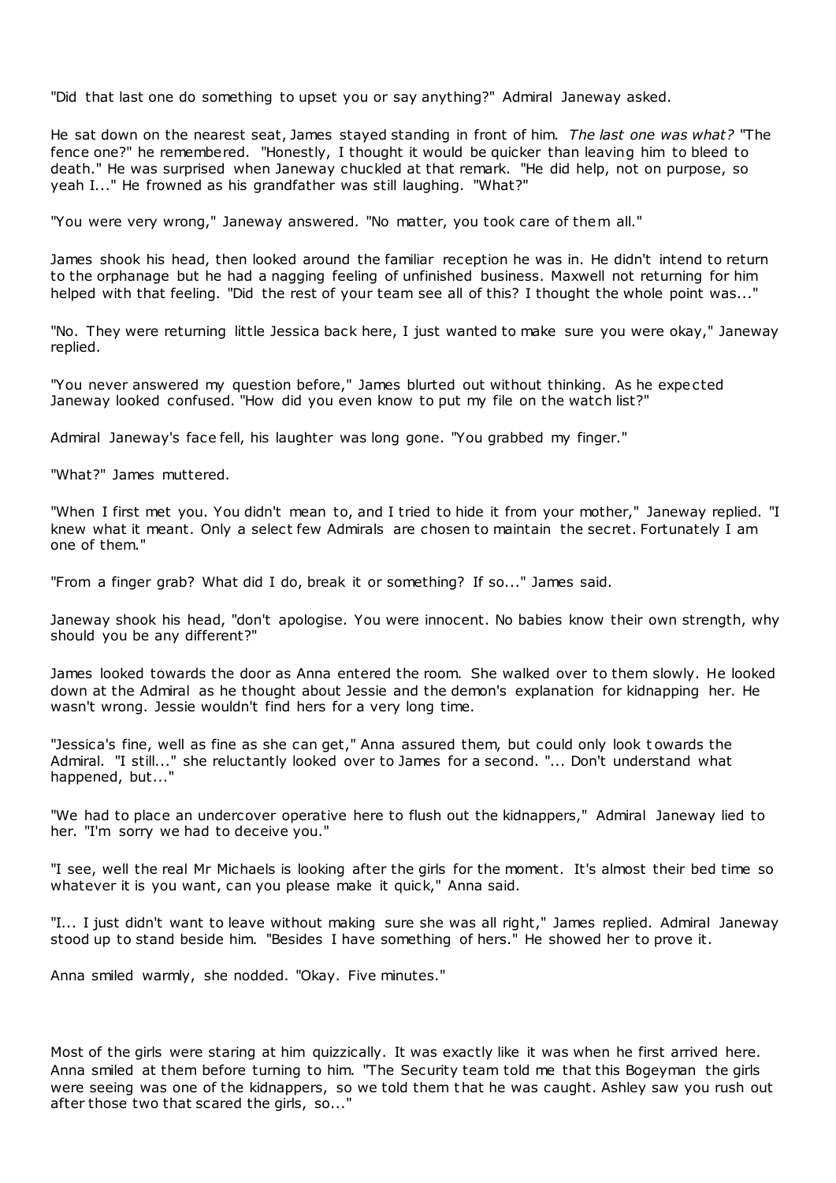"Did that last one do something to upset you or say anything?" Admiral Janeway asked.

He sat down on the nearest seat, James stayed standing in front of him. *The last one was what?* "The fence one?" he remembered. "Honestly, I thought it would be quicker than leaving him to bleed to death." He was surprised when Janeway chuckled at that remark. "He did help, not on purpose, so yeah I..." He frowned as his grandfather was still laughing. "What?"

"You were very wrong," Janeway answered. "No matter, you took care of them all."

James shook his head, then looked around the familiar reception he was in. He didn't intend to return to the orphanage but he had a nagging feeling of unfinished business. Maxwell not returning for him helped with that feeling. "Did the rest of your team see all of this? I thought the whole point was..."

"No. They were returning little Jessica back here, I just wanted to make sure you were okay," Janeway replied.

"You never answered my question before," James blurted out without thinking. As he expected Janeway looked confused. "How did you even know to put my file on the watch list?"

Admiral Janeway's face fell, his laughter was long gone. "You grabbed my finger."

"What?" James muttered.

"When I first met you. You didn't mean to, and I tried to hide it from your mother," Janeway replied. "I knew what it meant. Only a select few Admirals are chosen to maintain the secret. Fortunately I am one of them."

"From a finger grab? What did I do, break it or something? If so..." James said.

Janeway shook his head, "don't apologise. You were innocent. No babies know their own strength, why should you be any different?"

James looked towards the door as Anna entered the room. She walked over to them slowly. He looked down at the Admiral as he thought about Jessie and the demon's explanation for kidnapping her. He wasn't wrong. Jessie wouldn't find hers for a very long time.

"Jessica's fine, well as fine as she can get," Anna assured them, but could only look towards the Admiral. "I still..." she reluctantly looked over to James for a second. "... Don't understand what happened, but..."

"We had to place an undercover operative here to flush out the kidnappers," Admiral Janeway lied to her. "I'm sorry we had to deceive you."

"I see, well the real Mr Michaels is looking after the girls for the moment. It's almost their bed time so whatever it is you want, can you please make it quick," Anna said.

"I... I just didn't want to leave without making sure she was all right," James replied. Admiral Janeway stood up to stand beside him. "Besides I have something of hers." He showed her to prove it.

Anna smiled warmly, she nodded. "Okay. Five minutes."

Most of the girls were staring at him quizzically. It was exactly like it was when he first arrived here. Anna smiled at them before turning to him. "The Security team told me that this Bogeyman the girls were seeing was one of the kidnappers, so we told them that he was caught. Ashley saw you rush out after those two that scared the girls, so..."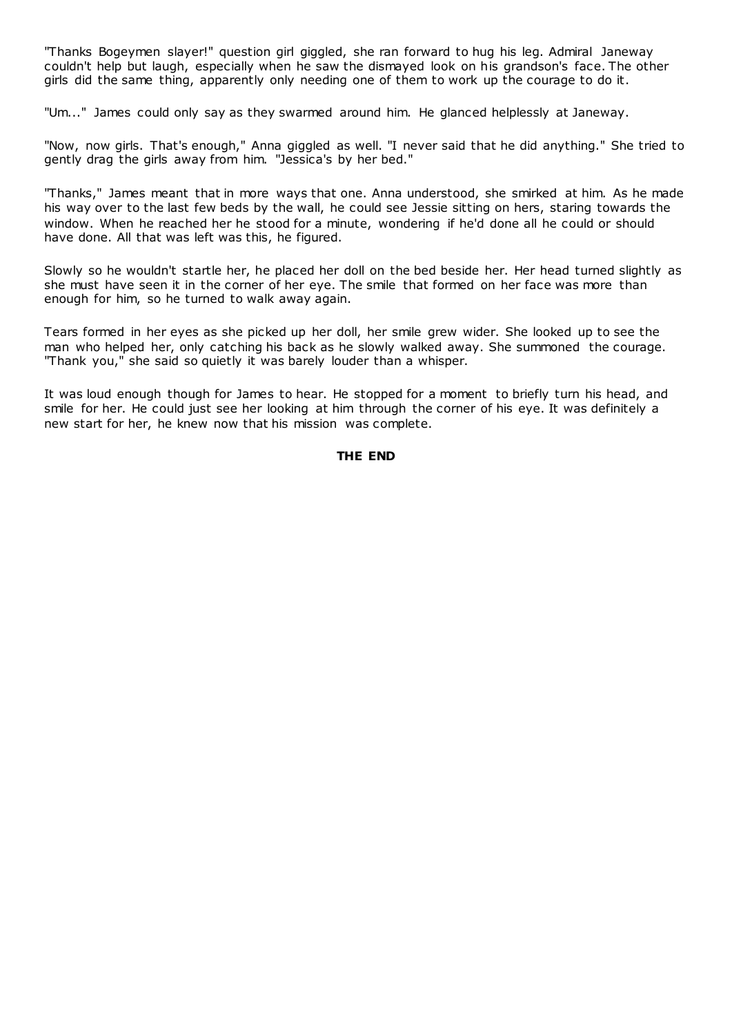"Thanks Bogeymen slayer!" question girl giggled, she ran forward to hug his leg. Admiral Janeway couldn't help but laugh, especially when he saw the dismayed look on his grandson's face. The other girls did the same thing, apparently only needing one of them to work up the courage to do it.

"Um..." James could only say as they swarmed around him. He glanced helplessly at Janeway.

"Now, now girls. That's enough," Anna giggled as well. "I never said that he did anything." She tried to gently drag the girls away from him. "Jessica's by her bed."

"Thanks," James meant that in more ways that one. Anna understood, she smirked at him. As he made his way over to the last few beds by the wall, he could see Jessie sitting on hers, staring towards the window. When he reached her he stood for a minute, wondering if he'd done all he could or should have done. All that was left was this, he figured.

Slowly so he wouldn't startle her, he placed her doll on the bed beside her. Her head turned slightly as she must have seen it in the corner of her eye. The smile that formed on her face was more than enough for him, so he turned to walk away again.

Tears formed in her eyes as she picked up her doll, her smile grew wider. She looked up to see the man who helped her, only catching his back as he slowly walked away. She summoned the courage. "Thank you," she said so quietly it was barely louder than a whisper.

It was loud enough though for James to hear. He stopped for a moment to briefly turn his head, and smile for her. He could just see her looking at him through the corner of his eye. It was definitely a new start for her, he knew now that his mission was complete.

**THE END**